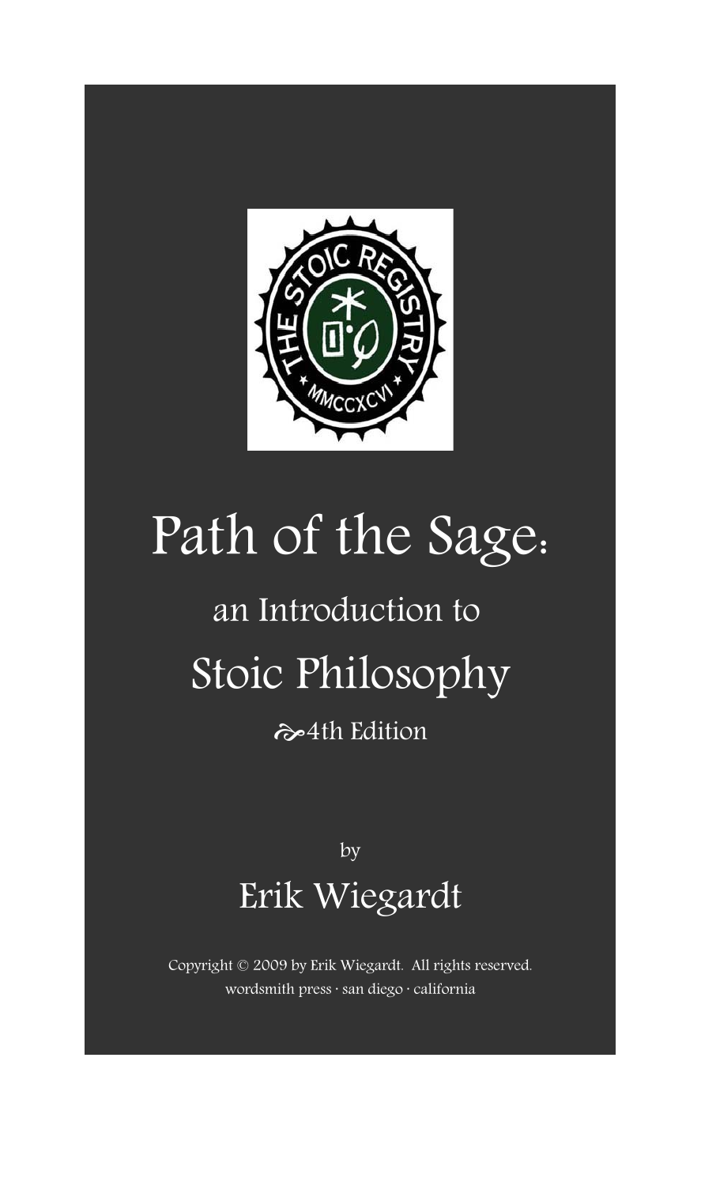# Path of the Sage:

## an Introduction to

## Stoic Philosophy

4th Edition

by

## Erik Wiegardt

Copyright © 2009 by Erik Wiegardt. All rights reserved.

wordsmith press · san diego · california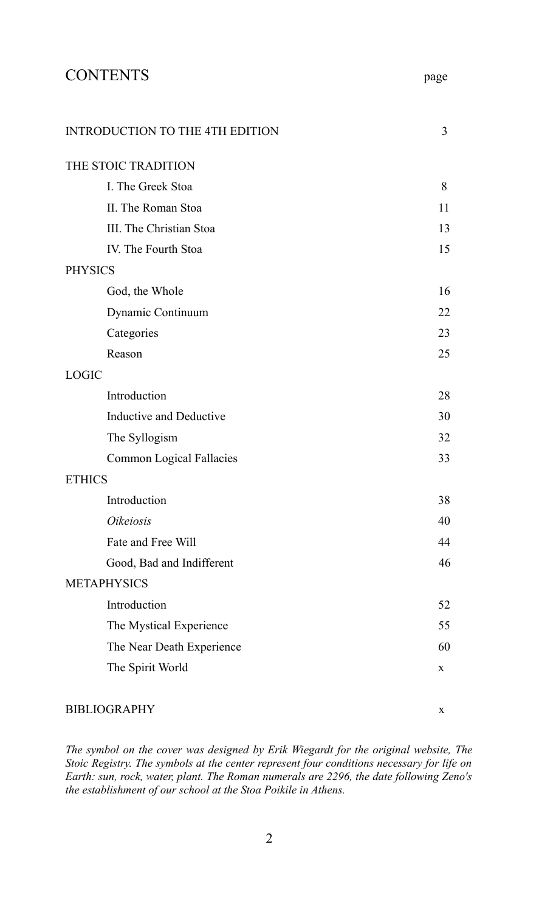# CONTENTS

| | page |
|---|---|
| INTRODUCTION TO THE 4TH EDITION | 3 |
| THE STOIC TRADITION | |
| I. The Greek Stoa | 8 |
| II. The Roman Stoa | 11 |
| III. The Christian Stoa | 13 |
| IV. The Fourth Stoa | 15 |
| PHYSICS | |
| God, the Whole | 16 |
| Dynamic Continuum | 22 |
| Categories | 23 |
| Reason | 25 |
| LOGIC | |
| Introduction | 28 |
| Inductive and Deductive | 30 |
| The Syllogism | 32 |
| Common Logical Fallacies | 33 |
| ETHICS | |
| Introduction | 38 |
| *Oikeiosis* | 40 |
| Fate and Free Will | 44 |
| Good, Bad and Indifferent | 46 |
| METAPHYSICS | |
| Introduction | 52 |
| The Mystical Experience | 55 |
| The Near Death Experience | 60 |
| The Spirit World | x |
| BIBLIOGRAPHY | x |

*The symbol on the cover was designed by Erik Wiegardt for the original website, The Stoic Registry. The symbols at the center represent four conditions necessary for life on Earth: sun, rock, water, plant. The Roman numerals are 2296, the date following Zeno's the establishment of our school at the Stoa Poikile in Athens.*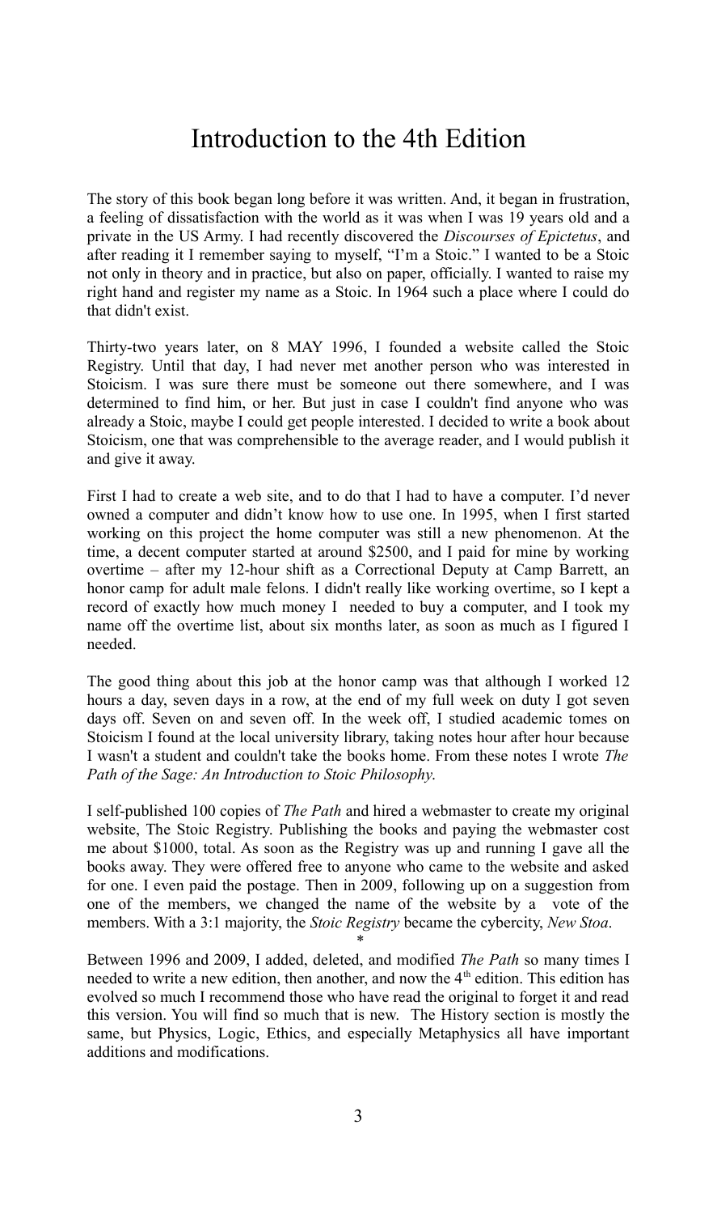# Introduction to the 4th Edition

The story of this book began long before it was written. And, it began in frustration, a feeling of dissatisfaction with the world as it was when I was 19 years old and a private in the US Army. I had recently discovered the *Discourses of Epictetus*, and after reading it I remember saying to myself, "I'm a Stoic." I wanted to be a Stoic not only in theory and in practice, but also on paper, officially. I wanted to raise my right hand and register my name as a Stoic. In 1964 such a place where I could do that didn't exist.

Thirty-two years later, on 8 MAY 1996, I founded a website called the Stoic Registry. Until that day, I had never met another person who was interested in Stoicism. I was sure there must be someone out there somewhere, and I was determined to find him, or her. But just in case I couldn't find anyone who was already a Stoic, maybe I could get people interested. I decided to write a book about Stoicism, one that was comprehensible to the average reader, and I would publish it and give it away.

First I had to create a web site, and to do that I had to have a computer. I'd never owned a computer and didn't know how to use one. In 1995, when I first started working on this project the home computer was still a new phenomenon. At the time, a decent computer started at around $2500, and I paid for mine by working overtime – after my 12-hour shift as a Correctional Deputy at Camp Barrett, an honor camp for adult male felons. I didn't really like working overtime, so I kept a record of exactly how much money I needed to buy a computer, and I took my name off the overtime list, about six months later, as soon as much as I figured I needed.

The good thing about this job at the honor camp was that although I worked 12 hours a day, seven days in a row, at the end of my full week on duty I got seven days off. Seven on and seven off. In the week off, I studied academic tomes on Stoicism I found at the local university library, taking notes hour after hour because I wasn't a student and couldn't take the books home. From these notes I wrote *The Path of the Sage: An Introduction to Stoic Philosophy*.

I self-published 100 copies of *The Path* and hired a webmaster to create my original website, The Stoic Registry. Publishing the books and paying the webmaster cost me about $1000, total. As soon as the Registry was up and running I gave all the books away. They were offered free to anyone who came to the website and asked for one. I even paid the postage. Then in 2009, following up on a suggestion from one of the members, we changed the name of the website by a vote of the members. With a 3:1 majority, the *Stoic Registry* became the cybercity, *New Stoa*.

\*

Between 1996 and 2009, I added, deleted, and modified *The Path* so many times I needed to write a new edition, then another, and now the 4th edition. This edition has evolved so much I recommend those who have read the original to forget it and read this version. You will find so much that is new. The History section is mostly the same, but Physics, Logic, Ethics, and especially Metaphysics all have important additions and modifications.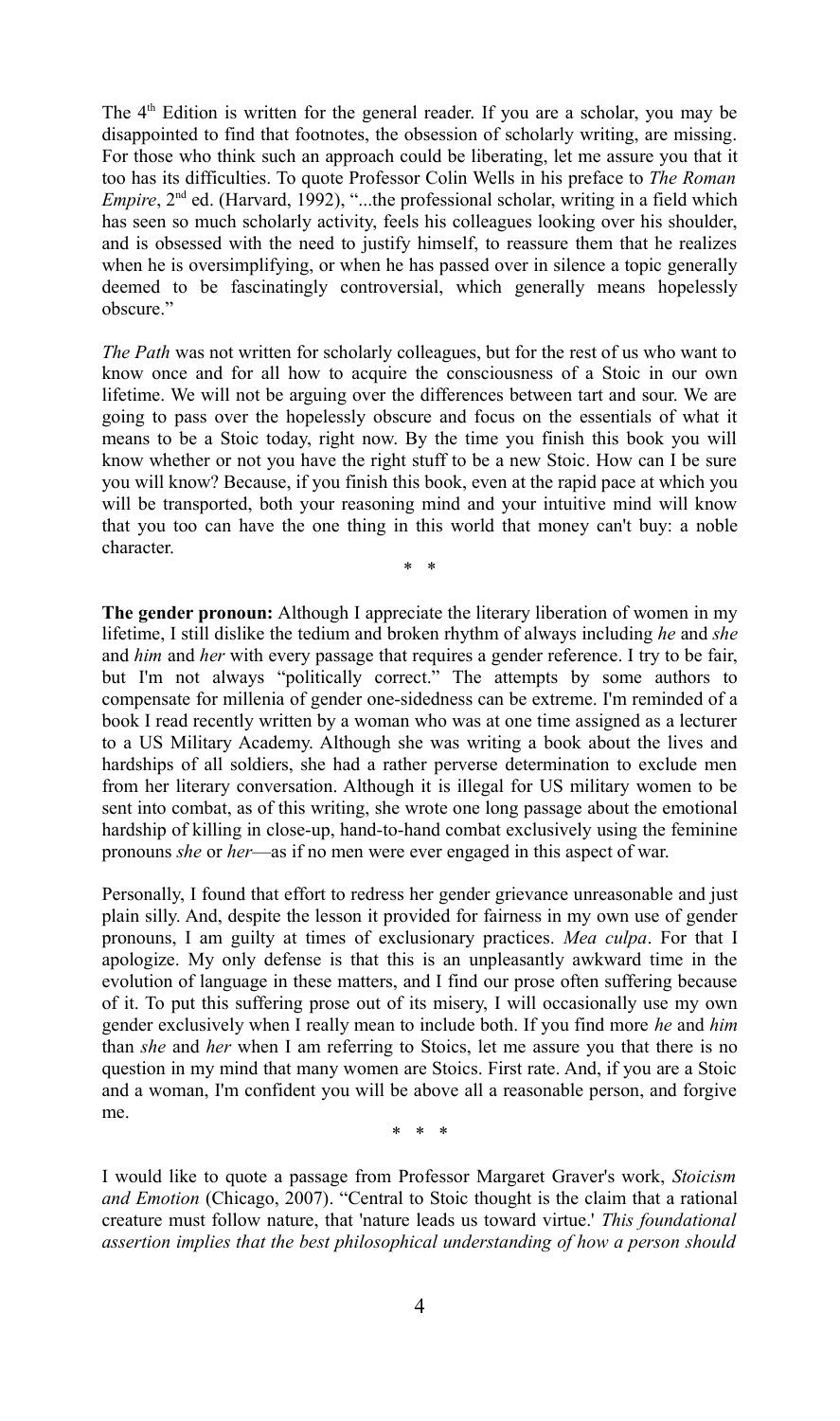The 4th Edition is written for the general reader. If you are a scholar, you may be disappointed to find that footnotes, the obsession of scholarly writing, are missing. For those who think such an approach could be liberating, let me assure you that it too has its difficulties. To quote Professor Colin Wells in his preface to *The Roman Empire*, 2nd ed. (Harvard, 1992), "...the professional scholar, writing in a field which has seen so much scholarly activity, feels his colleagues looking over his shoulder, and is obsessed with the need to justify himself, to reassure them that he realizes when he is oversimplifying, or when he has passed over in silence a topic generally deemed to be fascinatingly controversial, which generally means hopelessly obscure."

*The Path* was not written for scholarly colleagues, but for the rest of us who want to know once and for all how to acquire the consciousness of a Stoic in our own lifetime. We will not be arguing over the differences between tart and sour. We are going to pass over the hopelessly obscure and focus on the essentials of what it means to be a Stoic today, right now. By the time you finish this book you will know whether or not you have the right stuff to be a new Stoic. How can I be sure you will know? Because, if you finish this book, even at the rapid pace at which you will be transported, both your reasoning mind and your intuitive mind will know that you too can have the one thing in this world that money can't buy: a noble character.

\* \*

**The gender pronoun:** Although I appreciate the literary liberation of women in my lifetime, I still dislike the tedium and broken rhythm of always including *he* and *she* and *him* and *her* with every passage that requires a gender reference. I try to be fair, but I'm not always "politically correct." The attempts by some authors to compensate for millenia of gender one-sidedness can be extreme. I'm reminded of a book I read recently written by a woman who was at one time assigned as a lecturer to a US Military Academy. Although she was writing a book about the lives and hardships of all soldiers, she had a rather perverse determination to exclude men from her literary conversation. Although it is illegal for US military women to be sent into combat, as of this writing, she wrote one long passage about the emotional hardship of killing in close-up, hand-to-hand combat exclusively using the feminine pronouns *she* or *her*—as if no men were ever engaged in this aspect of war.

Personally, I found that effort to redress her gender grievance unreasonable and just plain silly. And, despite the lesson it provided for fairness in my own use of gender pronouns, I am guilty at times of exclusionary practices. *Mea culpa*. For that I apologize. My only defense is that this is an unpleasantly awkward time in the evolution of language in these matters, and I find our prose often suffering because of it. To put this suffering prose out of its misery, I will occasionally use my own gender exclusively when I really mean to include both. If you find more *he* and *him* than *she* and *her* when I am referring to Stoics, let me assure you that there is no question in my mind that many women are Stoics. First rate. And, if you are a Stoic and a woman, I'm confident you will be above all a reasonable person, and forgive me.

\* \* \*

I would like to quote a passage from Professor Margaret Graver's work, *Stoicism and Emotion* (Chicago, 2007). "Central to Stoic thought is the claim that a rational creature must follow nature, that 'nature leads us toward virtue.' *This foundational assertion implies that the best philosophical understanding of how a person should*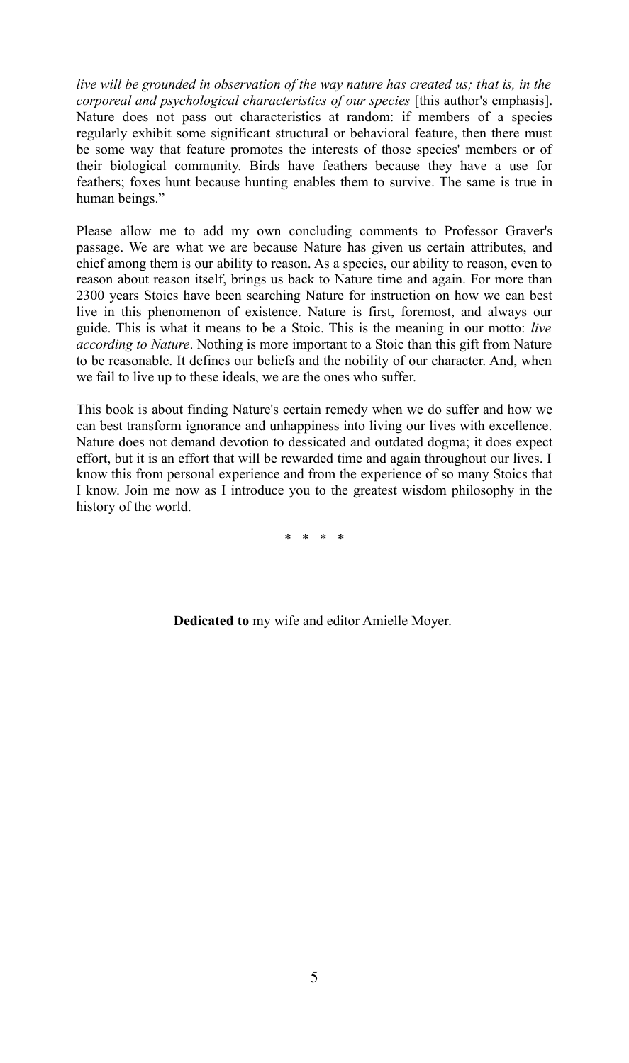*live will be grounded in observation of the way nature has created us; that is, in the corporeal and psychological characteristics of our species* [this author's emphasis]. Nature does not pass out characteristics at random: if members of a species regularly exhibit some significant structural or behavioral feature, then there must be some way that feature promotes the interests of those species' members or of their biological community. Birds have feathers because they have a use for feathers; foxes hunt because hunting enables them to survive. The same is true in human beings."

Please allow me to add my own concluding comments to Professor Graver's passage. We are what we are because Nature has given us certain attributes, and chief among them is our ability to reason. As a species, our ability to reason, even to reason about reason itself, brings us back to Nature time and again. For more than 2300 years Stoics have been searching Nature for instruction on how we can best live in this phenomenon of existence. Nature is first, foremost, and always our guide. This is what it means to be a Stoic. This is the meaning in our motto: *live according to Nature*. Nothing is more important to a Stoic than this gift from Nature to be reasonable. It defines our beliefs and the nobility of our character. And, when we fail to live up to these ideals, we are the ones who suffer.

This book is about finding Nature's certain remedy when we do suffer and how we can best transform ignorance and unhappiness into living our lives with excellence. Nature does not demand devotion to dessicated and outdated dogma; it does expect effort, but it is an effort that will be rewarded time and again throughout our lives. I know this from personal experience and from the experience of so many Stoics that I know. Join me now as I introduce you to the greatest wisdom philosophy in the history of the world.

\* \* \* \*

**Dedicated to** my wife and editor Amielle Moyer.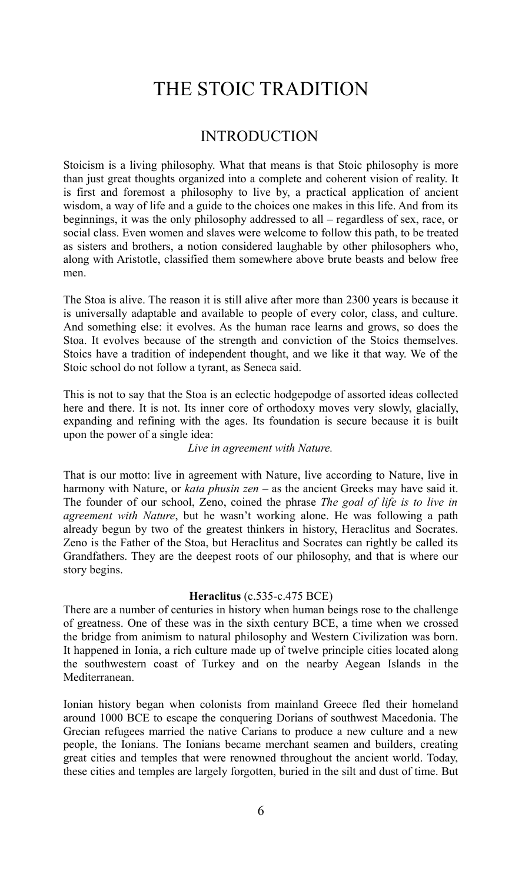# THE STOIC TRADITION

## INTRODUCTION

Stoicism is a living philosophy. What that means is that Stoic philosophy is more than just great thoughts organized into a complete and coherent vision of reality. It is first and foremost a philosophy to live by, a practical application of ancient wisdom, a way of life and a guide to the choices one makes in this life. And from its beginnings, it was the only philosophy addressed to all – regardless of sex, race, or social class. Even women and slaves were welcome to follow this path, to be treated as sisters and brothers, a notion considered laughable by other philosophers who, along with Aristotle, classified them somewhere above brute beasts and below free men.

The Stoa is alive. The reason it is still alive after more than 2300 years is because it is universally adaptable and available to people of every color, class, and culture. And something else: it evolves. As the human race learns and grows, so does the Stoa. It evolves because of the strength and conviction of the Stoics themselves. Stoics have a tradition of independent thought, and we like it that way. We of the Stoic school do not follow a tyrant, as Seneca said.

This is not to say that the Stoa is an eclectic hodgepodge of assorted ideas collected here and there. It is not. Its inner core of orthodoxy moves very slowly, glacially, expanding and refining with the ages. Its foundation is secure because it is built upon the power of a single idea:

*Live in agreement with Nature.*

That is our motto: live in agreement with Nature, live according to Nature, live in harmony with Nature, or *kata phusin zen* – as the ancient Greeks may have said it. The founder of our school, Zeno, coined the phrase *The goal of life is to live in agreement with Nature*, but he wasn't working alone. He was following a path already begun by two of the greatest thinkers in history, Heraclitus and Socrates. Zeno is the Father of the Stoa, but Heraclitus and Socrates can rightly be called its Grandfathers. They are the deepest roots of our philosophy, and that is where our story begins.

### **Heraclitus** (c.535-c.475 BCE)

There are a number of centuries in history when human beings rose to the challenge of greatness. One of these was in the sixth century BCE, a time when we crossed the bridge from animism to natural philosophy and Western Civilization was born. It happened in Ionia, a rich culture made up of twelve principle cities located along the southwestern coast of Turkey and on the nearby Aegean Islands in the Mediterranean.

Ionian history began when colonists from mainland Greece fled their homeland around 1000 BCE to escape the conquering Dorians of southwest Macedonia. The Grecian refugees married the native Carians to produce a new culture and a new people, the Ionians. The Ionians became merchant seamen and builders, creating great cities and temples that were renowned throughout the ancient world. Today, these cities and temples are largely forgotten, buried in the silt and dust of time. But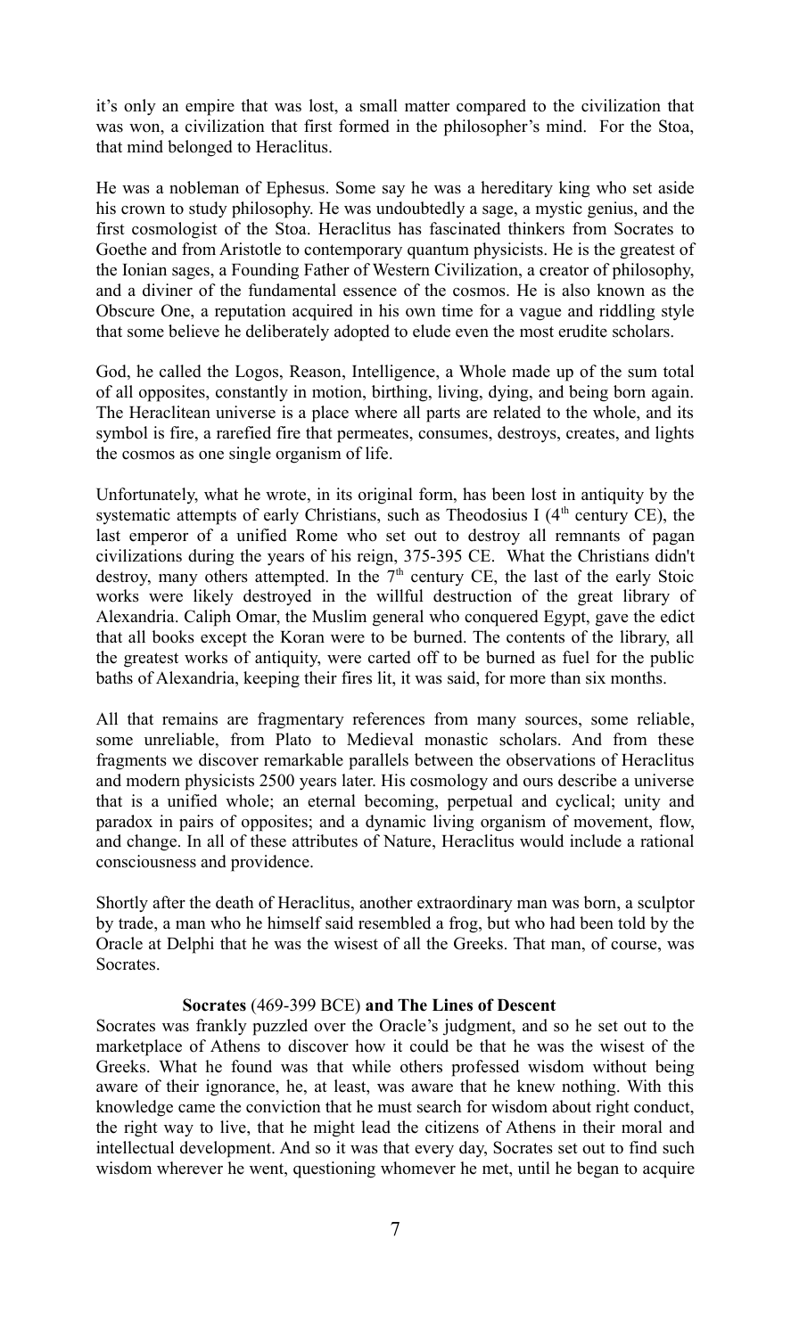it's only an empire that was lost, a small matter compared to the civilization that was won, a civilization that first formed in the philosopher's mind. For the Stoa, that mind belonged to Heraclitus.

He was a nobleman of Ephesus. Some say he was a hereditary king who set aside his crown to study philosophy. He was undoubtedly a sage, a mystic genius, and the first cosmologist of the Stoa. Heraclitus has fascinated thinkers from Socrates to Goethe and from Aristotle to contemporary quantum physicists. He is the greatest of the Ionian sages, a Founding Father of Western Civilization, a creator of philosophy, and a diviner of the fundamental essence of the cosmos. He is also known as the Obscure One, a reputation acquired in his own time for a vague and riddling style that some believe he deliberately adopted to elude even the most erudite scholars.

God, he called the Logos, Reason, Intelligence, a Whole made up of the sum total of all opposites, constantly in motion, birthing, living, dying, and being born again. The Heraclitean universe is a place where all parts are related to the whole, and its symbol is fire, a rarefied fire that permeates, consumes, destroys, creates, and lights the cosmos as one single organism of life.

Unfortunately, what he wrote, in its original form, has been lost in antiquity by the systematic attempts of early Christians, such as Theodosius I (4th century CE), the last emperor of a unified Rome who set out to destroy all remnants of pagan civilizations during the years of his reign, 375-395 CE. What the Christians didn't destroy, many others attempted. In the 7th century CE, the last of the early Stoic works were likely destroyed in the willful destruction of the great library of Alexandria. Caliph Omar, the Muslim general who conquered Egypt, gave the edict that all books except the Koran were to be burned. The contents of the library, all the greatest works of antiquity, were carted off to be burned as fuel for the public baths of Alexandria, keeping their fires lit, it was said, for more than six months.

All that remains are fragmentary references from many sources, some reliable, some unreliable, from Plato to Medieval monastic scholars. And from these fragments we discover remarkable parallels between the observations of Heraclitus and modern physicists 2500 years later. His cosmology and ours describe a universe that is a unified whole; an eternal becoming, perpetual and cyclical; unity and paradox in pairs of opposites; and a dynamic living organism of movement, flow, and change. In all of these attributes of Nature, Heraclitus would include a rational consciousness and providence.

Shortly after the death of Heraclitus, another extraordinary man was born, a sculptor by trade, a man who he himself said resembled a frog, but who had been told by the Oracle at Delphi that he was the wisest of all the Greeks. That man, of course, was Socrates.

### **Socrates** (469-399 BCE) **and The Lines of Descent**

Socrates was frankly puzzled over the Oracle's judgment, and so he set out to the marketplace of Athens to discover how it could be that he was the wisest of the Greeks. What he found was that while others professed wisdom without being aware of their ignorance, he, at least, was aware that he knew nothing. With this knowledge came the conviction that he must search for wisdom about right conduct, the right way to live, that he might lead the citizens of Athens in their moral and intellectual development. And so it was that every day, Socrates set out to find such wisdom wherever he went, questioning whomever he met, until he began to acquire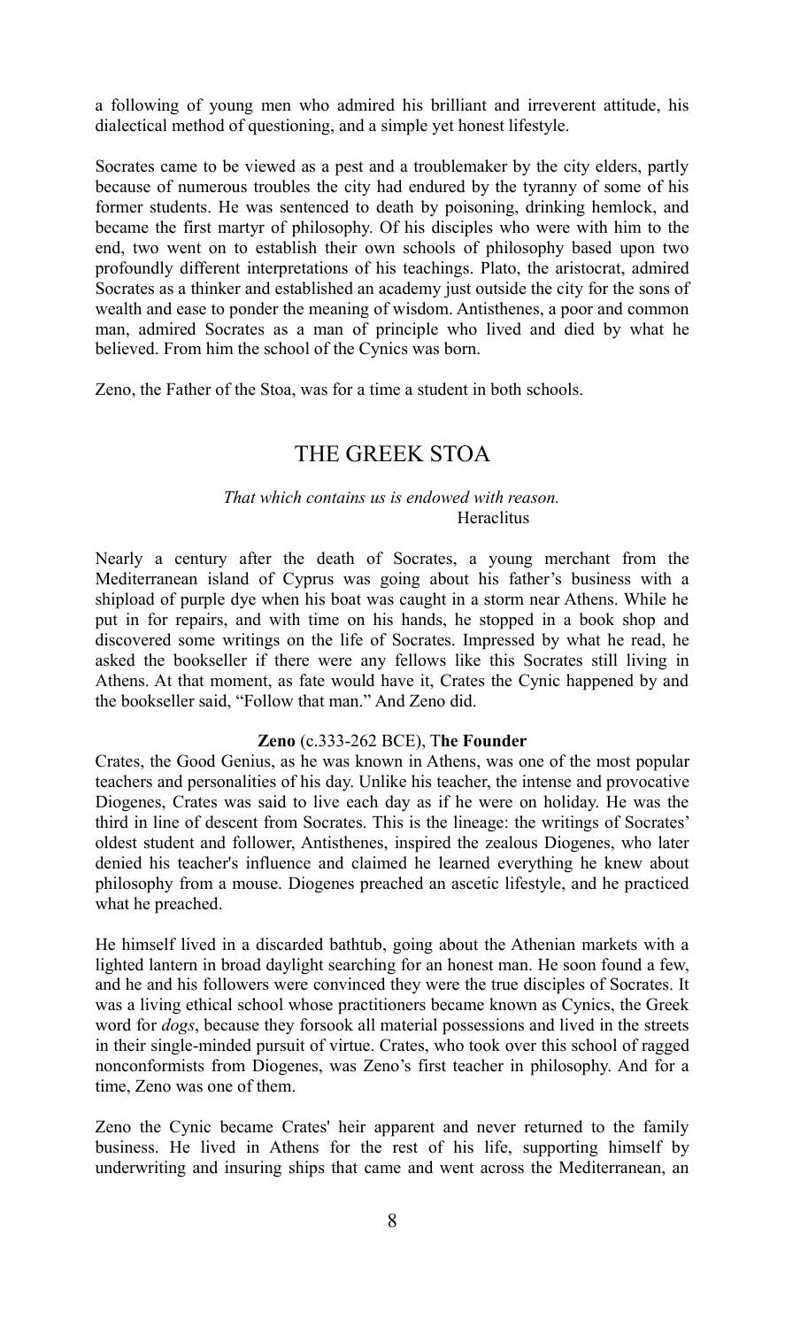a following of young men who admired his brilliant and irreverent attitude, his dialectical method of questioning, and a simple yet honest lifestyle.

Socrates came to be viewed as a pest and a troublemaker by the city elders, partly because of numerous troubles the city had endured by the tyranny of some of his former students. He was sentenced to death by poisoning, drinking hemlock, and became the first martyr of philosophy. Of his disciples who were with him to the end, two went on to establish their own schools of philosophy based upon two profoundly different interpretations of his teachings. Plato, the aristocrat, admired Socrates as a thinker and established an academy just outside the city for the sons of wealth and ease to ponder the meaning of wisdom. Antisthenes, a poor and common man, admired Socrates as a man of principle who lived and died by what he believed. From him the school of the Cynics was born.

Zeno, the Father of the Stoa, was for a time a student in both schools.

## THE GREEK STOA

*That which contains us is endowed with reason.*
Heraclitus

Nearly a century after the death of Socrates, a young merchant from the Mediterranean island of Cyprus was going about his father's business with a shipload of purple dye when his boat was caught in a storm near Athens. While he put in for repairs, and with time on his hands, he stopped in a book shop and discovered some writings on the life of Socrates. Impressed by what he read, he asked the bookseller if there were any fellows like this Socrates still living in Athens. At that moment, as fate would have it, Crates the Cynic happened by and the bookseller said, "Follow that man." And Zeno did.

### Zeno (c.333-262 BCE), The Founder

Crates, the Good Genius, as he was known in Athens, was one of the most popular teachers and personalities of his day. Unlike his teacher, the intense and provocative Diogenes, Crates was said to live each day as if he were on holiday. He was the third in line of descent from Socrates. This is the lineage: the writings of Socrates' oldest student and follower, Antisthenes, inspired the zealous Diogenes, who later denied his teacher's influence and claimed he learned everything he knew about philosophy from a mouse. Diogenes preached an ascetic lifestyle, and he practiced what he preached.

He himself lived in a discarded bathtub, going about the Athenian markets with a lighted lantern in broad daylight searching for an honest man. He soon found a few, and he and his followers were convinced they were the true disciples of Socrates. It was a living ethical school whose practitioners became known as Cynics, the Greek word for *dogs*, because they forsook all material possessions and lived in the streets in their single-minded pursuit of virtue. Crates, who took over this school of ragged nonconformists from Diogenes, was Zeno's first teacher in philosophy. And for a time, Zeno was one of them.

Zeno the Cynic became Crates' heir apparent and never returned to the family business. He lived in Athens for the rest of his life, supporting himself by underwriting and insuring ships that came and went across the Mediterranean, an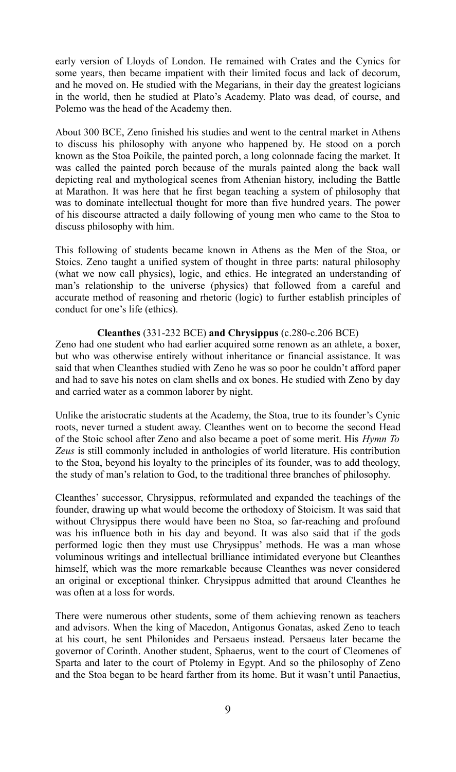early version of Lloyds of London. He remained with Crates and the Cynics for some years, then became impatient with their limited focus and lack of decorum, and he moved on. He studied with the Megarians, in their day the greatest logicians in the world, then he studied at Plato's Academy. Plato was dead, of course, and Polemo was the head of the Academy then.

About 300 BCE, Zeno finished his studies and went to the central market in Athens to discuss his philosophy with anyone who happened by. He stood on a porch known as the Stoa Poikile, the painted porch, a long colonnade facing the market. It was called the painted porch because of the murals painted along the back wall depicting real and mythological scenes from Athenian history, including the Battle at Marathon. It was here that he first began teaching a system of philosophy that was to dominate intellectual thought for more than five hundred years. The power of his discourse attracted a daily following of young men who came to the Stoa to discuss philosophy with him.

This following of students became known in Athens as the Men of the Stoa, or Stoics. Zeno taught a unified system of thought in three parts: natural philosophy (what we now call physics), logic, and ethics. He integrated an understanding of man's relationship to the universe (physics) that followed from a careful and accurate method of reasoning and rhetoric (logic) to further establish principles of conduct for one's life (ethics).

**Cleanthes** (331-232 BCE) **and Chrysippus** (c.280-c.206 BCE)

Zeno had one student who had earlier acquired some renown as an athlete, a boxer, but who was otherwise entirely without inheritance or financial assistance. It was said that when Cleanthes studied with Zeno he was so poor he couldn't afford paper and had to save his notes on clam shells and ox bones. He studied with Zeno by day and carried water as a common laborer by night.

Unlike the aristocratic students at the Academy, the Stoa, true to its founder's Cynic roots, never turned a student away. Cleanthes went on to become the second Head of the Stoic school after Zeno and also became a poet of some merit. His *Hymn To Zeus* is still commonly included in anthologies of world literature. His contribution to the Stoa, beyond his loyalty to the principles of its founder, was to add theology, the study of man's relation to God, to the traditional three branches of philosophy.

Cleanthes' successor, Chrysippus, reformulated and expanded the teachings of the founder, drawing up what would become the orthodoxy of Stoicism. It was said that without Chrysippus there would have been no Stoa, so far-reaching and profound was his influence both in his day and beyond. It was also said that if the gods performed logic then they must use Chrysippus' methods. He was a man whose voluminous writings and intellectual brilliance intimidated everyone but Cleanthes himself, which was the more remarkable because Cleanthes was never considered an original or exceptional thinker. Chrysippus admitted that around Cleanthes he was often at a loss for words.

There were numerous other students, some of them achieving renown as teachers and advisors. When the king of Macedon, Antigonus Gonatas, asked Zeno to teach at his court, he sent Philonides and Persaeus instead. Persaeus later became the governor of Corinth. Another student, Sphaerus, went to the court of Cleomenes of Sparta and later to the court of Ptolemy in Egypt. And so the philosophy of Zeno and the Stoa began to be heard farther from its home. But it wasn't until Panaetius,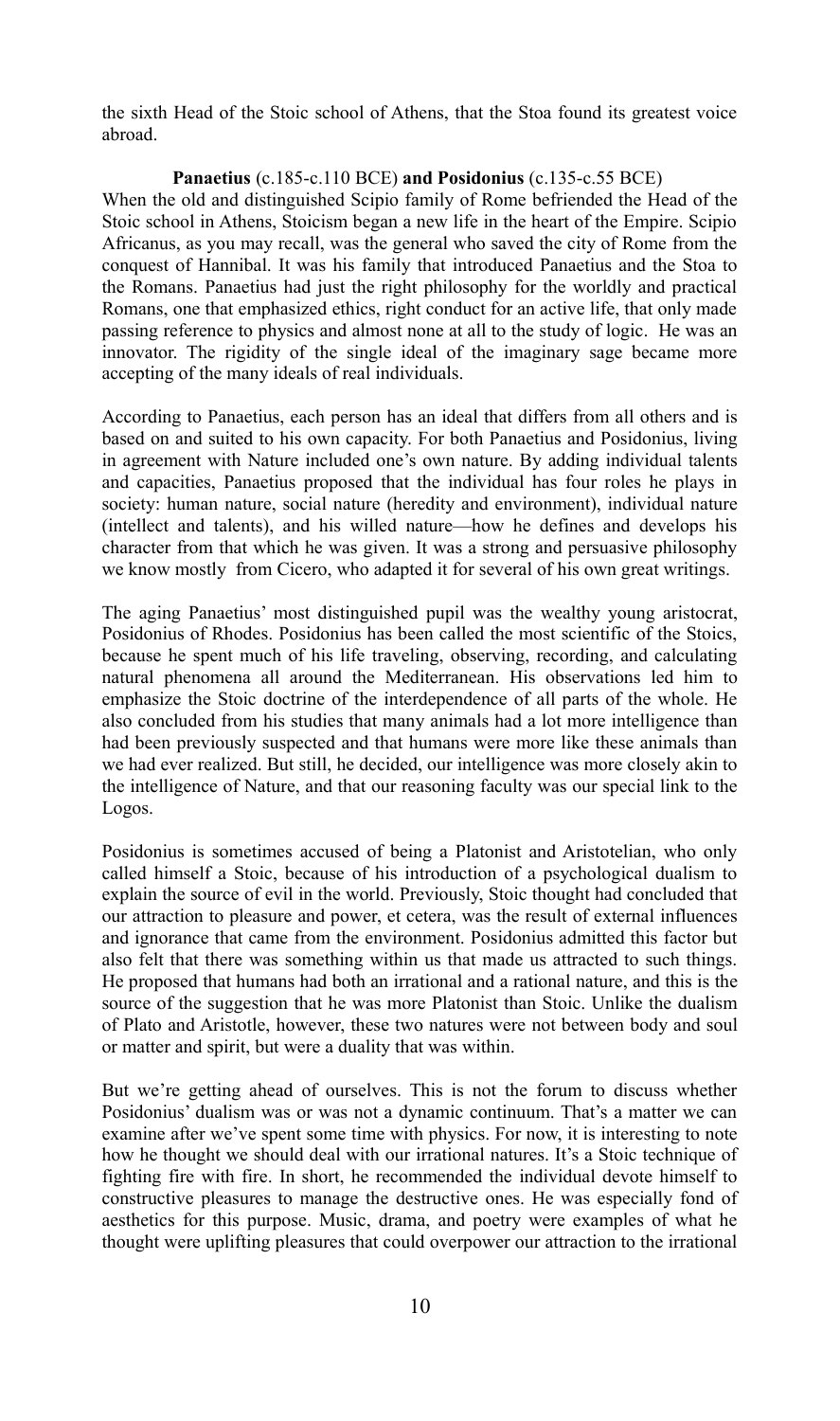the sixth Head of the Stoic school of Athens, that the Stoa found its greatest voice abroad.

**Panaetius** (c.185-c.110 BCE) **and Posidonius** (c.135-c.55 BCE)

When the old and distinguished Scipio family of Rome befriended the Head of the Stoic school in Athens, Stoicism began a new life in the heart of the Empire. Scipio Africanus, as you may recall, was the general who saved the city of Rome from the conquest of Hannibal. It was his family that introduced Panaetius and the Stoa to the Romans. Panaetius had just the right philosophy for the worldly and practical Romans, one that emphasized ethics, right conduct for an active life, that only made passing reference to physics and almost none at all to the study of logic. He was an innovator. The rigidity of the single ideal of the imaginary sage became more accepting of the many ideals of real individuals.

According to Panaetius, each person has an ideal that differs from all others and is based on and suited to his own capacity. For both Panaetius and Posidonius, living in agreement with Nature included one's own nature. By adding individual talents and capacities, Panaetius proposed that the individual has four roles he plays in society: human nature, social nature (heredity and environment), individual nature (intellect and talents), and his willed nature—how he defines and develops his character from that which he was given. It was a strong and persuasive philosophy we know mostly from Cicero, who adapted it for several of his own great writings.

The aging Panaetius' most distinguished pupil was the wealthy young aristocrat, Posidonius of Rhodes. Posidonius has been called the most scientific of the Stoics, because he spent much of his life traveling, observing, recording, and calculating natural phenomena all around the Mediterranean. His observations led him to emphasize the Stoic doctrine of the interdependence of all parts of the whole. He also concluded from his studies that many animals had a lot more intelligence than had been previously suspected and that humans were more like these animals than we had ever realized. But still, he decided, our intelligence was more closely akin to the intelligence of Nature, and that our reasoning faculty was our special link to the Logos.

Posidonius is sometimes accused of being a Platonist and Aristotelian, who only called himself a Stoic, because of his introduction of a psychological dualism to explain the source of evil in the world. Previously, Stoic thought had concluded that our attraction to pleasure and power, et cetera, was the result of external influences and ignorance that came from the environment. Posidonius admitted this factor but also felt that there was something within us that made us attracted to such things. He proposed that humans had both an irrational and a rational nature, and this is the source of the suggestion that he was more Platonist than Stoic. Unlike the dualism of Plato and Aristotle, however, these two natures were not between body and soul or matter and spirit, but were a duality that was within.

But we're getting ahead of ourselves. This is not the forum to discuss whether Posidonius' dualism was or was not a dynamic continuum. That's a matter we can examine after we've spent some time with physics. For now, it is interesting to note how he thought we should deal with our irrational natures. It's a Stoic technique of fighting fire with fire. In short, he recommended the individual devote himself to constructive pleasures to manage the destructive ones. He was especially fond of aesthetics for this purpose. Music, drama, and poetry were examples of what he thought were uplifting pleasures that could overpower our attraction to the irrational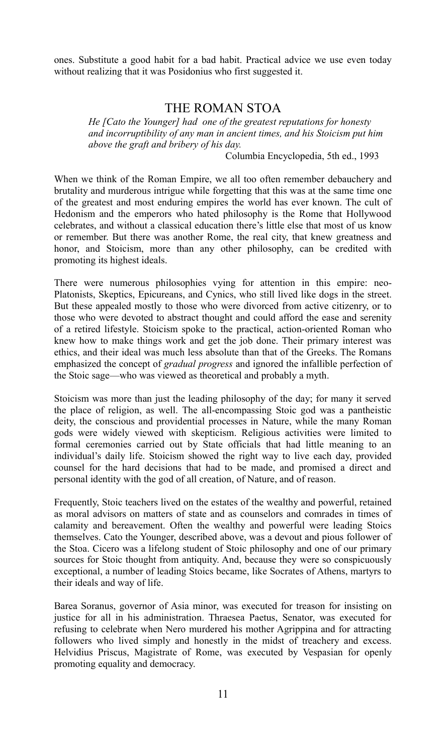ones. Substitute a good habit for a bad habit. Practical advice we use even today without realizing that it was Posidonius who first suggested it.

## THE ROMAN STOA

*He [Cato the Younger] had one of the greatest reputations for honesty and incorruptibility of any man in ancient times, and his Stoicism put him above the graft and bribery of his day.*

Columbia Encyclopedia, 5th ed., 1993

When we think of the Roman Empire, we all too often remember debauchery and brutality and murderous intrigue while forgetting that this was at the same time one of the greatest and most enduring empires the world has ever known. The cult of Hedonism and the emperors who hated philosophy is the Rome that Hollywood celebrates, and without a classical education there's little else that most of us know or remember. But there was another Rome, the real city, that knew greatness and honor, and Stoicism, more than any other philosophy, can be credited with promoting its highest ideals.

There were numerous philosophies vying for attention in this empire: neo-Platonists, Skeptics, Epicureans, and Cynics, who still lived like dogs in the street. But these appealed mostly to those who were divorced from active citizenry, or to those who were devoted to abstract thought and could afford the ease and serenity of a retired lifestyle. Stoicism spoke to the practical, action-oriented Roman who knew how to make things work and get the job done. Their primary interest was ethics, and their ideal was much less absolute than that of the Greeks. The Romans emphasized the concept of *gradual progress* and ignored the infallible perfection of the Stoic sage—who was viewed as theoretical and probably a myth.

Stoicism was more than just the leading philosophy of the day; for many it served the place of religion, as well. The all-encompassing Stoic god was a pantheistic deity, the conscious and providential processes in Nature, while the many Roman gods were widely viewed with skepticism. Religious activities were limited to formal ceremonies carried out by State officials that had little meaning to an individual's daily life. Stoicism showed the right way to live each day, provided counsel for the hard decisions that had to be made, and promised a direct and personal identity with the god of all creation, of Nature, and of reason.

Frequently, Stoic teachers lived on the estates of the wealthy and powerful, retained as moral advisors on matters of state and as counselors and comrades in times of calamity and bereavement. Often the wealthy and powerful were leading Stoics themselves. Cato the Younger, described above, was a devout and pious follower of the Stoa. Cicero was a lifelong student of Stoic philosophy and one of our primary sources for Stoic thought from antiquity. And, because they were so conspicuously exceptional, a number of leading Stoics became, like Socrates of Athens, martyrs to their ideals and way of life.

Barea Soranus, governor of Asia minor, was executed for treason for insisting on justice for all in his administration. Thraesea Paetus, Senator, was executed for refusing to celebrate when Nero murdered his mother Agrippina and for attracting followers who lived simply and honestly in the midst of treachery and excess. Helvidius Priscus, Magistrate of Rome, was executed by Vespasian for openly promoting equality and democracy.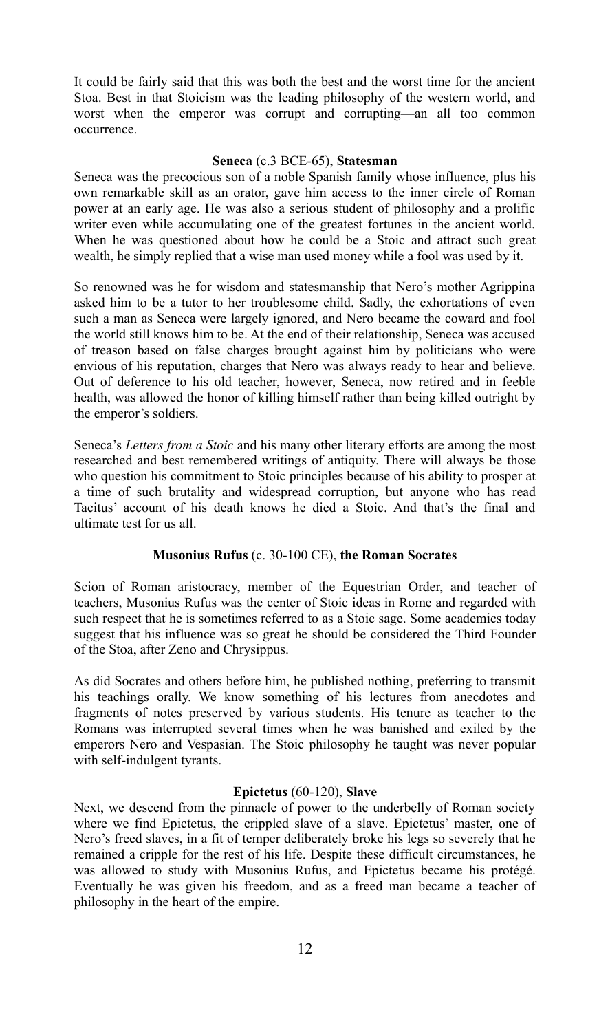It could be fairly said that this was both the best and the worst time for the ancient Stoa. Best in that Stoicism was the leading philosophy of the western world, and worst when the emperor was corrupt and corrupting—an all too common occurrence.

### **Seneca** (c.3 BCE-65), **Statesman**

Seneca was the precocious son of a noble Spanish family whose influence, plus his own remarkable skill as an orator, gave him access to the inner circle of Roman power at an early age. He was also a serious student of philosophy and a prolific writer even while accumulating one of the greatest fortunes in the ancient world. When he was questioned about how he could be a Stoic and attract such great wealth, he simply replied that a wise man used money while a fool was used by it.

So renowned was he for wisdom and statesmanship that Nero's mother Agrippina asked him to be a tutor to her troublesome child. Sadly, the exhortations of even such a man as Seneca were largely ignored, and Nero became the coward and fool the world still knows him to be. At the end of their relationship, Seneca was accused of treason based on false charges brought against him by politicians who were envious of his reputation, charges that Nero was always ready to hear and believe. Out of deference to his old teacher, however, Seneca, now retired and in feeble health, was allowed the honor of killing himself rather than being killed outright by the emperor's soldiers.

Seneca's *Letters from a Stoic* and his many other literary efforts are among the most researched and best remembered writings of antiquity. There will always be those who question his commitment to Stoic principles because of his ability to prosper at a time of such brutality and widespread corruption, but anyone who has read Tacitus' account of his death knows he died a Stoic. And that's the final and ultimate test for us all.

### **Musonius Rufus** (c. 30-100 CE), **the Roman Socrates**

Scion of Roman aristocracy, member of the Equestrian Order, and teacher of teachers, Musonius Rufus was the center of Stoic ideas in Rome and regarded with such respect that he is sometimes referred to as a Stoic sage. Some academics today suggest that his influence was so great he should be considered the Third Founder of the Stoa, after Zeno and Chrysippus.

As did Socrates and others before him, he published nothing, preferring to transmit his teachings orally. We know something of his lectures from anecdotes and fragments of notes preserved by various students. His tenure as teacher to the Romans was interrupted several times when he was banished and exiled by the emperors Nero and Vespasian. The Stoic philosophy he taught was never popular with self-indulgent tyrants.

### **Epictetus** (60-120), **Slave**

Next, we descend from the pinnacle of power to the underbelly of Roman society where we find Epictetus, the crippled slave of a slave. Epictetus' master, one of Nero's freed slaves, in a fit of temper deliberately broke his legs so severely that he remained a cripple for the rest of his life. Despite these difficult circumstances, he was allowed to study with Musonius Rufus, and Epictetus became his protégé. Eventually he was given his freedom, and as a freed man became a teacher of philosophy in the heart of the empire.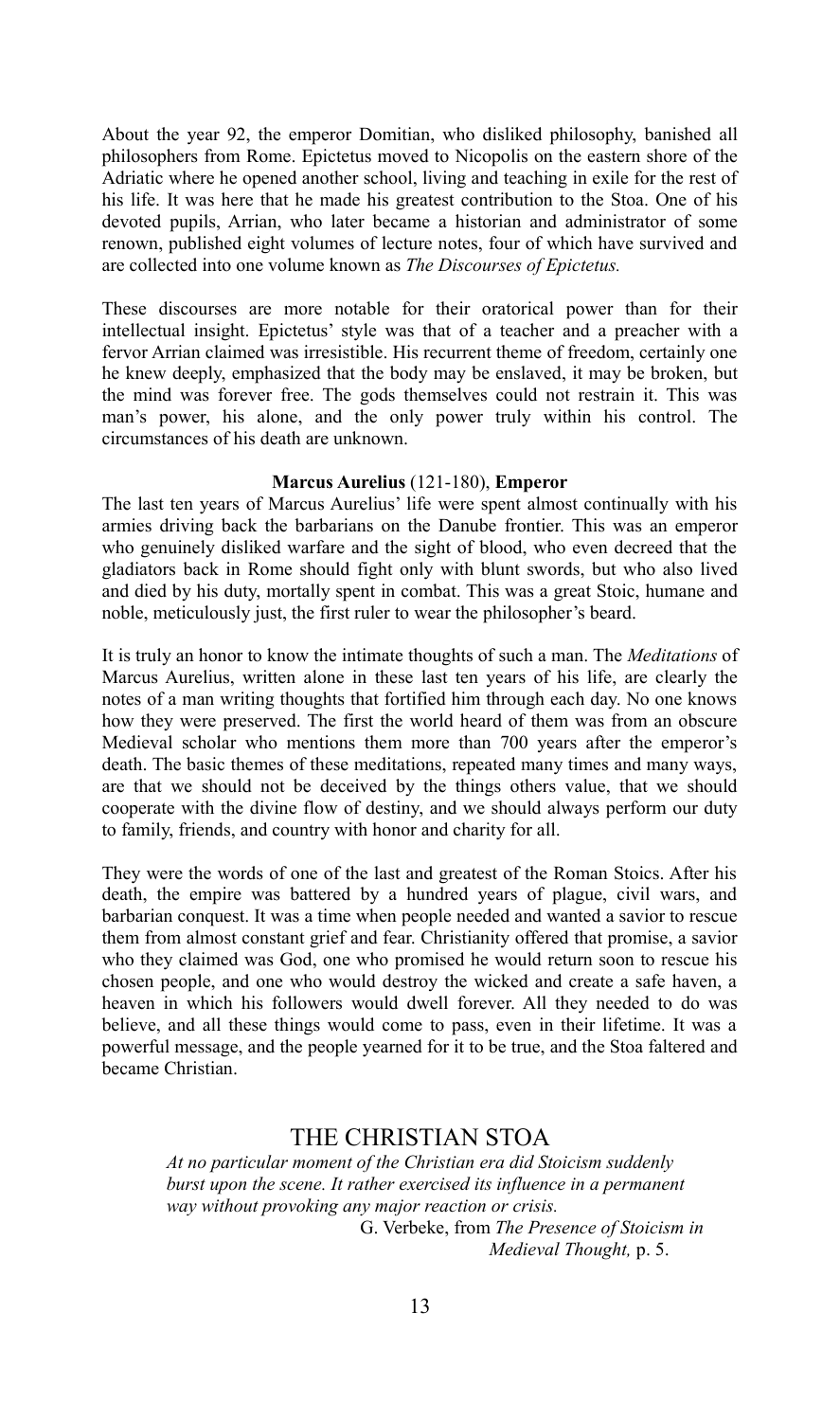About the year 92, the emperor Domitian, who disliked philosophy, banished all philosophers from Rome. Epictetus moved to Nicopolis on the eastern shore of the Adriatic where he opened another school, living and teaching in exile for the rest of his life. It was here that he made his greatest contribution to the Stoa. One of his devoted pupils, Arrian, who later became a historian and administrator of some renown, published eight volumes of lecture notes, four of which have survived and are collected into one volume known as *The Discourses of Epictetus.*

These discourses are more notable for their oratorical power than for their intellectual insight. Epictetus' style was that of a teacher and a preacher with a fervor Arrian claimed was irresistible. His recurrent theme of freedom, certainly one he knew deeply, emphasized that the body may be enslaved, it may be broken, but the mind was forever free. The gods themselves could not restrain it. This was man's power, his alone, and the only power truly within his control. The circumstances of his death are unknown.

### **Marcus Aurelius** (121-180), **Emperor**

The last ten years of Marcus Aurelius' life were spent almost continually with his armies driving back the barbarians on the Danube frontier. This was an emperor who genuinely disliked warfare and the sight of blood, who even decreed that the gladiators back in Rome should fight only with blunt swords, but who also lived and died by his duty, mortally spent in combat. This was a great Stoic, humane and noble, meticulously just, the first ruler to wear the philosopher's beard.

It is truly an honor to know the intimate thoughts of such a man. The *Meditations* of Marcus Aurelius, written alone in these last ten years of his life, are clearly the notes of a man writing thoughts that fortified him through each day. No one knows how they were preserved. The first the world heard of them was from an obscure Medieval scholar who mentions them more than 700 years after the emperor's death. The basic themes of these meditations, repeated many times and many ways, are that we should not be deceived by the things others value, that we should cooperate with the divine flow of destiny, and we should always perform our duty to family, friends, and country with honor and charity for all.

They were the words of one of the last and greatest of the Roman Stoics. After his death, the empire was battered by a hundred years of plague, civil wars, and barbarian conquest. It was a time when people needed and wanted a savior to rescue them from almost constant grief and fear. Christianity offered that promise, a savior who they claimed was God, one who promised he would return soon to rescue his chosen people, and one who would destroy the wicked and create a safe haven, a heaven in which his followers would dwell forever. All they needed to do was believe, and all these things would come to pass, even in their lifetime. It was a powerful message, and the people yearned for it to be true, and the Stoa faltered and became Christian.

## THE CHRISTIAN STOA

*At no particular moment of the Christian era did Stoicism suddenly burst upon the scene. It rather exercised its influence in a permanent way without provoking any major reaction or crisis.*

G. Verbeke, from *The Presence of Stoicism in Medieval Thought,* p. 5.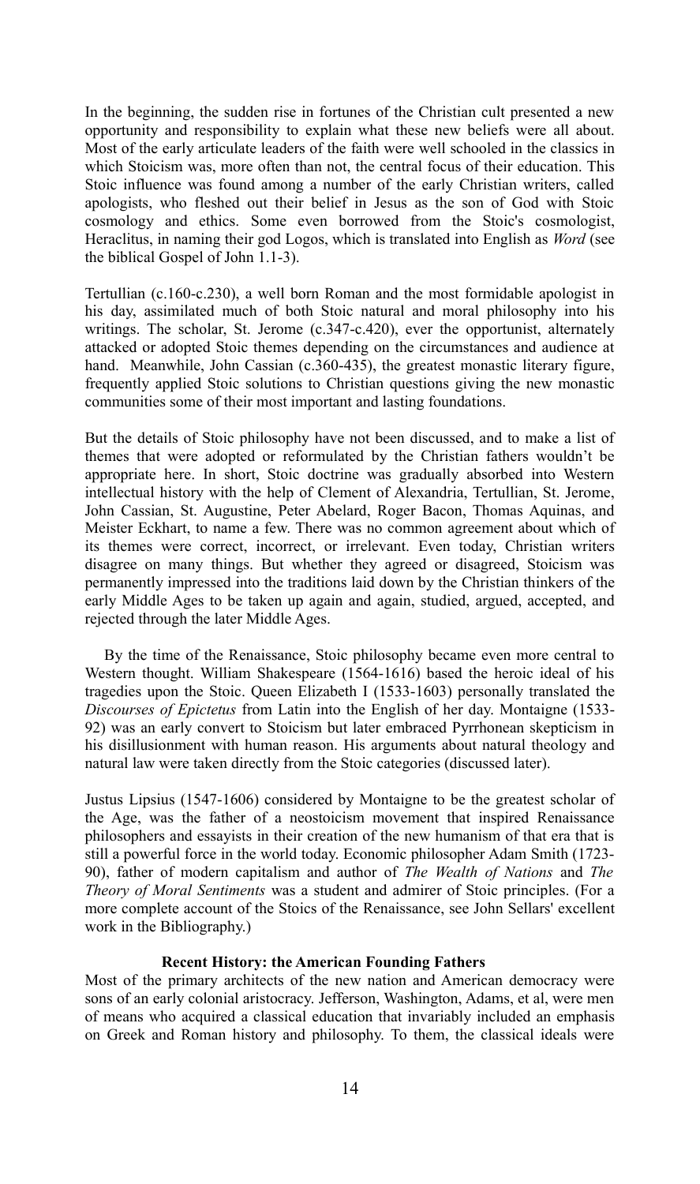In the beginning, the sudden rise in fortunes of the Christian cult presented a new opportunity and responsibility to explain what these new beliefs were all about. Most of the early articulate leaders of the faith were well schooled in the classics in which Stoicism was, more often than not, the central focus of their education. This Stoic influence was found among a number of the early Christian writers, called apologists, who fleshed out their belief in Jesus as the son of God with Stoic cosmology and ethics. Some even borrowed from the Stoic's cosmologist, Heraclitus, in naming their god Logos, which is translated into English as *Word* (see the biblical Gospel of John 1.1-3).

Tertullian (c.160-c.230), a well born Roman and the most formidable apologist in his day, assimilated much of both Stoic natural and moral philosophy into his writings. The scholar, St. Jerome (c.347-c.420), ever the opportunist, alternately attacked or adopted Stoic themes depending on the circumstances and audience at hand. Meanwhile, John Cassian (c.360-435), the greatest monastic literary figure, frequently applied Stoic solutions to Christian questions giving the new monastic communities some of their most important and lasting foundations.

But the details of Stoic philosophy have not been discussed, and to make a list of themes that were adopted or reformulated by the Christian fathers wouldn't be appropriate here. In short, Stoic doctrine was gradually absorbed into Western intellectual history with the help of Clement of Alexandria, Tertullian, St. Jerome, John Cassian, St. Augustine, Peter Abelard, Roger Bacon, Thomas Aquinas, and Meister Eckhart, to name a few. There was no common agreement about which of its themes were correct, incorrect, or irrelevant. Even today, Christian writers disagree on many things. But whether they agreed or disagreed, Stoicism was permanently impressed into the traditions laid down by the Christian thinkers of the early Middle Ages to be taken up again and again, studied, argued, accepted, and rejected through the later Middle Ages.

By the time of the Renaissance, Stoic philosophy became even more central to Western thought. William Shakespeare (1564-1616) based the heroic ideal of his tragedies upon the Stoic. Queen Elizabeth I (1533-1603) personally translated the *Discourses of Epictetus* from Latin into the English of her day. Montaigne (1533-92) was an early convert to Stoicism but later embraced Pyrrhonean skepticism in his disillusionment with human reason. His arguments about natural theology and natural law were taken directly from the Stoic categories (discussed later).

Justus Lipsius (1547-1606) considered by Montaigne to be the greatest scholar of the Age, was the father of a neostoicism movement that inspired Renaissance philosophers and essayists in their creation of the new humanism of that era that is still a powerful force in the world today. Economic philosopher Adam Smith (1723-90), father of modern capitalism and author of *The Wealth of Nations* and *The Theory of Moral Sentiments* was a student and admirer of Stoic principles. (For a more complete account of the Stoics of the Renaissance, see John Sellars' excellent work in the Bibliography.)

### Recent History: the American Founding Fathers

Most of the primary architects of the new nation and American democracy were sons of an early colonial aristocracy. Jefferson, Washington, Adams, et al, were men of means who acquired a classical education that invariably included an emphasis on Greek and Roman history and philosophy. To them, the classical ideals were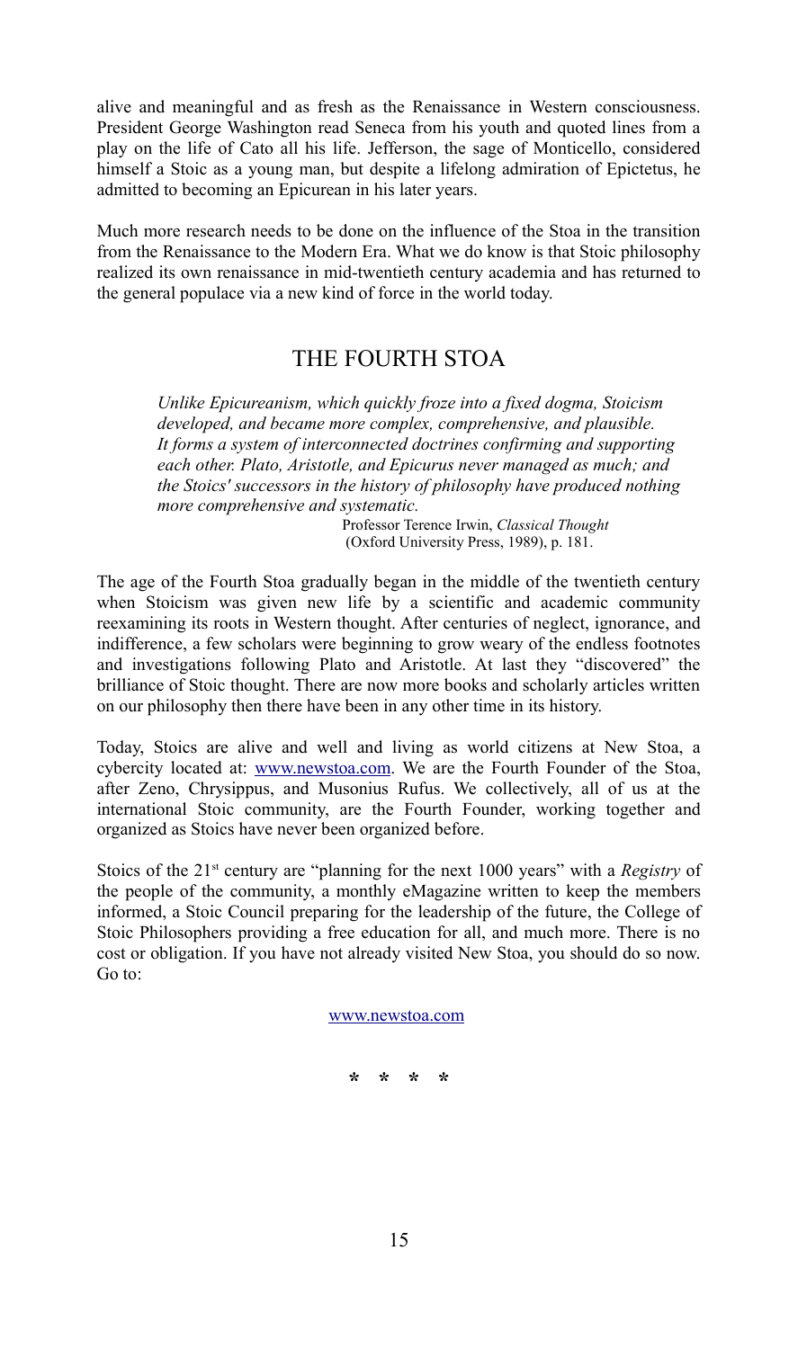alive and meaningful and as fresh as the Renaissance in Western consciousness. President George Washington read Seneca from his youth and quoted lines from a play on the life of Cato all his life. Jefferson, the sage of Monticello, considered himself a Stoic as a young man, but despite a lifelong admiration of Epictetus, he admitted to becoming an Epicurean in his later years.

Much more research needs to be done on the influence of the Stoa in the transition from the Renaissance to the Modern Era. What we do know is that Stoic philosophy realized its own renaissance in mid-twentieth century academia and has returned to the general populace via a new kind of force in the world today.

## THE FOURTH STOA

> *Unlike Epicureanism, which quickly froze into a fixed dogma, Stoicism developed, and became more complex, comprehensive, and plausible. It forms a system of interconnected doctrines confirming and supporting each other. Plato, Aristotle, and Epicurus never managed as much; and the Stoics' successors in the history of philosophy have produced nothing more comprehensive and systematic.*
>
> Professor Terence Irwin, *Classical Thought* (Oxford University Press, 1989), p. 181.

The age of the Fourth Stoa gradually began in the middle of the twentieth century when Stoicism was given new life by a scientific and academic community reexamining its roots in Western thought. After centuries of neglect, ignorance, and indifference, a few scholars were beginning to grow weary of the endless footnotes and investigations following Plato and Aristotle. At last they "discovered" the brilliance of Stoic thought. There are now more books and scholarly articles written on our philosophy then there have been in any other time in its history.

Today, Stoics are alive and well and living as world citizens at New Stoa, a cybercity located at: www.newstoa.com. We are the Fourth Founder of the Stoa, after Zeno, Chrysippus, and Musonius Rufus. We collectively, all of us at the international Stoic community, are the Fourth Founder, working together and organized as Stoics have never been organized before.

Stoics of the 21st century are "planning for the next 1000 years" with a *Registry* of the people of the community, a monthly eMagazine written to keep the members informed, a Stoic Council preparing for the leadership of the future, the College of Stoic Philosophers providing a free education for all, and much more. There is no cost or obligation. If you have not already visited New Stoa, you should do so now. Go to:

www.newstoa.com

\* \* \* \*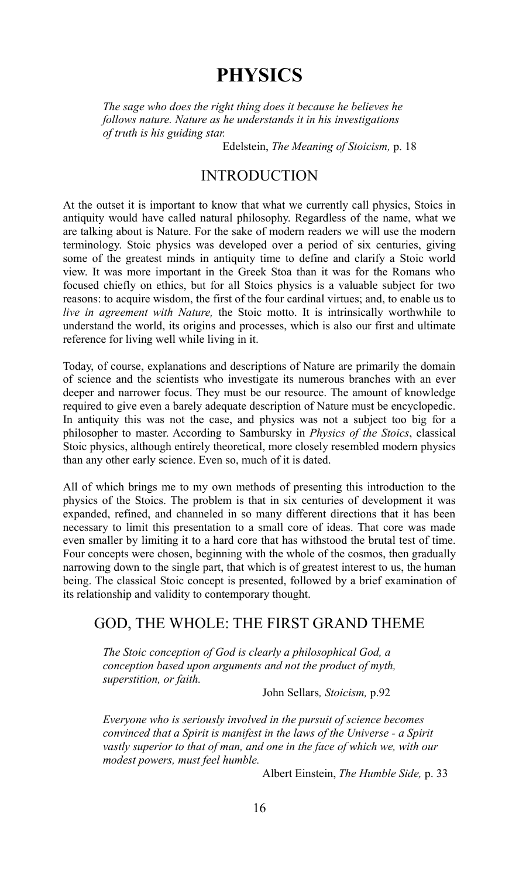# PHYSICS

*The sage who does the right thing does it because he believes he follows nature. Nature as he understands it in his investigations of truth is his guiding star.*

Edelstein, *The Meaning of Stoicism,* p. 18

## INTRODUCTION

At the outset it is important to know that what we currently call physics, Stoics in antiquity would have called natural philosophy. Regardless of the name, what we are talking about is Nature. For the sake of modern readers we will use the modern terminology. Stoic physics was developed over a period of six centuries, giving some of the greatest minds in antiquity time to define and clarify a Stoic world view. It was more important in the Greek Stoa than it was for the Romans who focused chiefly on ethics, but for all Stoics physics is a valuable subject for two reasons: to acquire wisdom, the first of the four cardinal virtues; and, to enable us to *live in agreement with Nature,* the Stoic motto. It is intrinsically worthwhile to understand the world, its origins and processes, which is also our first and ultimate reference for living well while living in it.

Today, of course, explanations and descriptions of Nature are primarily the domain of science and the scientists who investigate its numerous branches with an ever deeper and narrower focus. They must be our resource. The amount of knowledge required to give even a barely adequate description of Nature must be encyclopedic. In antiquity this was not the case, and physics was not a subject too big for a philosopher to master. According to Sambursky in *Physics of the Stoics*, classical Stoic physics, although entirely theoretical, more closely resembled modern physics than any other early science. Even so, much of it is dated.

All of which brings me to my own methods of presenting this introduction to the physics of the Stoics. The problem is that in six centuries of development it was expanded, refined, and channeled in so many different directions that it has been necessary to limit this presentation to a small core of ideas. That core was made even smaller by limiting it to a hard core that has withstood the brutal test of time. Four concepts were chosen, beginning with the whole of the cosmos, then gradually narrowing down to the single part, that which is of greatest interest to us, the human being. The classical Stoic concept is presented, followed by a brief examination of its relationship and validity to contemporary thought.

## GOD, THE WHOLE: THE FIRST GRAND THEME

*The Stoic conception of God is clearly a philosophical God, a conception based upon arguments and not the product of myth, superstition, or faith.*

John Sellars*, Stoicism,* p.92

*Everyone who is seriously involved in the pursuit of science becomes convinced that a Spirit is manifest in the laws of the Universe - a Spirit vastly superior to that of man, and one in the face of which we, with our modest powers, must feel humble.*

Albert Einstein, *The Humble Side,* p. 33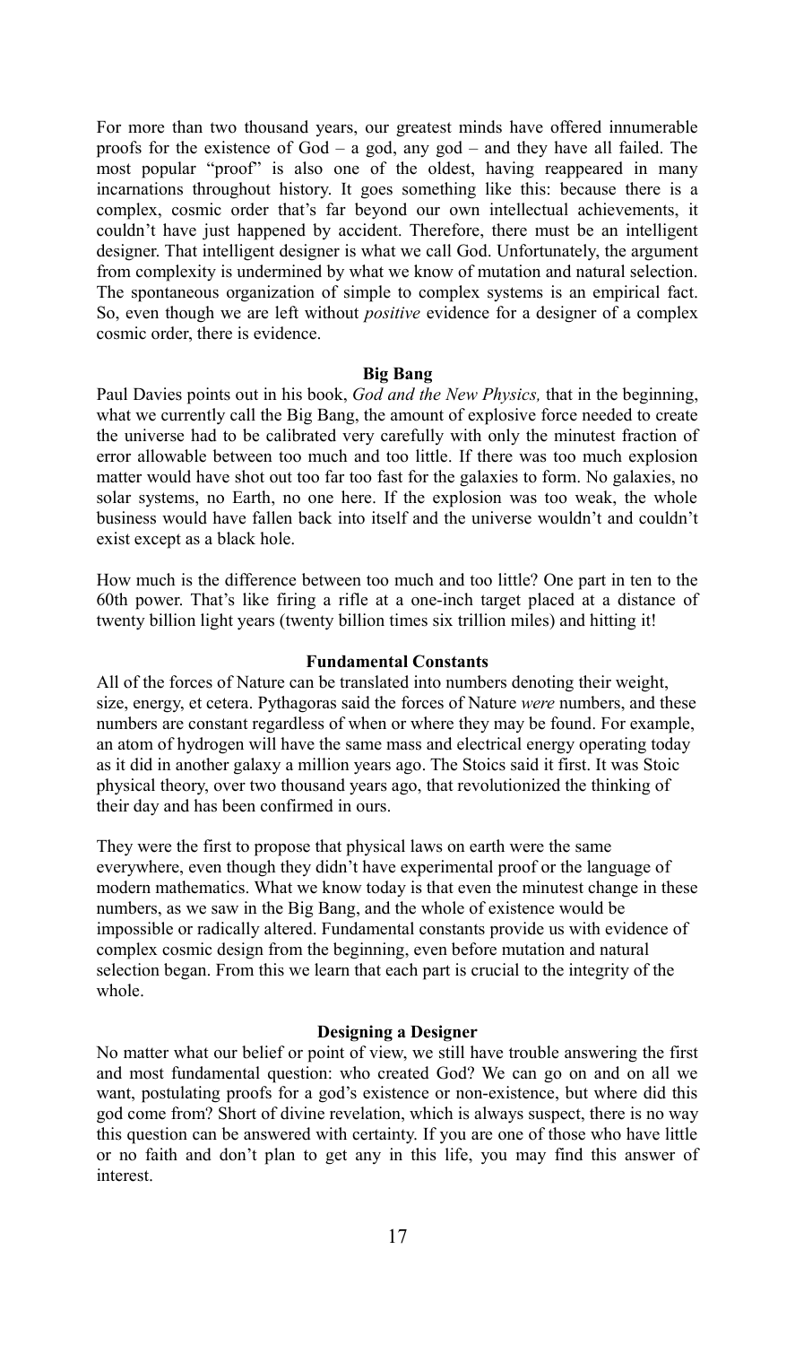For more than two thousand years, our greatest minds have offered innumerable proofs for the existence of God – a god, any god – and they have all failed. The most popular "proof" is also one of the oldest, having reappeared in many incarnations throughout history. It goes something like this: because there is a complex, cosmic order that's far beyond our own intellectual achievements, it couldn't have just happened by accident. Therefore, there must be an intelligent designer. That intelligent designer is what we call God. Unfortunately, the argument from complexity is undermined by what we know of mutation and natural selection. The spontaneous organization of simple to complex systems is an empirical fact. So, even though we are left without *positive* evidence for a designer of a complex cosmic order, there is evidence.

### Big Bang

Paul Davies points out in his book, *God and the New Physics,* that in the beginning, what we currently call the Big Bang, the amount of explosive force needed to create the universe had to be calibrated very carefully with only the minutest fraction of error allowable between too much and too little. If there was too much explosion matter would have shot out too far too fast for the galaxies to form. No galaxies, no solar systems, no Earth, no one here. If the explosion was too weak, the whole business would have fallen back into itself and the universe wouldn't and couldn't exist except as a black hole.

How much is the difference between too much and too little? One part in ten to the 60th power. That's like firing a rifle at a one-inch target placed at a distance of twenty billion light years (twenty billion times six trillion miles) and hitting it!

### Fundamental Constants

All of the forces of Nature can be translated into numbers denoting their weight, size, energy, et cetera. Pythagoras said the forces of Nature *were* numbers, and these numbers are constant regardless of when or where they may be found. For example, an atom of hydrogen will have the same mass and electrical energy operating today as it did in another galaxy a million years ago. The Stoics said it first. It was Stoic physical theory, over two thousand years ago, that revolutionized the thinking of their day and has been confirmed in ours.

They were the first to propose that physical laws on earth were the same everywhere, even though they didn't have experimental proof or the language of modern mathematics. What we know today is that even the minutest change in these numbers, as we saw in the Big Bang, and the whole of existence would be impossible or radically altered. Fundamental constants provide us with evidence of complex cosmic design from the beginning, even before mutation and natural selection began. From this we learn that each part is crucial to the integrity of the whole.

### Designing a Designer

No matter what our belief or point of view, we still have trouble answering the first and most fundamental question: who created God? We can go on and on all we want, postulating proofs for a god's existence or non-existence, but where did this god come from? Short of divine revelation, which is always suspect, there is no way this question can be answered with certainty. If you are one of those who have little or no faith and don't plan to get any in this life, you may find this answer of interest.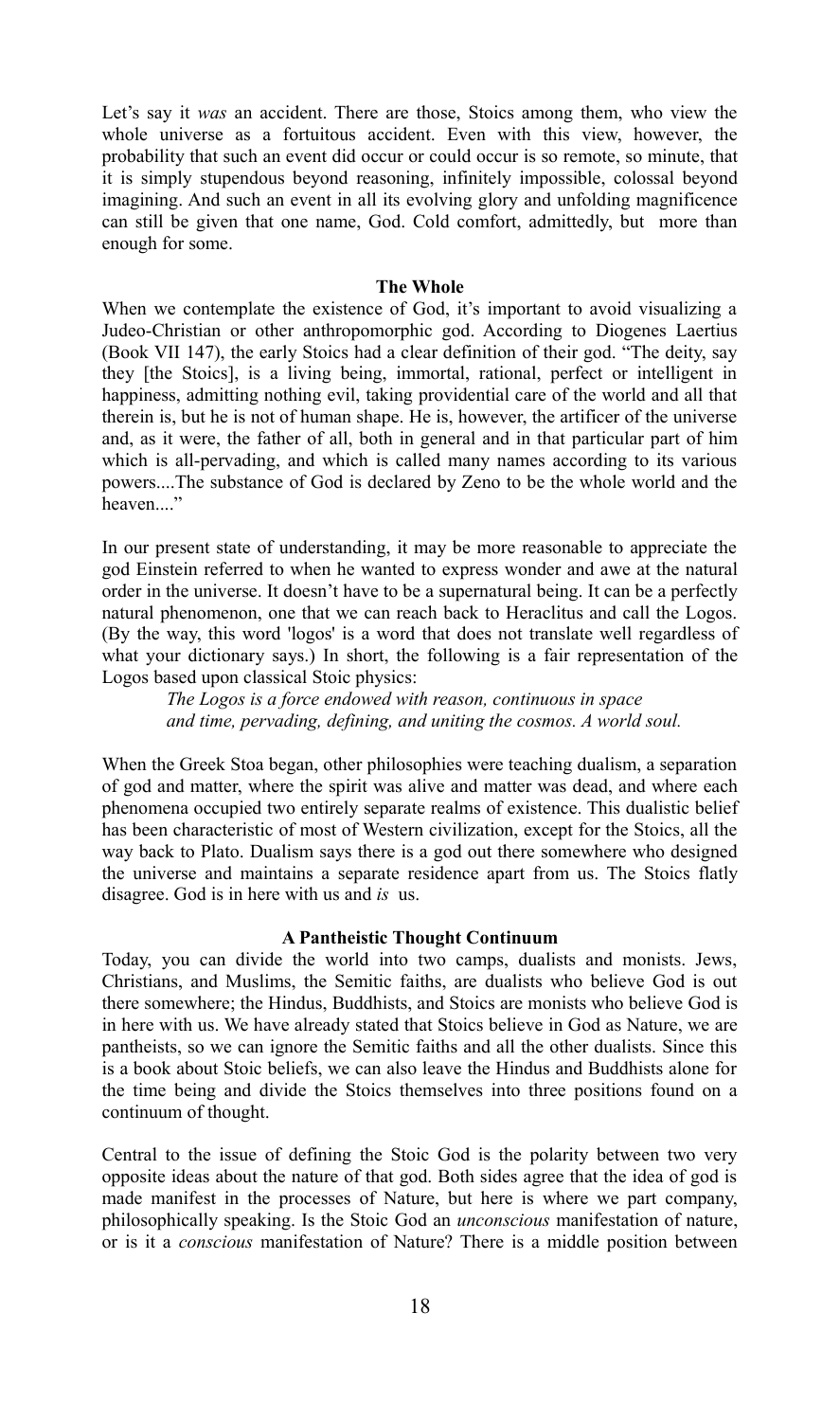Let's say it *was* an accident. There are those, Stoics among them, who view the whole universe as a fortuitous accident. Even with this view, however, the probability that such an event did occur or could occur is so remote, so minute, that it is simply stupendous beyond reasoning, infinitely impossible, colossal beyond imagining. And such an event in all its evolving glory and unfolding magnificence can still be given that one name, God. Cold comfort, admittedly, but more than enough for some.

## The Whole

When we contemplate the existence of God, it's important to avoid visualizing a Judeo-Christian or other anthropomorphic god. According to Diogenes Laertius (Book VII 147), the early Stoics had a clear definition of their god. "The deity, say they [the Stoics], is a living being, immortal, rational, perfect or intelligent in happiness, admitting nothing evil, taking providential care of the world and all that therein is, but he is not of human shape. He is, however, the artificer of the universe and, as it were, the father of all, both in general and in that particular part of him which is all-pervading, and which is called many names according to its various powers....The substance of God is declared by Zeno to be the whole world and the heaven...."

In our present state of understanding, it may be more reasonable to appreciate the god Einstein referred to when he wanted to express wonder and awe at the natural order in the universe. It doesn't have to be a supernatural being. It can be a perfectly natural phenomenon, one that we can reach back to Heraclitus and call the Logos. (By the way, this word 'logos' is a word that does not translate well regardless of what your dictionary says.) In short, the following is a fair representation of the Logos based upon classical Stoic physics:

> *The Logos is a force endowed with reason, continuous in space and time, pervading, defining, and uniting the cosmos. A world soul.*

When the Greek Stoa began, other philosophies were teaching dualism, a separation of god and matter, where the spirit was alive and matter was dead, and where each phenomena occupied two entirely separate realms of existence. This dualistic belief has been characteristic of most of Western civilization, except for the Stoics, all the way back to Plato. Dualism says there is a god out there somewhere who designed the universe and maintains a separate residence apart from us. The Stoics flatly disagree. God is in here with us and *is* us.

## A Pantheistic Thought Continuum

Today, you can divide the world into two camps, dualists and monists. Jews, Christians, and Muslims, the Semitic faiths, are dualists who believe God is out there somewhere; the Hindus, Buddhists, and Stoics are monists who believe God is in here with us. We have already stated that Stoics believe in God as Nature, we are pantheists, so we can ignore the Semitic faiths and all the other dualists. Since this is a book about Stoic beliefs, we can also leave the Hindus and Buddhists alone for the time being and divide the Stoics themselves into three positions found on a continuum of thought.

Central to the issue of defining the Stoic God is the polarity between two very opposite ideas about the nature of that god. Both sides agree that the idea of god is made manifest in the processes of Nature, but here is where we part company, philosophically speaking. Is the Stoic God an *unconscious* manifestation of nature, or is it a *conscious* manifestation of Nature? There is a middle position between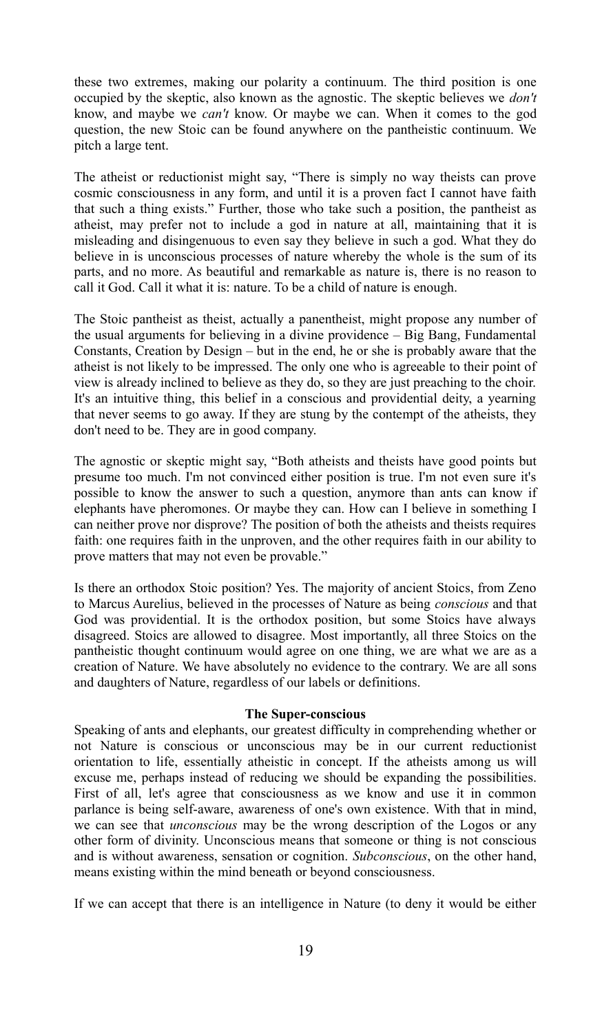these two extremes, making our polarity a continuum. The third position is one occupied by the skeptic, also known as the agnostic. The skeptic believes we *don't* know, and maybe we *can't* know. Or maybe we can. When it comes to the god question, the new Stoic can be found anywhere on the pantheistic continuum. We pitch a large tent.

The atheist or reductionist might say, "There is simply no way theists can prove cosmic consciousness in any form, and until it is a proven fact I cannot have faith that such a thing exists." Further, those who take such a position, the pantheist as atheist, may prefer not to include a god in nature at all, maintaining that it is misleading and disingenuous to even say they believe in such a god. What they do believe in is unconscious processes of nature whereby the whole is the sum of its parts, and no more. As beautiful and remarkable as nature is, there is no reason to call it God. Call it what it is: nature. To be a child of nature is enough.

The Stoic pantheist as theist, actually a panentheist, might propose any number of the usual arguments for believing in a divine providence – Big Bang, Fundamental Constants, Creation by Design – but in the end, he or she is probably aware that the atheist is not likely to be impressed. The only one who is agreeable to their point of view is already inclined to believe as they do, so they are just preaching to the choir. It's an intuitive thing, this belief in a conscious and providential deity, a yearning that never seems to go away. If they are stung by the contempt of the atheists, they don't need to be. They are in good company.

The agnostic or skeptic might say, "Both atheists and theists have good points but presume too much. I'm not convinced either position is true. I'm not even sure it's possible to know the answer to such a question, anymore than ants can know if elephants have pheromones. Or maybe they can. How can I believe in something I can neither prove nor disprove? The position of both the atheists and theists requires faith: one requires faith in the unproven, and the other requires faith in our ability to prove matters that may not even be provable."

Is there an orthodox Stoic position? Yes. The majority of ancient Stoics, from Zeno to Marcus Aurelius, believed in the processes of Nature as being *conscious* and that God was providential. It is the orthodox position, but some Stoics have always disagreed. Stoics are allowed to disagree. Most importantly, all three Stoics on the pantheistic thought continuum would agree on one thing, we are what we are as a creation of Nature. We have absolutely no evidence to the contrary. We are all sons and daughters of Nature, regardless of our labels or definitions.

**The Super-conscious**

Speaking of ants and elephants, our greatest difficulty in comprehending whether or not Nature is conscious or unconscious may be in our current reductionist orientation to life, essentially atheistic in concept. If the atheists among us will excuse me, perhaps instead of reducing we should be expanding the possibilities. First of all, let's agree that consciousness as we know and use it in common parlance is being self-aware, awareness of one's own existence. With that in mind, we can see that *unconscious* may be the wrong description of the Logos or any other form of divinity. Unconscious means that someone or thing is not conscious and is without awareness, sensation or cognition. *Subconscious*, on the other hand, means existing within the mind beneath or beyond consciousness.

If we can accept that there is an intelligence in Nature (to deny it would be either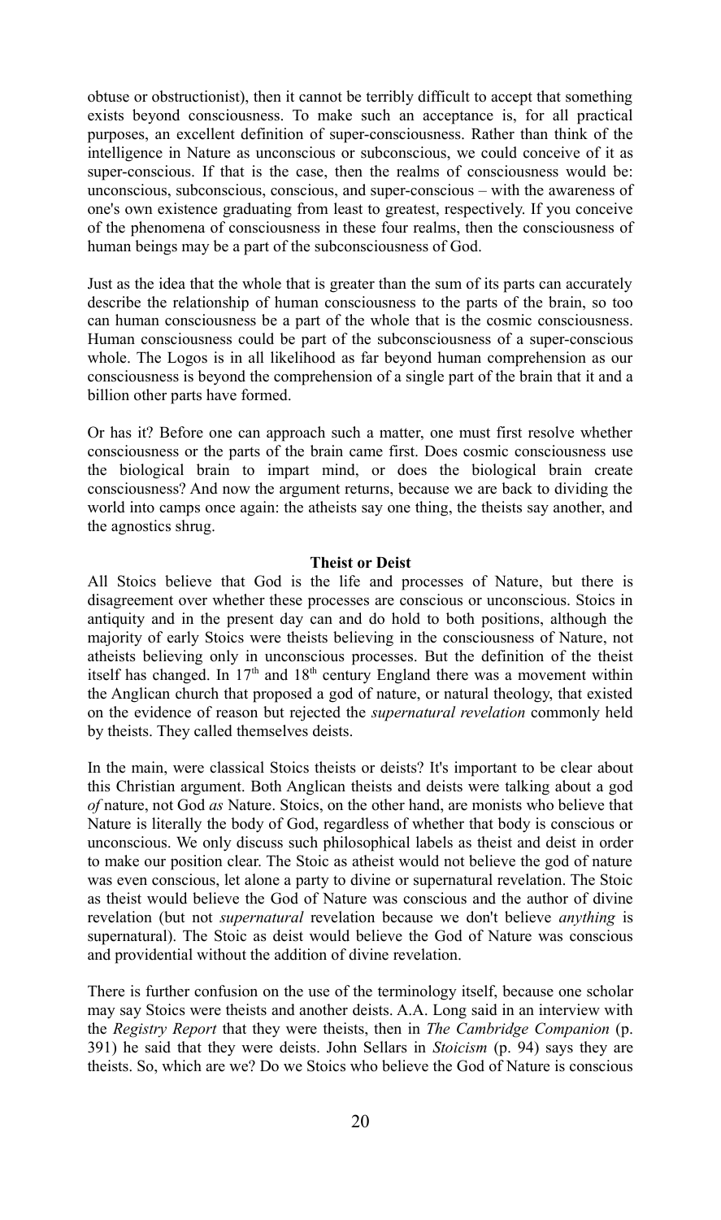obtuse or obstructionist), then it cannot be terribly difficult to accept that something exists beyond consciousness. To make such an acceptance is, for all practical purposes, an excellent definition of super-consciousness. Rather than think of the intelligence in Nature as unconscious or subconscious, we could conceive of it as super-conscious. If that is the case, then the realms of consciousness would be: unconscious, subconscious, conscious, and super-conscious – with the awareness of one's own existence graduating from least to greatest, respectively. If you conceive of the phenomena of consciousness in these four realms, then the consciousness of human beings may be a part of the subconsciousness of God.

Just as the idea that the whole that is greater than the sum of its parts can accurately describe the relationship of human consciousness to the parts of the brain, so too can human consciousness be a part of the whole that is the cosmic consciousness. Human consciousness could be part of the subconsciousness of a super-conscious whole. The Logos is in all likelihood as far beyond human comprehension as our consciousness is beyond the comprehension of a single part of the brain that it and a billion other parts have formed.

Or has it? Before one can approach such a matter, one must first resolve whether consciousness or the parts of the brain came first. Does cosmic consciousness use the biological brain to impart mind, or does the biological brain create consciousness? And now the argument returns, because we are back to dividing the world into camps once again: the atheists say one thing, the theists say another, and the agnostics shrug.

### Theist or Deist

All Stoics believe that God is the life and processes of Nature, but there is disagreement over whether these processes are conscious or unconscious. Stoics in antiquity and in the present day can and do hold to both positions, although the majority of early Stoics were theists believing in the consciousness of Nature, not atheists believing only in unconscious processes. But the definition of the theist itself has changed. In 17th and 18th century England there was a movement within the Anglican church that proposed a god of nature, or natural theology, that existed on the evidence of reason but rejected the *supernatural revelation* commonly held by theists. They called themselves deists.

In the main, were classical Stoics theists or deists? It's important to be clear about this Christian argument. Both Anglican theists and deists were talking about a god *of* nature, not God *as* Nature. Stoics, on the other hand, are monists who believe that Nature is literally the body of God, regardless of whether that body is conscious or unconscious. We only discuss such philosophical labels as theist and deist in order to make our position clear. The Stoic as atheist would not believe the god of nature was even conscious, let alone a party to divine or supernatural revelation. The Stoic as theist would believe the God of Nature was conscious and the author of divine revelation (but not *supernatural* revelation because we don't believe *anything* is supernatural). The Stoic as deist would believe the God of Nature was conscious and providential without the addition of divine revelation.

There is further confusion on the use of the terminology itself, because one scholar may say Stoics were theists and another deists. A.A. Long said in an interview with the *Registry Report* that they were theists, then in *The Cambridge Companion* (p. 391) he said that they were deists. John Sellars in *Stoicism* (p. 94) says they are theists. So, which are we? Do we Stoics who believe the God of Nature is conscious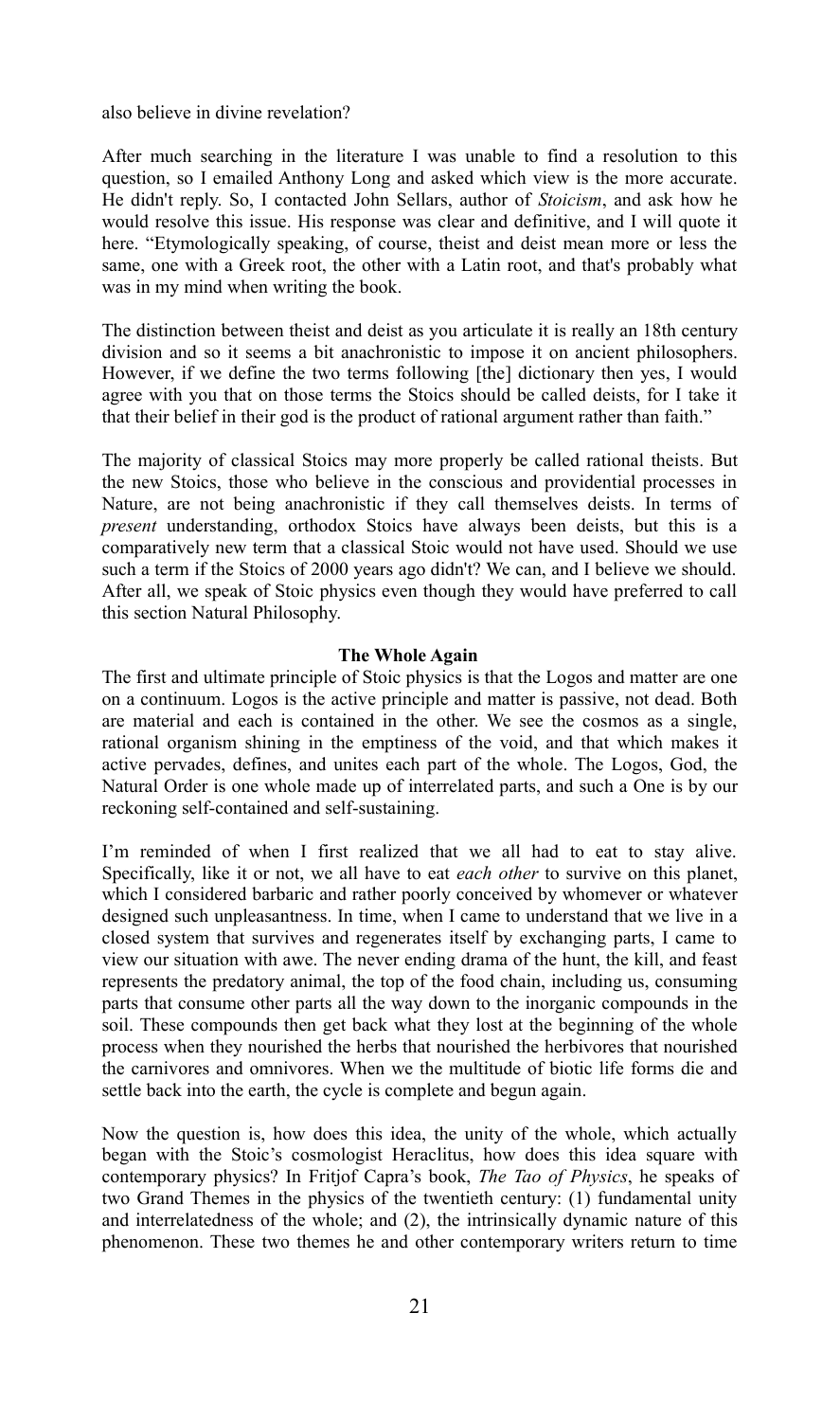also believe in divine revelation?

After much searching in the literature I was unable to find a resolution to this question, so I emailed Anthony Long and asked which view is the more accurate. He didn't reply. So, I contacted John Sellars, author of *Stoicism*, and ask how he would resolve this issue. His response was clear and definitive, and I will quote it here. "Etymologically speaking, of course, theist and deist mean more or less the same, one with a Greek root, the other with a Latin root, and that's probably what was in my mind when writing the book.

The distinction between theist and deist as you articulate it is really an 18th century division and so it seems a bit anachronistic to impose it on ancient philosophers. However, if we define the two terms following [the] dictionary then yes, I would agree with you that on those terms the Stoics should be called deists, for I take it that their belief in their god is the product of rational argument rather than faith."

The majority of classical Stoics may more properly be called rational theists. But the new Stoics, those who believe in the conscious and providential processes in Nature, are not being anachronistic if they call themselves deists. In terms of *present* understanding, orthodox Stoics have always been deists, but this is a comparatively new term that a classical Stoic would not have used. Should we use such a term if the Stoics of 2000 years ago didn't? We can, and I believe we should. After all, we speak of Stoic physics even though they would have preferred to call this section Natural Philosophy.

**The Whole Again**

The first and ultimate principle of Stoic physics is that the Logos and matter are one on a continuum. Logos is the active principle and matter is passive, not dead. Both are material and each is contained in the other. We see the cosmos as a single, rational organism shining in the emptiness of the void, and that which makes it active pervades, defines, and unites each part of the whole. The Logos, God, the Natural Order is one whole made up of interrelated parts, and such a One is by our reckoning self-contained and self-sustaining.

I'm reminded of when I first realized that we all had to eat to stay alive. Specifically, like it or not, we all have to eat *each other* to survive on this planet, which I considered barbaric and rather poorly conceived by whomever or whatever designed such unpleasantness. In time, when I came to understand that we live in a closed system that survives and regenerates itself by exchanging parts, I came to view our situation with awe. The never ending drama of the hunt, the kill, and feast represents the predatory animal, the top of the food chain, including us, consuming parts that consume other parts all the way down to the inorganic compounds in the soil. These compounds then get back what they lost at the beginning of the whole process when they nourished the herbs that nourished the herbivores that nourished the carnivores and omnivores. When we the multitude of biotic life forms die and settle back into the earth, the cycle is complete and begun again.

Now the question is, how does this idea, the unity of the whole, which actually began with the Stoic's cosmologist Heraclitus, how does this idea square with contemporary physics? In Fritjof Capra's book, *The Tao of Physics*, he speaks of two Grand Themes in the physics of the twentieth century: (1) fundamental unity and interrelatedness of the whole; and (2), the intrinsically dynamic nature of this phenomenon. These two themes he and other contemporary writers return to time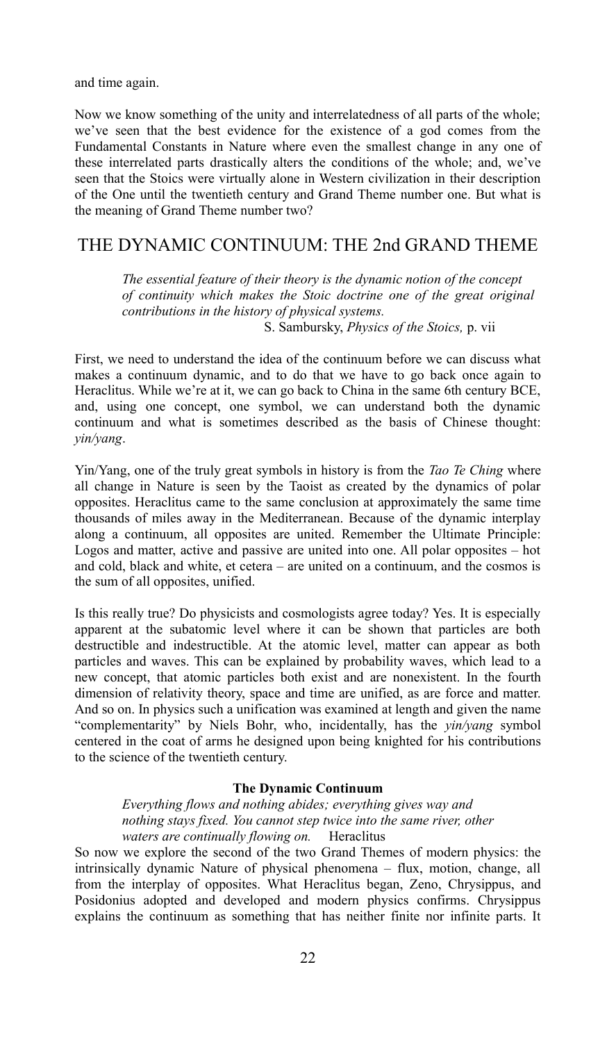and time again.

Now we know something of the unity and interrelatedness of all parts of the whole; we've seen that the best evidence for the existence of a god comes from the Fundamental Constants in Nature where even the smallest change in any one of these interrelated parts drastically alters the conditions of the whole; and, we've seen that the Stoics were virtually alone in Western civilization in their description of the One until the twentieth century and Grand Theme number one. But what is the meaning of Grand Theme number two?

## THE DYNAMIC CONTINUUM: THE 2nd GRAND THEME

> *The essential feature of their theory is the dynamic notion of the concept of continuity which makes the Stoic doctrine one of the great original contributions in the history of physical systems.*
>
> S. Sambursky, *Physics of the Stoics,* p. vii

First, we need to understand the idea of the continuum before we can discuss what makes a continuum dynamic, and to do that we have to go back once again to Heraclitus. While we're at it, we can go back to China in the same 6th century BCE, and, using one concept, one symbol, we can understand both the dynamic continuum and what is sometimes described as the basis of Chinese thought: *yin/yang*.

Yin/Yang, one of the truly great symbols in history is from the *Tao Te Ching* where all change in Nature is seen by the Taoist as created by the dynamics of polar opposites. Heraclitus came to the same conclusion at approximately the same time thousands of miles away in the Mediterranean. Because of the dynamic interplay along a continuum, all opposites are united. Remember the Ultimate Principle: Logos and matter, active and passive are united into one. All polar opposites – hot and cold, black and white, et cetera – are united on a continuum, and the cosmos is the sum of all opposites, unified.

Is this really true? Do physicists and cosmologists agree today? Yes. It is especially apparent at the subatomic level where it can be shown that particles are both destructible and indestructible. At the atomic level, matter can appear as both particles and waves. This can be explained by probability waves, which lead to a new concept, that atomic particles both exist and are nonexistent. In the fourth dimension of relativity theory, space and time are unified, as are force and matter. And so on. In physics such a unification was examined at length and given the name "complementarity" by Niels Bohr, who, incidentally, has the *yin/yang* symbol centered in the coat of arms he designed upon being knighted for his contributions to the science of the twentieth century.

**The Dynamic Continuum**

> *Everything flows and nothing abides; everything gives way and nothing stays fixed. You cannot step twice into the same river, other waters are continually flowing on.* Heraclitus

So now we explore the second of the two Grand Themes of modern physics: the intrinsically dynamic Nature of physical phenomena – flux, motion, change, all from the interplay of opposites. What Heraclitus began, Zeno, Chrysippus, and Posidonius adopted and developed and modern physics confirms. Chrysippus explains the continuum as something that has neither finite nor infinite parts. It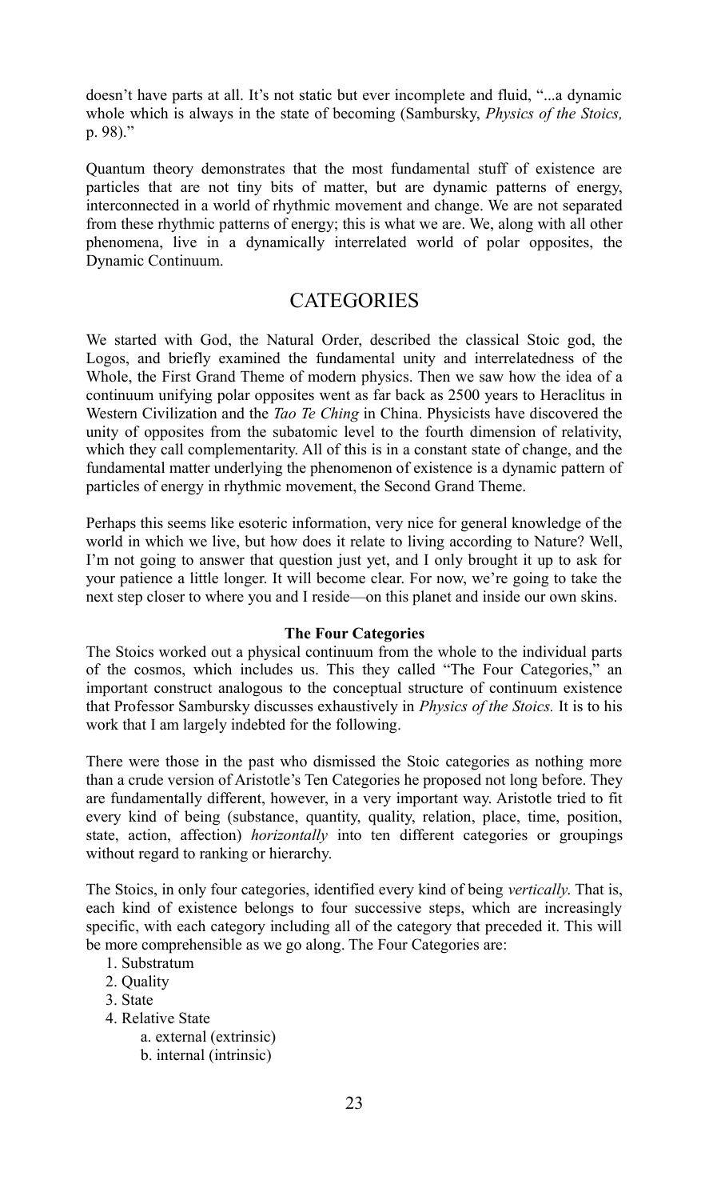doesn't have parts at all. It's not static but ever incomplete and fluid, "...a dynamic whole which is always in the state of becoming (Sambursky, *Physics of the Stoics,* p. 98)."

Quantum theory demonstrates that the most fundamental stuff of existence are particles that are not tiny bits of matter, but are dynamic patterns of energy, interconnected in a world of rhythmic movement and change. We are not separated from these rhythmic patterns of energy; this is what we are. We, along with all other phenomena, live in a dynamically interrelated world of polar opposites, the Dynamic Continuum.

## CATEGORIES

We started with God, the Natural Order, described the classical Stoic god, the Logos, and briefly examined the fundamental unity and interrelatedness of the Whole, the First Grand Theme of modern physics. Then we saw how the idea of a continuum unifying polar opposites went as far back as 2500 years to Heraclitus in Western Civilization and the *Tao Te Ching* in China. Physicists have discovered the unity of opposites from the subatomic level to the fourth dimension of relativity, which they call complementarity. All of this is in a constant state of change, and the fundamental matter underlying the phenomenon of existence is a dynamic pattern of particles of energy in rhythmic movement, the Second Grand Theme.

Perhaps this seems like esoteric information, very nice for general knowledge of the world in which we live, but how does it relate to living according to Nature? Well, I'm not going to answer that question just yet, and I only brought it up to ask for your patience a little longer. It will become clear. For now, we're going to take the next step closer to where you and I reside—on this planet and inside our own skins.

### The Four Categories

The Stoics worked out a physical continuum from the whole to the individual parts of the cosmos, which includes us. This they called "The Four Categories," an important construct analogous to the conceptual structure of continuum existence that Professor Sambursky discusses exhaustively in *Physics of the Stoics.* It is to his work that I am largely indebted for the following.

There were those in the past who dismissed the Stoic categories as nothing more than a crude version of Aristotle's Ten Categories he proposed not long before. They are fundamentally different, however, in a very important way. Aristotle tried to fit every kind of being (substance, quantity, quality, relation, place, time, position, state, action, affection) *horizontally* into ten different categories or groupings without regard to ranking or hierarchy.

The Stoics, in only four categories, identified every kind of being *vertically*. That is, each kind of existence belongs to four successive steps, which are increasingly specific, with each category including all of the category that preceded it. This will be more comprehensible as we go along. The Four Categories are:

1. Substratum
2. Quality
3. State
4. Relative State
   a. external (extrinsic)
   b. internal (intrinsic)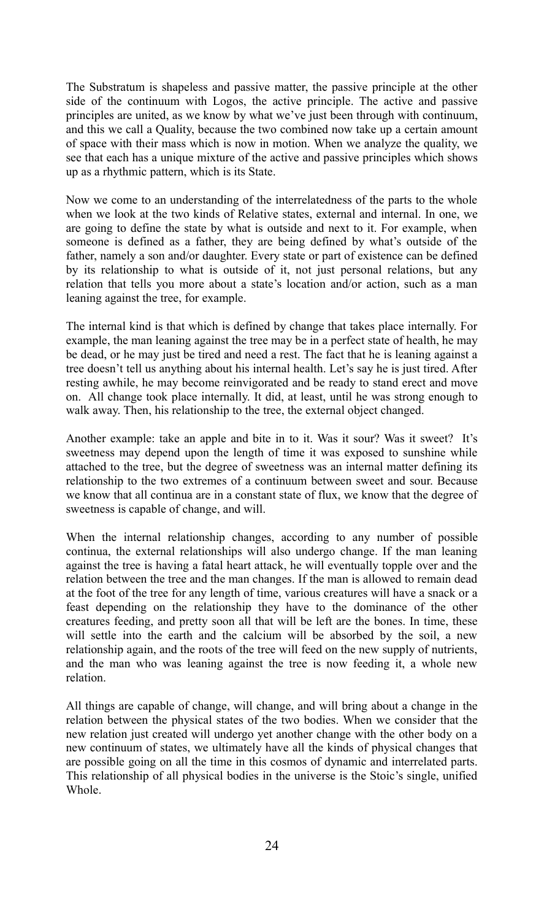The Substratum is shapeless and passive matter, the passive principle at the other side of the continuum with Logos, the active principle. The active and passive principles are united, as we know by what we've just been through with continuum, and this we call a Quality, because the two combined now take up a certain amount of space with their mass which is now in motion. When we analyze the quality, we see that each has a unique mixture of the active and passive principles which shows up as a rhythmic pattern, which is its State.

Now we come to an understanding of the interrelatedness of the parts to the whole when we look at the two kinds of Relative states, external and internal. In one, we are going to define the state by what is outside and next to it. For example, when someone is defined as a father, they are being defined by what's outside of the father, namely a son and/or daughter. Every state or part of existence can be defined by its relationship to what is outside of it, not just personal relations, but any relation that tells you more about a state's location and/or action, such as a man leaning against the tree, for example.

The internal kind is that which is defined by change that takes place internally. For example, the man leaning against the tree may be in a perfect state of health, he may be dead, or he may just be tired and need a rest. The fact that he is leaning against a tree doesn't tell us anything about his internal health. Let's say he is just tired. After resting awhile, he may become reinvigorated and be ready to stand erect and move on. All change took place internally. It did, at least, until he was strong enough to walk away. Then, his relationship to the tree, the external object changed.

Another example: take an apple and bite in to it. Was it sour? Was it sweet? It's sweetness may depend upon the length of time it was exposed to sunshine while attached to the tree, but the degree of sweetness was an internal matter defining its relationship to the two extremes of a continuum between sweet and sour. Because we know that all continua are in a constant state of flux, we know that the degree of sweetness is capable of change, and will.

When the internal relationship changes, according to any number of possible continua, the external relationships will also undergo change. If the man leaning against the tree is having a fatal heart attack, he will eventually topple over and the relation between the tree and the man changes. If the man is allowed to remain dead at the foot of the tree for any length of time, various creatures will have a snack or a feast depending on the relationship they have to the dominance of the other creatures feeding, and pretty soon all that will be left are the bones. In time, these will settle into the earth and the calcium will be absorbed by the soil, a new relationship again, and the roots of the tree will feed on the new supply of nutrients, and the man who was leaning against the tree is now feeding it, a whole new relation.

All things are capable of change, will change, and will bring about a change in the relation between the physical states of the two bodies. When we consider that the new relation just created will undergo yet another change with the other body on a new continuum of states, we ultimately have all the kinds of physical changes that are possible going on all the time in this cosmos of dynamic and interrelated parts. This relationship of all physical bodies in the universe is the Stoic's single, unified Whole.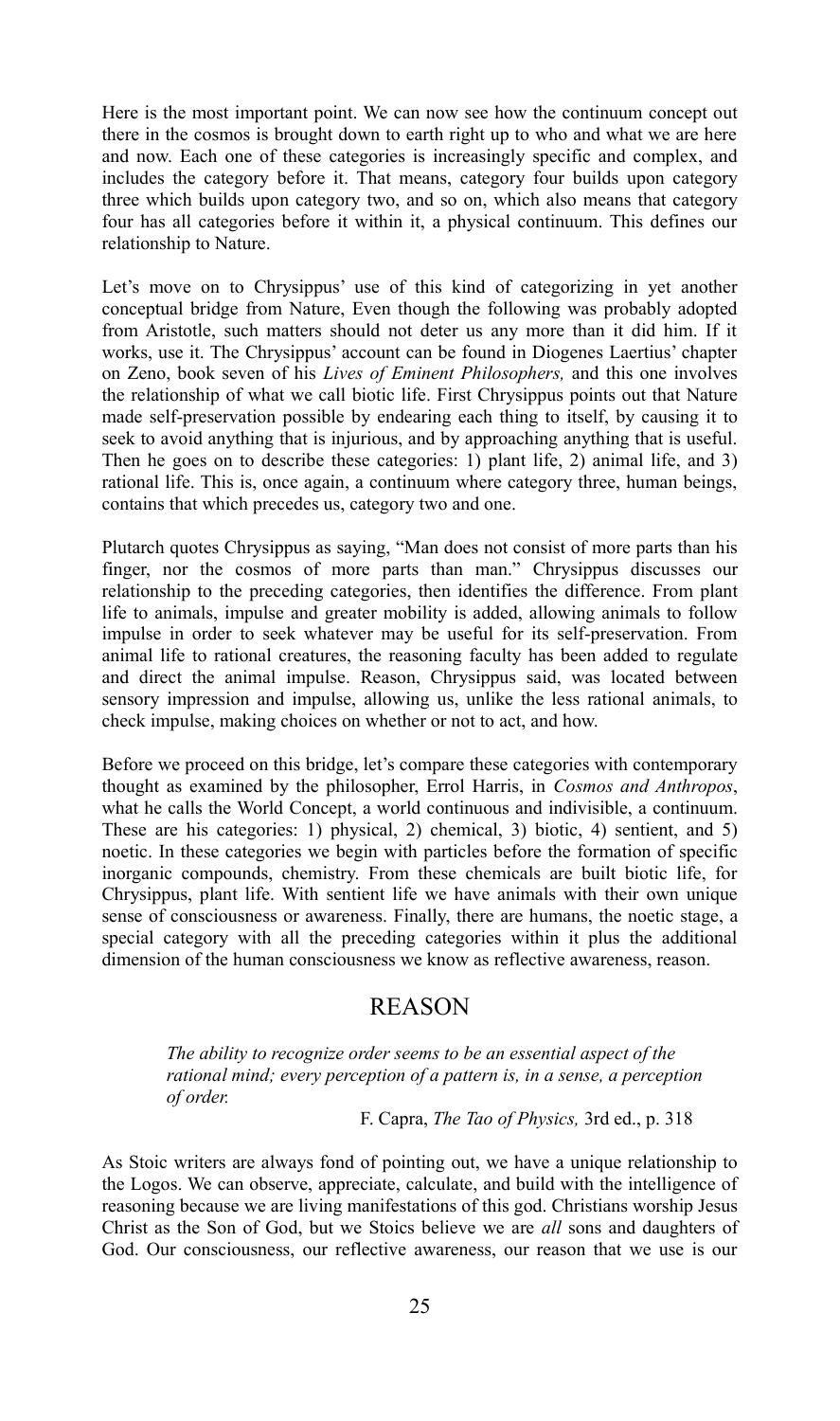Here is the most important point. We can now see how the continuum concept out there in the cosmos is brought down to earth right up to who and what we are here and now. Each one of these categories is increasingly specific and complex, and includes the category before it. That means, category four builds upon category three which builds upon category two, and so on, which also means that category four has all categories before it within it, a physical continuum. This defines our relationship to Nature.

Let's move on to Chrysippus' use of this kind of categorizing in yet another conceptual bridge from Nature, Even though the following was probably adopted from Aristotle, such matters should not deter us any more than it did him. If it works, use it. The Chrysippus' account can be found in Diogenes Laertius' chapter on Zeno, book seven of his *Lives of Eminent Philosophers,* and this one involves the relationship of what we call biotic life. First Chrysippus points out that Nature made self-preservation possible by endearing each thing to itself, by causing it to seek to avoid anything that is injurious, and by approaching anything that is useful. Then he goes on to describe these categories: 1) plant life, 2) animal life, and 3) rational life. This is, once again, a continuum where category three, human beings, contains that which precedes us, category two and one.

Plutarch quotes Chrysippus as saying, "Man does not consist of more parts than his finger, nor the cosmos of more parts than man." Chrysippus discusses our relationship to the preceding categories, then identifies the difference. From plant life to animals, impulse and greater mobility is added, allowing animals to follow impulse in order to seek whatever may be useful for its self-preservation. From animal life to rational creatures, the reasoning faculty has been added to regulate and direct the animal impulse. Reason, Chrysippus said, was located between sensory impression and impulse, allowing us, unlike the less rational animals, to check impulse, making choices on whether or not to act, and how.

Before we proceed on this bridge, let's compare these categories with contemporary thought as examined by the philosopher, Errol Harris, in *Cosmos and Anthropos*, what he calls the World Concept, a world continuous and indivisible, a continuum. These are his categories: 1) physical, 2) chemical, 3) biotic, 4) sentient, and 5) noetic. In these categories we begin with particles before the formation of specific inorganic compounds, chemistry. From these chemicals are built biotic life, for Chrysippus, plant life. With sentient life we have animals with their own unique sense of consciousness or awareness. Finally, there are humans, the noetic stage, a special category with all the preceding categories within it plus the additional dimension of the human consciousness we know as reflective awareness, reason.

## REASON

> *The ability to recognize order seems to be an essential aspect of the rational mind; every perception of a pattern is, in a sense, a perception of order.*
>
> F. Capra, *The Tao of Physics,* 3rd ed., p. 318

As Stoic writers are always fond of pointing out, we have a unique relationship to the Logos. We can observe, appreciate, calculate, and build with the intelligence of reasoning because we are living manifestations of this god. Christians worship Jesus Christ as the Son of God, but we Stoics believe we are *all* sons and daughters of God. Our consciousness, our reflective awareness, our reason that we use is our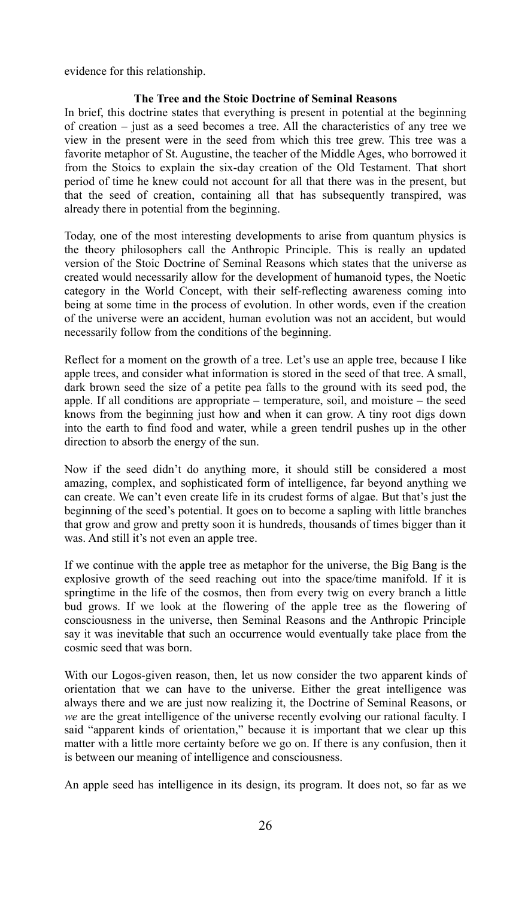evidence for this relationship.

### The Tree and the Stoic Doctrine of Seminal Reasons

In brief, this doctrine states that everything is present in potential at the beginning of creation – just as a seed becomes a tree. All the characteristics of any tree we view in the present were in the seed from which this tree grew. This tree was a favorite metaphor of St. Augustine, the teacher of the Middle Ages, who borrowed it from the Stoics to explain the six-day creation of the Old Testament. That short period of time he knew could not account for all that there was in the present, but that the seed of creation, containing all that has subsequently transpired, was already there in potential from the beginning.

Today, one of the most interesting developments to arise from quantum physics is the theory philosophers call the Anthropic Principle. This is really an updated version of the Stoic Doctrine of Seminal Reasons which states that the universe as created would necessarily allow for the development of humanoid types, the Noetic category in the World Concept, with their self-reflecting awareness coming into being at some time in the process of evolution. In other words, even if the creation of the universe were an accident, human evolution was not an accident, but would necessarily follow from the conditions of the beginning.

Reflect for a moment on the growth of a tree. Let's use an apple tree, because I like apple trees, and consider what information is stored in the seed of that tree. A small, dark brown seed the size of a petite pea falls to the ground with its seed pod, the apple. If all conditions are appropriate – temperature, soil, and moisture – the seed knows from the beginning just how and when it can grow. A tiny root digs down into the earth to find food and water, while a green tendril pushes up in the other direction to absorb the energy of the sun.

Now if the seed didn't do anything more, it should still be considered a most amazing, complex, and sophisticated form of intelligence, far beyond anything we can create. We can't even create life in its crudest forms of algae. But that's just the beginning of the seed's potential. It goes on to become a sapling with little branches that grow and grow and pretty soon it is hundreds, thousands of times bigger than it was. And still it's not even an apple tree.

If we continue with the apple tree as metaphor for the universe, the Big Bang is the explosive growth of the seed reaching out into the space/time manifold. If it is springtime in the life of the cosmos, then from every twig on every branch a little bud grows. If we look at the flowering of the apple tree as the flowering of consciousness in the universe, then Seminal Reasons and the Anthropic Principle say it was inevitable that such an occurrence would eventually take place from the cosmic seed that was born.

With our Logos-given reason, then, let us now consider the two apparent kinds of orientation that we can have to the universe. Either the great intelligence was always there and we are just now realizing it, the Doctrine of Seminal Reasons, or *we* are the great intelligence of the universe recently evolving our rational faculty. I said "apparent kinds of orientation," because it is important that we clear up this matter with a little more certainty before we go on. If there is any confusion, then it is between our meaning of intelligence and consciousness.

An apple seed has intelligence in its design, its program. It does not, so far as we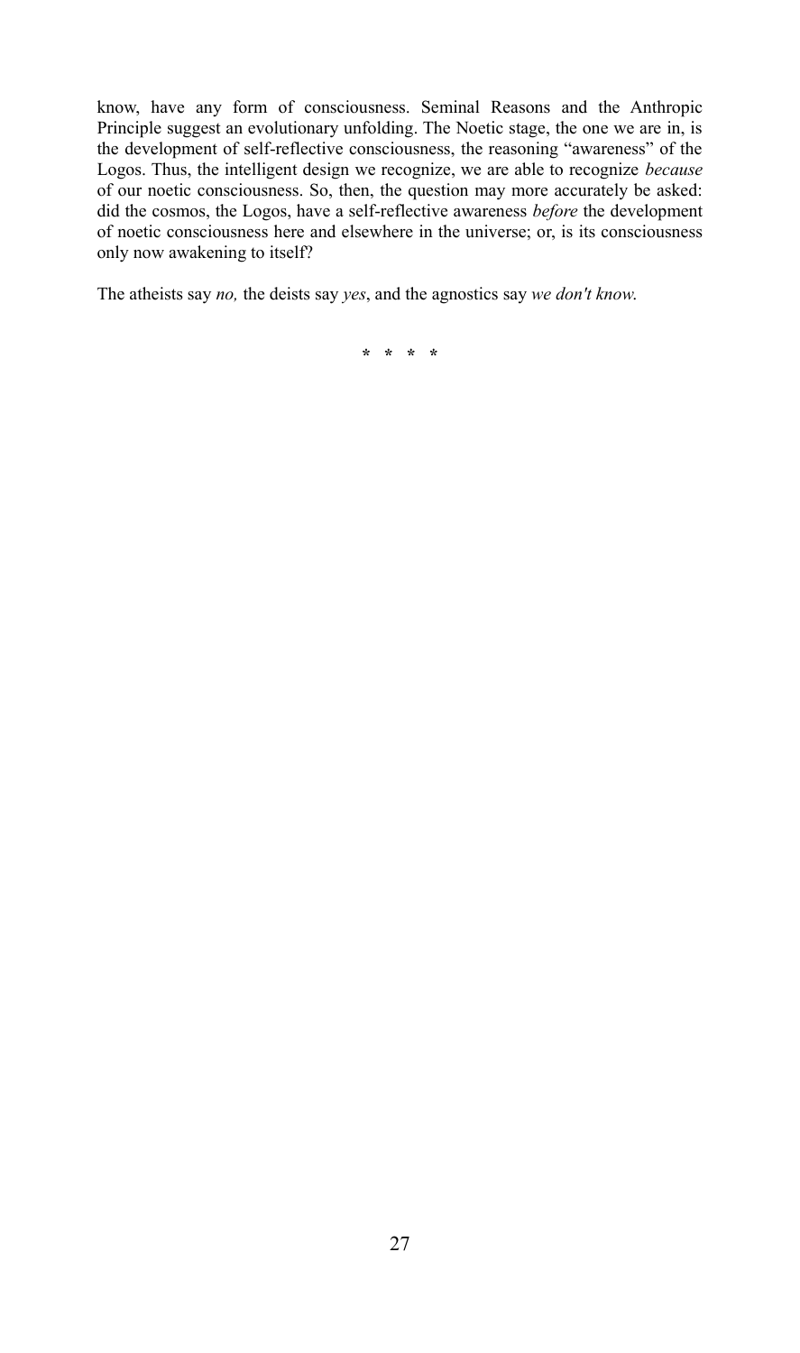know, have any form of consciousness. Seminal Reasons and the Anthropic Principle suggest an evolutionary unfolding. The Noetic stage, the one we are in, is the development of self-reflective consciousness, the reasoning “awareness” of the Logos. Thus, the intelligent design we recognize, we are able to recognize *because* of our noetic consciousness. So, then, the question may more accurately be asked: did the cosmos, the Logos, have a self-reflective awareness *before* the development of noetic consciousness here and elsewhere in the universe; or, is its consciousness only now awakening to itself?

The atheists say *no,* the deists say *yes*, and the agnostics say *we don't know.*

* * * *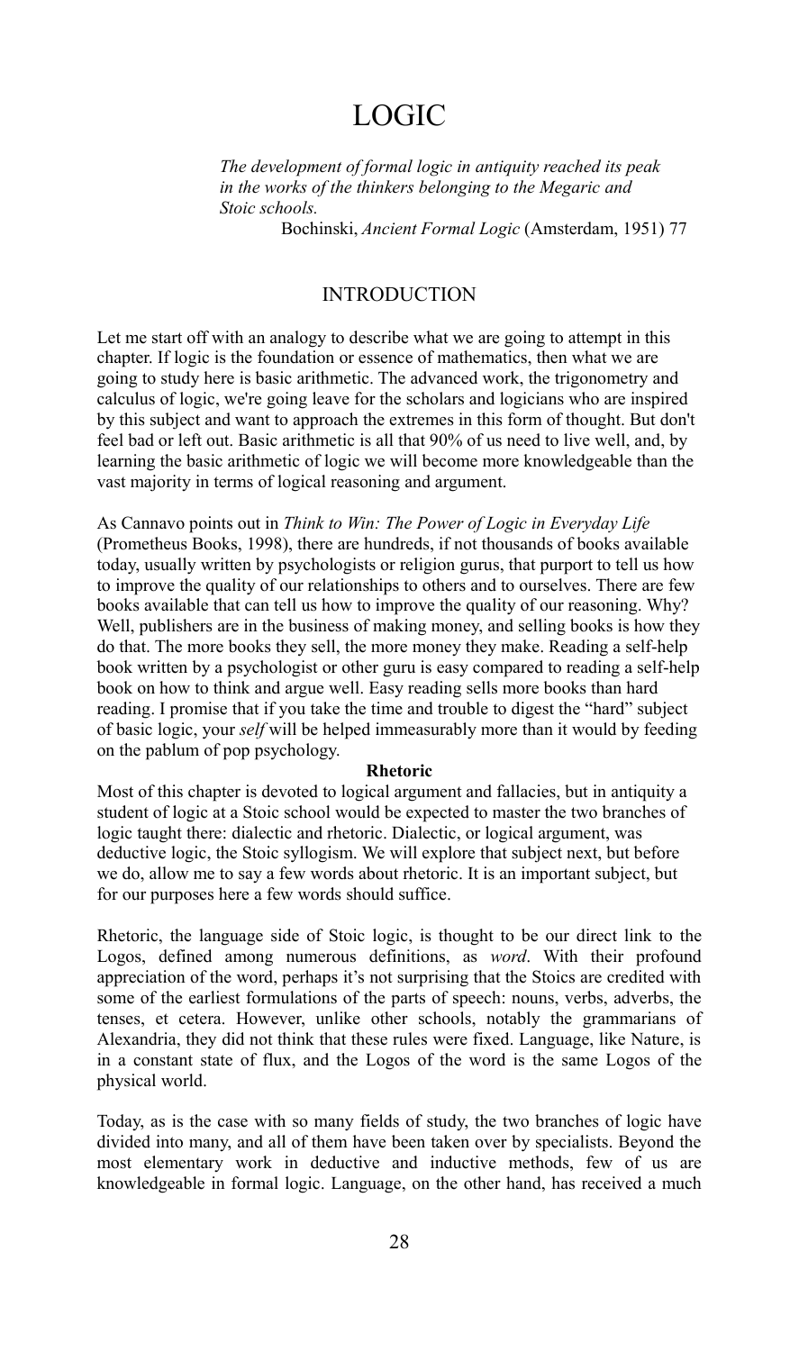# LOGIC

> *The development of formal logic in antiquity reached its peak in the works of the thinkers belonging to the Megaric and Stoic schools.*
>
> Bochinski, *Ancient Formal Logic* (Amsterdam, 1951) 77

## INTRODUCTION

Let me start off with an analogy to describe what we are going to attempt in this chapter. If logic is the foundation or essence of mathematics, then what we are going to study here is basic arithmetic. The advanced work, the trigonometry and calculus of logic, we're going leave for the scholars and logicians who are inspired by this subject and want to approach the extremes in this form of thought. But don't feel bad or left out. Basic arithmetic is all that 90% of us need to live well, and, by learning the basic arithmetic of logic we will become more knowledgeable than the vast majority in terms of logical reasoning and argument.

As Cannavo points out in *Think to Win: The Power of Logic in Everyday Life* (Prometheus Books, 1998), there are hundreds, if not thousands of books available today, usually written by psychologists or religion gurus, that purport to tell us how to improve the quality of our relationships to others and to ourselves. There are few books available that can tell us how to improve the quality of our reasoning. Why? Well, publishers are in the business of making money, and selling books is how they do that. The more books they sell, the more money they make. Reading a self-help book written by a psychologist or other guru is easy compared to reading a self-help book on how to think and argue well. Easy reading sells more books than hard reading. I promise that if you take the time and trouble to digest the "hard" subject of basic logic, your *self* will be helped immeasurably more than it would by feeding on the pablum of pop psychology.

**Rhetoric**

Most of this chapter is devoted to logical argument and fallacies, but in antiquity a student of logic at a Stoic school would be expected to master the two branches of logic taught there: dialectic and rhetoric. Dialectic, or logical argument, was deductive logic, the Stoic syllogism. We will explore that subject next, but before we do, allow me to say a few words about rhetoric. It is an important subject, but for our purposes here a few words should suffice.

Rhetoric, the language side of Stoic logic, is thought to be our direct link to the Logos, defined among numerous definitions, as *word*. With their profound appreciation of the word, perhaps it's not surprising that the Stoics are credited with some of the earliest formulations of the parts of speech: nouns, verbs, adverbs, the tenses, et cetera. However, unlike other schools, notably the grammarians of Alexandria, they did not think that these rules were fixed. Language, like Nature, is in a constant state of flux, and the Logos of the word is the same Logos of the physical world.

Today, as is the case with so many fields of study, the two branches of logic have divided into many, and all of them have been taken over by specialists. Beyond the most elementary work in deductive and inductive methods, few of us are knowledgeable in formal logic. Language, on the other hand, has received a much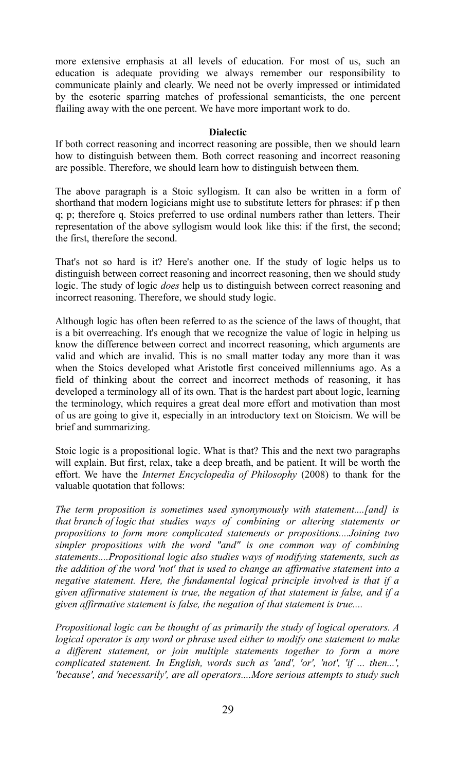more extensive emphasis at all levels of education. For most of us, such an education is adequate providing we always remember our responsibility to communicate plainly and clearly. We need not be overly impressed or intimidated by the esoteric sparring matches of professional semanticists, the one percent flailing away with the one percent. We have more important work to do.

### Dialectic

If both correct reasoning and incorrect reasoning are possible, then we should learn how to distinguish between them. Both correct reasoning and incorrect reasoning are possible. Therefore, we should learn how to distinguish between them.

The above paragraph is a Stoic syllogism. It can also be written in a form of shorthand that modern logicians might use to substitute letters for phrases: if p then q; p; therefore q. Stoics preferred to use ordinal numbers rather than letters. Their representation of the above syllogism would look like this: if the first, the second; the first, therefore the second.

That's not so hard is it? Here's another one. If the study of logic helps us to distinguish between correct reasoning and incorrect reasoning, then we should study logic. The study of logic *does* help us to distinguish between correct reasoning and incorrect reasoning. Therefore, we should study logic.

Although logic has often been referred to as the science of the laws of thought, that is a bit overreaching. It's enough that we recognize the value of logic in helping us know the difference between correct and incorrect reasoning, which arguments are valid and which are invalid. This is no small matter today any more than it was when the Stoics developed what Aristotle first conceived millenniums ago. As a field of thinking about the correct and incorrect methods of reasoning, it has developed a terminology all of its own. That is the hardest part about logic, learning the terminology, which requires a great deal more effort and motivation than most of us are going to give it, especially in an introductory text on Stoicism. We will be brief and summarizing.

Stoic logic is a propositional logic. What is that? This and the next two paragraphs will explain. But first, relax, take a deep breath, and be patient. It will be worth the effort. We have the *Internet Encyclopedia of Philosophy* (2008) to thank for the valuable quotation that follows:

*The term proposition is sometimes used synonymously with statement....[and] is that branch of logic that studies ways of combining or altering statements or propositions to form more complicated statements or propositions....Joining two simpler propositions with the word "and" is one common way of combining statements....Propositional logic also studies ways of modifying statements, such as the addition of the word 'not' that is used to change an affirmative statement into a negative statement. Here, the fundamental logical principle involved is that if a given affirmative statement is true, the negation of that statement is false, and if a given affirmative statement is false, the negation of that statement is true....*

*Propositional logic can be thought of as primarily the study of logical operators. A logical operator is any word or phrase used either to modify one statement to make a different statement, or join multiple statements together to form a more complicated statement. In English, words such as 'and', 'or', 'not', 'if ... then...', 'because', and 'necessarily', are all operators....More serious attempts to study such*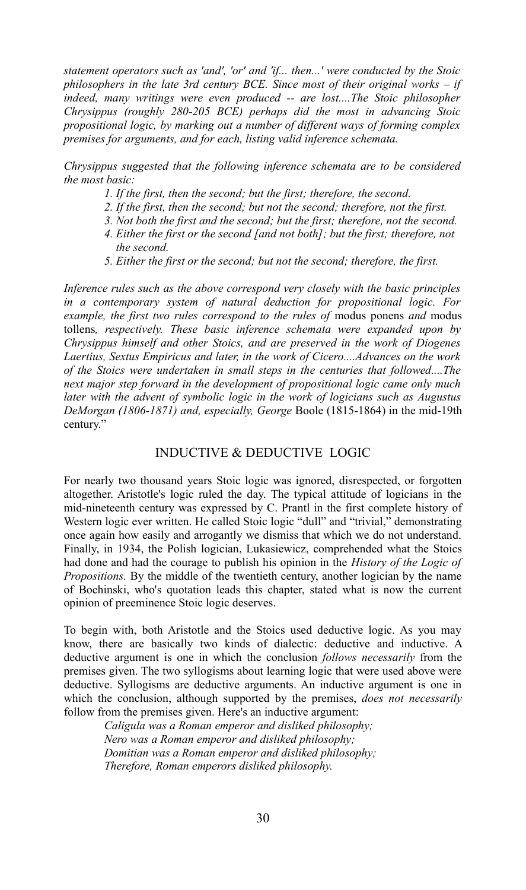*statement operators such as 'and', 'or' and 'if... then...' were conducted by the Stoic philosophers in the late 3rd century BCE. Since most of their original works – if indeed, many writings were even produced -- are lost....The Stoic philosopher Chrysippus (roughly 280-205 BCE) perhaps did the most in advancing Stoic propositional logic, by marking out a number of different ways of forming complex premises for arguments, and for each, listing valid inference schemata.*

*Chrysippus suggested that the following inference schemata are to be considered the most basic:*

> *1. If the first, then the second; but the first; therefore, the second.*
>
> *2. If the first, then the second; but not the second; therefore, not the first.*
>
> *3. Not both the first and the second; but the first; therefore, not the second.*
>
> *4. Either the first or the second [and not both]; but the first; therefore, not the second.*
>
> *5. Either the first or the second; but not the second; therefore, the first.*

*Inference rules such as the above correspond very closely with the basic principles in a contemporary system of natural deduction for propositional logic. For example, the first two rules correspond to the rules of* modus ponens *and* modus tollens*, respectively. These basic inference schemata were expanded upon by Chrysippus himself and other Stoics, and are preserved in the work of Diogenes Laertius, Sextus Empiricus and later, in the work of Cicero....Advances on the work of the Stoics were undertaken in small steps in the centuries that followed....The next major step forward in the development of propositional logic came only much later with the advent of symbolic logic in the work of logicians such as Augustus DeMorgan (1806-1871) and, especially, George* Boole (1815-1864) in the mid-19th century."

## INDUCTIVE & DEDUCTIVE LOGIC

For nearly two thousand years Stoic logic was ignored, disrespected, or forgotten altogether. Aristotle's logic ruled the day. The typical attitude of logicians in the mid-nineteenth century was expressed by C. Prantl in the first complete history of Western logic ever written. He called Stoic logic "dull" and "trivial," demonstrating once again how easily and arrogantly we dismiss that which we do not understand. Finally, in 1934, the Polish logician, Lukasiewicz, comprehended what the Stoics had done and had the courage to publish his opinion in the *History of the Logic of Propositions.* By the middle of the twentieth century, another logician by the name of Bochinski, who's quotation leads this chapter, stated what is now the current opinion of preeminence Stoic logic deserves.

To begin with, both Aristotle and the Stoics used deductive logic. As you may know, there are basically two kinds of dialectic: deductive and inductive. A deductive argument is one in which the conclusion *follows necessarily* from the premises given. The two syllogisms about learning logic that were used above were deductive. Syllogisms are deductive arguments. An inductive argument is one in which the conclusion, although supported by the premises, *does not necessarily* follow from the premises given. Here's an inductive argument:

> *Caligula was a Roman emperor and disliked philosophy;*
> *Nero was a Roman emperor and disliked philosophy;*
> *Domitian was a Roman emperor and disliked philosophy;*
> *Therefore, Roman emperors disliked philosophy.*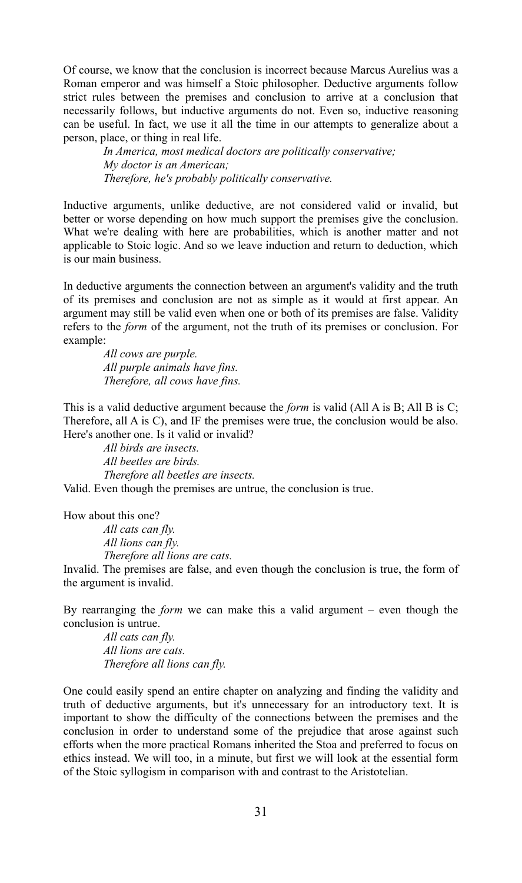Of course, we know that the conclusion is incorrect because Marcus Aurelius was a Roman emperor and was himself a Stoic philosopher. Deductive arguments follow strict rules between the premises and conclusion to arrive at a conclusion that necessarily follows, but inductive arguments do not. Even so, inductive reasoning can be useful. In fact, we use it all the time in our attempts to generalize about a person, place, or thing in real life.

> *In America, most medical doctors are politically conservative;*
> *My doctor is an American;*
> *Therefore, he's probably politically conservative.*

Inductive arguments, unlike deductive, are not considered valid or invalid, but better or worse depending on how much support the premises give the conclusion. What we're dealing with here are probabilities, which is another matter and not applicable to Stoic logic. And so we leave induction and return to deduction, which is our main business.

In deductive arguments the connection between an argument's validity and the truth of its premises and conclusion are not as simple as it would at first appear. An argument may still be valid even when one or both of its premises are false. Validity refers to the *form* of the argument, not the truth of its premises or conclusion. For example:

> *All cows are purple.*
> *All purple animals have fins.*
> *Therefore, all cows have fins.*

This is a valid deductive argument because the *form* is valid (All A is B; All B is C; Therefore, all A is C), and IF the premises were true, the conclusion would be also. Here's another one. Is it valid or invalid?

> *All birds are insects.*
> *All beetles are birds.*
> *Therefore all beetles are insects.*

Valid. Even though the premises are untrue, the conclusion is true.

How about this one?

> *All cats can fly.*
> *All lions can fly.*
> *Therefore all lions are cats.*

Invalid. The premises are false, and even though the conclusion is true, the form of the argument is invalid.

By rearranging the *form* we can make this a valid argument – even though the conclusion is untrue.

> *All cats can fly.*
> *All lions are cats.*
> *Therefore all lions can fly.*

One could easily spend an entire chapter on analyzing and finding the validity and truth of deductive arguments, but it's unnecessary for an introductory text. It is important to show the difficulty of the connections between the premises and the conclusion in order to understand some of the prejudice that arose against such efforts when the more practical Romans inherited the Stoa and preferred to focus on ethics instead. We will too, in a minute, but first we will look at the essential form of the Stoic syllogism in comparison with and contrast to the Aristotelian.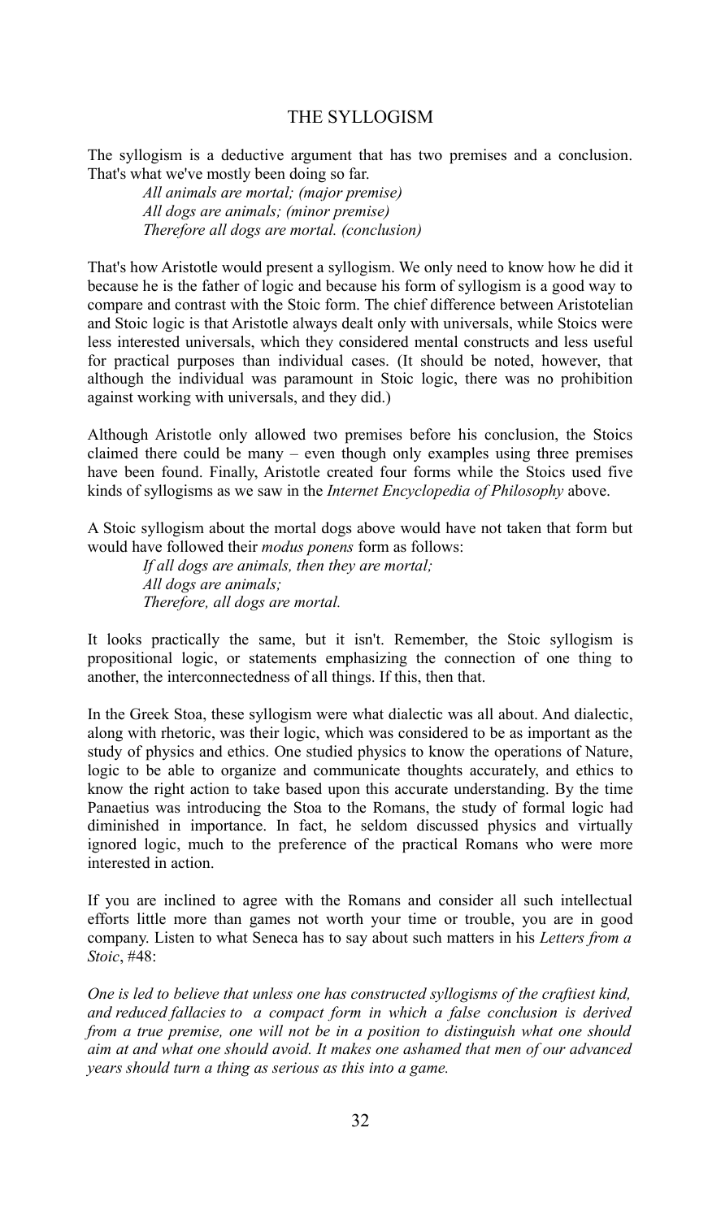# THE SYLLOGISM

The syllogism is a deductive argument that has two premises and a conclusion. That's what we've mostly been doing so far.

> *All animals are mortal; (major premise)*
> *All dogs are animals; (minor premise)*
> *Therefore all dogs are mortal. (conclusion)*

That's how Aristotle would present a syllogism. We only need to know how he did it because he is the father of logic and because his form of syllogism is a good way to compare and contrast with the Stoic form. The chief difference between Aristotelian and Stoic logic is that Aristotle always dealt only with universals, while Stoics were less interested universals, which they considered mental constructs and less useful for practical purposes than individual cases. (It should be noted, however, that although the individual was paramount in Stoic logic, there was no prohibition against working with universals, and they did.)

Although Aristotle only allowed two premises before his conclusion, the Stoics claimed there could be many – even though only examples using three premises have been found. Finally, Aristotle created four forms while the Stoics used five kinds of syllogisms as we saw in the *Internet Encyclopedia of Philosophy* above.

A Stoic syllogism about the mortal dogs above would have not taken that form but would have followed their *modus ponens* form as follows:

> *If all dogs are animals, then they are mortal;*
> *All dogs are animals;*
> *Therefore, all dogs are mortal.*

It looks practically the same, but it isn't. Remember, the Stoic syllogism is propositional logic, or statements emphasizing the connection of one thing to another, the interconnectedness of all things. If this, then that.

In the Greek Stoa, these syllogism were what dialectic was all about. And dialectic, along with rhetoric, was their logic, which was considered to be as important as the study of physics and ethics. One studied physics to know the operations of Nature, logic to be able to organize and communicate thoughts accurately, and ethics to know the right action to take based upon this accurate understanding. By the time Panaetius was introducing the Stoa to the Romans, the study of formal logic had diminished in importance. In fact, he seldom discussed physics and virtually ignored logic, much to the preference of the practical Romans who were more interested in action.

If you are inclined to agree with the Romans and consider all such intellectual efforts little more than games not worth your time or trouble, you are in good company. Listen to what Seneca has to say about such matters in his *Letters from a Stoic*, #48:

*One is led to believe that unless one has constructed syllogisms of the craftiest kind, and reduced fallacies to a compact form in which a false conclusion is derived from a true premise, one will not be in a position to distinguish what one should aim at and what one should avoid. It makes one ashamed that men of our advanced years should turn a thing as serious as this into a game.*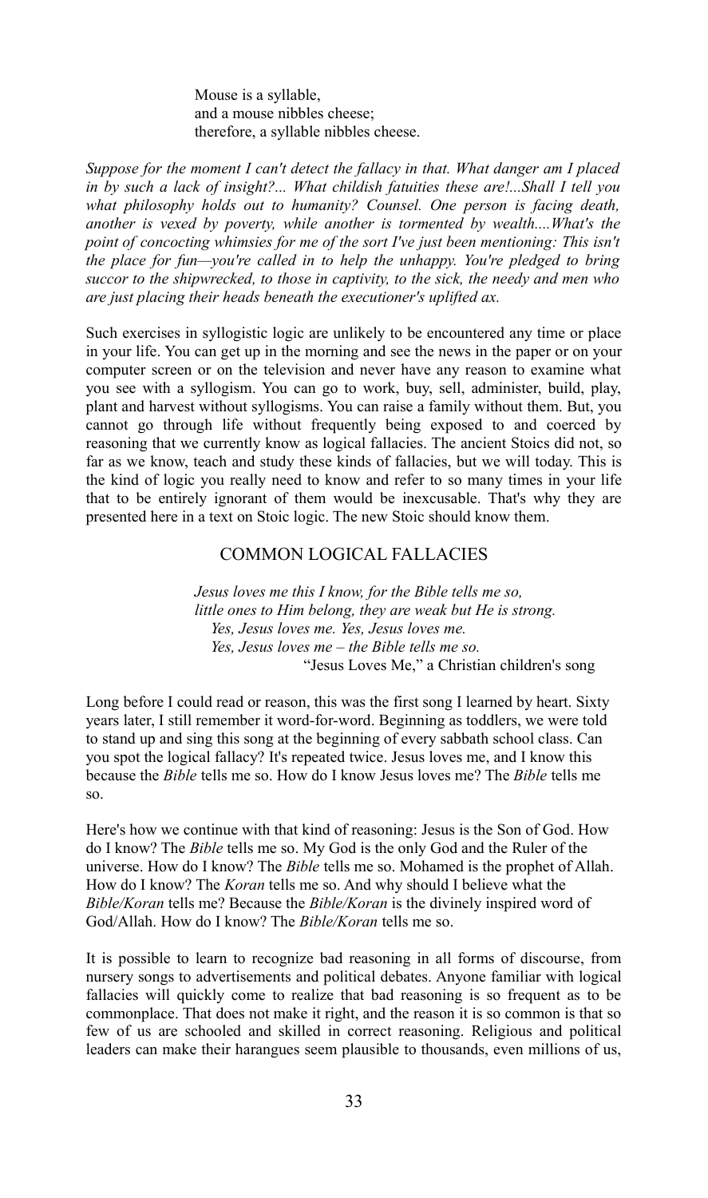> Mouse is a syllable,
> and a mouse nibbles cheese;
> therefore, a syllable nibbles cheese.

*Suppose for the moment I can't detect the fallacy in that. What danger am I placed in by such a lack of insight?... What childish fatuities these are!...Shall I tell you what philosophy holds out to humanity? Counsel. One person is facing death, another is vexed by poverty, while another is tormented by wealth....What's the point of concocting whimsies for me of the sort I've just been mentioning: This isn't the place for fun—you're called in to help the unhappy. You're pledged to bring succor to the shipwrecked, to those in captivity, to the sick, the needy and men who are just placing their heads beneath the executioner's uplifted ax.*

Such exercises in syllogistic logic are unlikely to be encountered any time or place in your life. You can get up in the morning and see the news in the paper or on your computer screen or on the television and never have any reason to examine what you see with a syllogism. You can go to work, buy, sell, administer, build, play, plant and harvest without syllogisms. You can raise a family without them. But, you cannot go through life without frequently being exposed to and coerced by reasoning that we currently know as logical fallacies. The ancient Stoics did not, so far as we know, teach and study these kinds of fallacies, but we will today. This is the kind of logic you really need to know and refer to so many times in your life that to be entirely ignorant of them would be inexcusable. That's why they are presented here in a text on Stoic logic. The new Stoic should know them.

## COMMON LOGICAL FALLACIES

> *Jesus loves me this I know, for the Bible tells me so,*
> *little ones to Him belong, they are weak but He is strong.*
> *Yes, Jesus loves me. Yes, Jesus loves me.*
> *Yes, Jesus loves me – the Bible tells me so.*
>
> "Jesus Loves Me," a Christian children's song

Long before I could read or reason, this was the first song I learned by heart. Sixty years later, I still remember it word-for-word. Beginning as toddlers, we were told to stand up and sing this song at the beginning of every sabbath school class. Can you spot the logical fallacy? It's repeated twice. Jesus loves me, and I know this because the *Bible* tells me so. How do I know Jesus loves me? The *Bible* tells me so.

Here's how we continue with that kind of reasoning: Jesus is the Son of God. How do I know? The *Bible* tells me so. My God is the only God and the Ruler of the universe. How do I know? The *Bible* tells me so. Mohamed is the prophet of Allah. How do I know? The *Koran* tells me so. And why should I believe what the *Bible/Koran* tells me? Because the *Bible/Koran* is the divinely inspired word of God/Allah. How do I know? The *Bible/Koran* tells me so.

It is possible to learn to recognize bad reasoning in all forms of discourse, from nursery songs to advertisements and political debates. Anyone familiar with logical fallacies will quickly come to realize that bad reasoning is so frequent as to be commonplace. That does not make it right, and the reason it is so common is that so few of us are schooled and skilled in correct reasoning. Religious and political leaders can make their harangues seem plausible to thousands, even millions of us,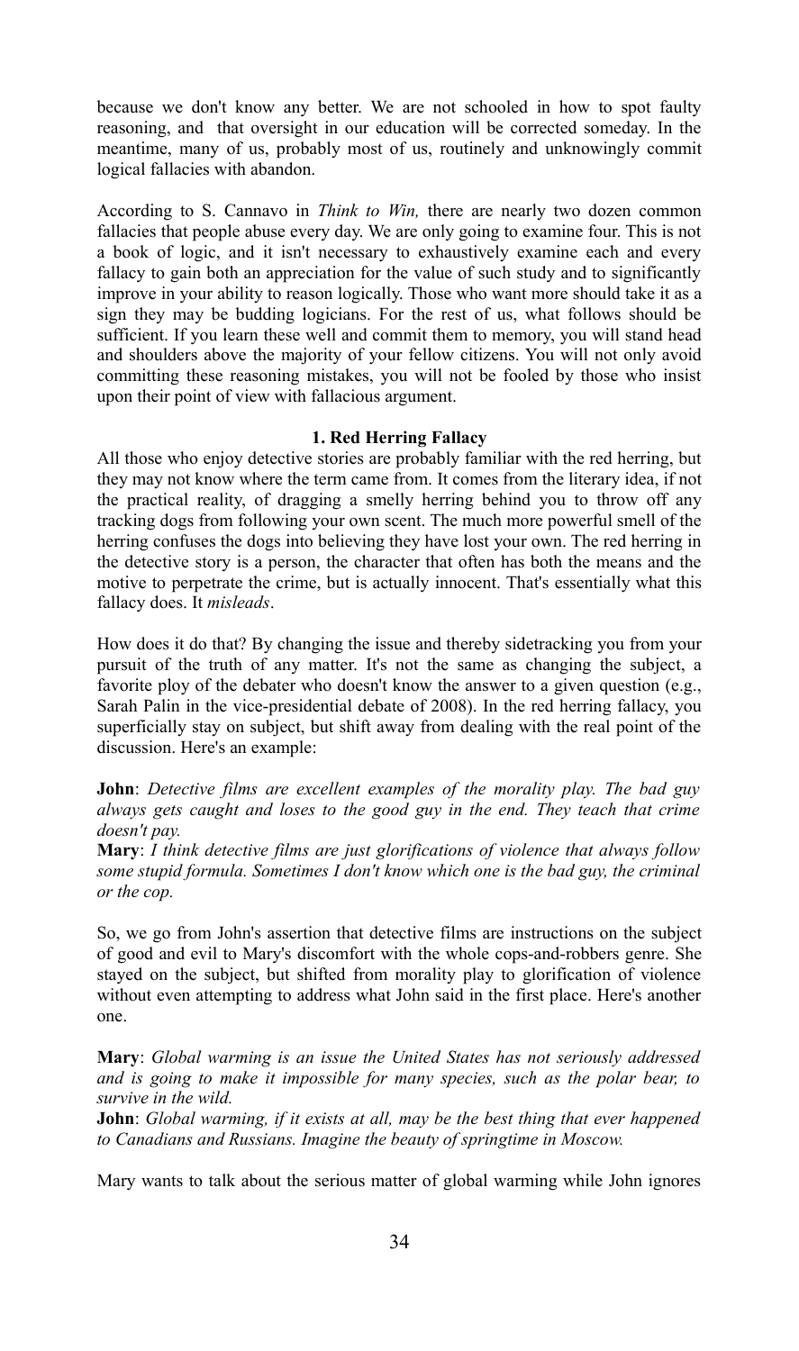because we don't know any better. We are not schooled in how to spot faulty reasoning, and that oversight in our education will be corrected someday. In the meantime, many of us, probably most of us, routinely and unknowingly commit logical fallacies with abandon.

According to S. Cannavo in *Think to Win,* there are nearly two dozen common fallacies that people abuse every day. We are only going to examine four. This is not a book of logic, and it isn't necessary to exhaustively examine each and every fallacy to gain both an appreciation for the value of such study and to significantly improve in your ability to reason logically. Those who want more should take it as a sign they may be budding logicians. For the rest of us, what follows should be sufficient. If you learn these well and commit them to memory, you will stand head and shoulders above the majority of your fellow citizens. You will not only avoid committing these reasoning mistakes, you will not be fooled by those who insist upon their point of view with fallacious argument.

### 1. Red Herring Fallacy

All those who enjoy detective stories are probably familiar with the red herring, but they may not know where the term came from. It comes from the literary idea, if not the practical reality, of dragging a smelly herring behind you to throw off any tracking dogs from following your own scent. The much more powerful smell of the herring confuses the dogs into believing they have lost your own. The red herring in the detective story is a person, the character that often has both the means and the motive to perpetrate the crime, but is actually innocent. That's essentially what this fallacy does. It *misleads*.

How does it do that? By changing the issue and thereby sidetracking you from your pursuit of the truth of any matter. It's not the same as changing the subject, a favorite ploy of the debater who doesn't know the answer to a given question (e.g., Sarah Palin in the vice-presidential debate of 2008). In the red herring fallacy, you superficially stay on subject, but shift away from dealing with the real point of the discussion. Here's an example:

**John**: *Detective films are excellent examples of the morality play. The bad guy always gets caught and loses to the good guy in the end. They teach that crime doesn't pay.*
**Mary**: *I think detective films are just glorifications of violence that always follow some stupid formula. Sometimes I don't know which one is the bad guy, the criminal or the cop.*

So, we go from John's assertion that detective films are instructions on the subject of good and evil to Mary's discomfort with the whole cops-and-robbers genre. She stayed on the subject, but shifted from morality play to glorification of violence without even attempting to address what John said in the first place. Here's another one.

**Mary**: *Global warming is an issue the United States has not seriously addressed and is going to make it impossible for many species, such as the polar bear, to survive in the wild.*
**John**: *Global warming, if it exists at all, may be the best thing that ever happened to Canadians and Russians. Imagine the beauty of springtime in Moscow.*

Mary wants to talk about the serious matter of global warming while John ignores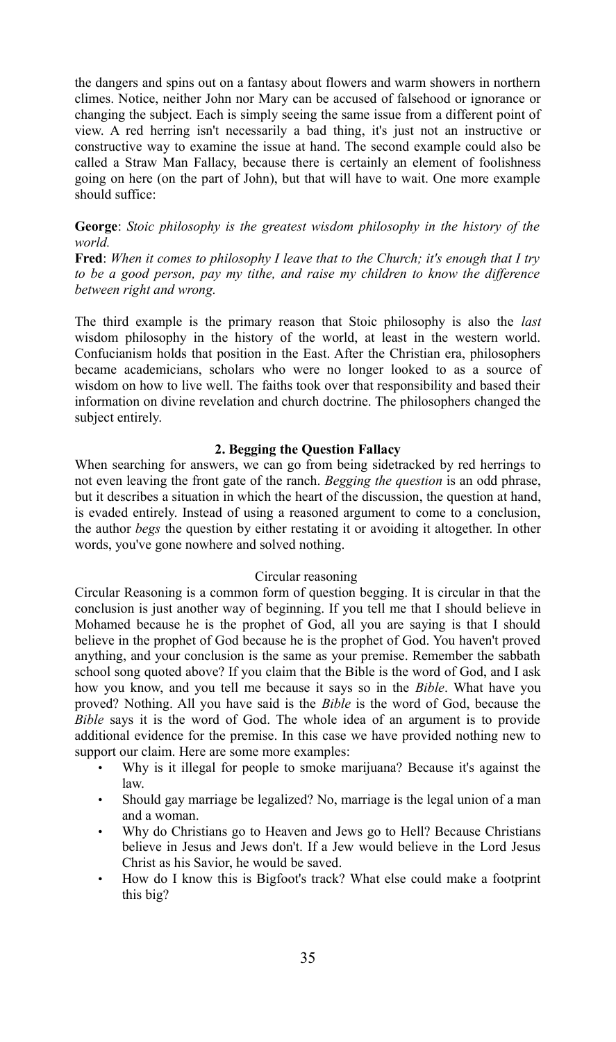the dangers and spins out on a fantasy about flowers and warm showers in northern climes. Notice, neither John nor Mary can be accused of falsehood or ignorance or changing the subject. Each is simply seeing the same issue from a different point of view. A red herring isn't necessarily a bad thing, it's just not an instructive or constructive way to examine the issue at hand. The second example could also be called a Straw Man Fallacy, because there is certainly an element of foolishness going on here (on the part of John), but that will have to wait. One more example should suffice:

**George**: *Stoic philosophy is the greatest wisdom philosophy in the history of the world.*
**Fred**: *When it comes to philosophy I leave that to the Church; it's enough that I try to be a good person, pay my tithe, and raise my children to know the difference between right and wrong.*

The third example is the primary reason that Stoic philosophy is also the *last* wisdom philosophy in the history of the world, at least in the western world. Confucianism holds that position in the East. After the Christian era, philosophers became academicians, scholars who were no longer looked to as a source of wisdom on how to live well. The faiths took over that responsibility and based their information on divine revelation and church doctrine. The philosophers changed the subject entirely.

### 2. Begging the Question Fallacy

When searching for answers, we can go from being sidetracked by red herrings to not even leaving the front gate of the ranch. *Begging the question* is an odd phrase, but it describes a situation in which the heart of the discussion, the question at hand, is evaded entirely. Instead of using a reasoned argument to come to a conclusion, the author *begs* the question by either restating it or avoiding it altogether. In other words, you've gone nowhere and solved nothing.

#### Circular reasoning

Circular Reasoning is a common form of question begging. It is circular in that the conclusion is just another way of beginning. If you tell me that I should believe in Mohamed because he is the prophet of God, all you are saying is that I should believe in the prophet of God because he is the prophet of God. You haven't proved anything, and your conclusion is the same as your premise. Remember the sabbath school song quoted above? If you claim that the Bible is the word of God, and I ask how you know, and you tell me because it says so in the *Bible*. What have you proved? Nothing. All you have said is the *Bible* is the word of God, because the *Bible* says it is the word of God. The whole idea of an argument is to provide additional evidence for the premise. In this case we have provided nothing new to support our claim. Here are some more examples:

- Why is it illegal for people to smoke marijuana? Because it's against the law.
- Should gay marriage be legalized? No, marriage is the legal union of a man and a woman.
- Why do Christians go to Heaven and Jews go to Hell? Because Christians believe in Jesus and Jews don't. If a Jew would believe in the Lord Jesus Christ as his Savior, he would be saved.
- How do I know this is Bigfoot's track? What else could make a footprint this big?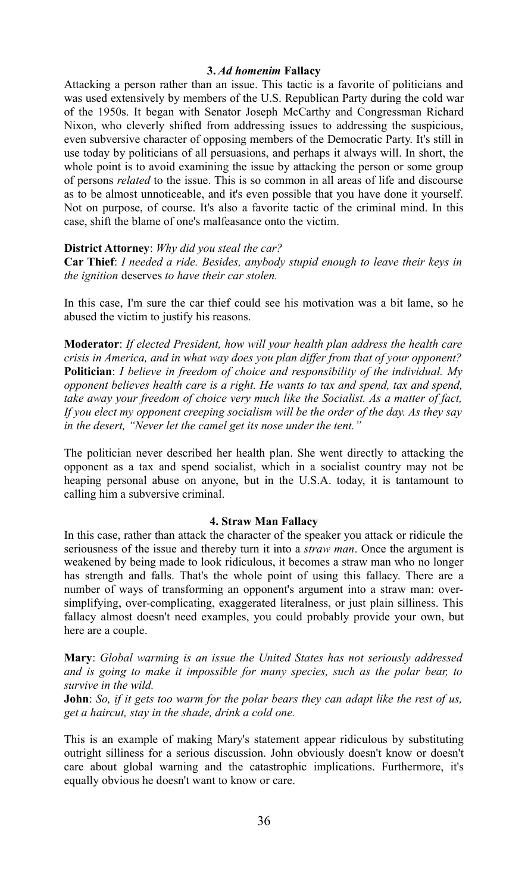### 3. *Ad homenim* Fallacy

Attacking a person rather than an issue. This tactic is a favorite of politicians and was used extensively by members of the U.S. Republican Party during the cold war of the 1950s. It began with Senator Joseph McCarthy and Congressman Richard Nixon, who cleverly shifted from addressing issues to addressing the suspicious, even subversive character of opposing members of the Democratic Party. It's still in use today by politicians of all persuasions, and perhaps it always will. In short, the whole point is to avoid examining the issue by attacking the person or some group of persons *related* to the issue. This is so common in all areas of life and discourse as to be almost unnoticeable, and it's even possible that you have done it yourself. Not on purpose, of course. It's also a favorite tactic of the criminal mind. In this case, shift the blame of one's malfeasance onto the victim.

**District Attorney**: *Why did you steal the car?*
**Car Thief**: *I needed a ride. Besides, anybody stupid enough to leave their keys in the ignition* deserves *to have their car stolen.*

In this case, I'm sure the car thief could see his motivation was a bit lame, so he abused the victim to justify his reasons.

**Moderator**: *If elected President, how will your health plan address the health care crisis in America, and in what way does you plan differ from that of your opponent?*
**Politician**: *I believe in freedom of choice and responsibility of the individual. My opponent believes health care is a right. He wants to tax and spend, tax and spend, take away your freedom of choice very much like the Socialist. As a matter of fact, If you elect my opponent creeping socialism will be the order of the day. As they say in the desert, "Never let the camel get its nose under the tent."*

The politician never described her health plan. She went directly to attacking the opponent as a tax and spend socialist, which in a socialist country may not be heaping personal abuse on anyone, but in the U.S.A. today, it is tantamount to calling him a subversive criminal.

### 4. Straw Man Fallacy

In this case, rather than attack the character of the speaker you attack or ridicule the seriousness of the issue and thereby turn it into a *straw man*. Once the argument is weakened by being made to look ridiculous, it becomes a straw man who no longer has strength and falls. That's the whole point of using this fallacy. There are a number of ways of transforming an opponent's argument into a straw man: over-simplifying, over-complicating, exaggerated literalness, or just plain silliness. This fallacy almost doesn't need examples, you could probably provide your own, but here are a couple.

**Mary**: *Global warming is an issue the United States has not seriously addressed and is going to make it impossible for many species, such as the polar bear, to survive in the wild.*
**John**: *So, if it gets too warm for the polar bears they can adapt like the rest of us, get a haircut, stay in the shade, drink a cold one.*

This is an example of making Mary's statement appear ridiculous by substituting outright silliness for a serious discussion. John obviously doesn't know or doesn't care about global warning and the catastrophic implications. Furthermore, it's equally obvious he doesn't want to know or care.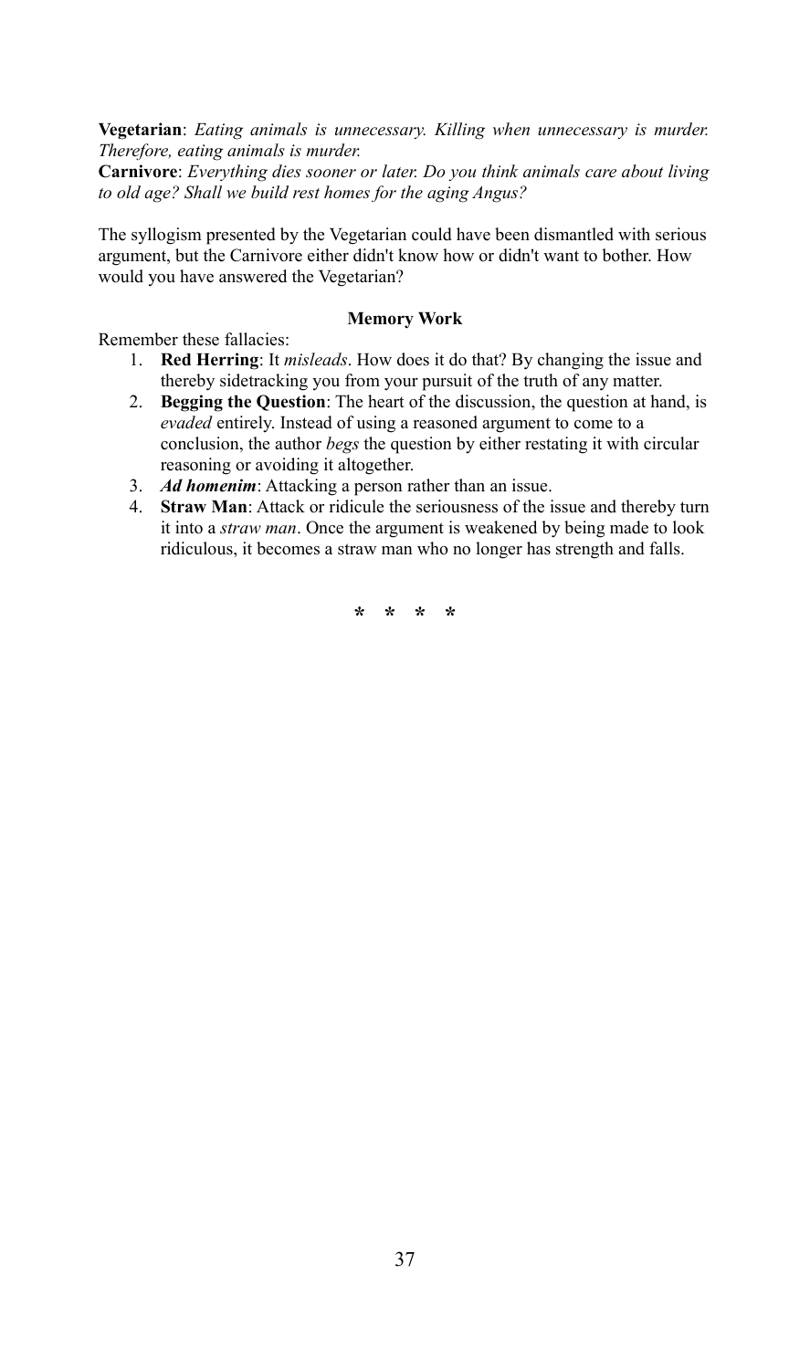**Vegetarian**: *Eating animals is unnecessary. Killing when unnecessary is murder. Therefore, eating animals is murder.*

**Carnivore**: *Everything dies sooner or later. Do you think animals care about living to old age? Shall we build rest homes for the aging Angus?*

The syllogism presented by the Vegetarian could have been dismantled with serious argument, but the Carnivore either didn't know how or didn't want to bother. How would you have answered the Vegetarian?

**Memory Work**

Remember these fallacies:

1. **Red Herring**: It *misleads*. How does it do that? By changing the issue and thereby sidetracking you from your pursuit of the truth of any matter.
2. **Begging the Question**: The heart of the discussion, the question at hand, is *evaded* entirely. Instead of using a reasoned argument to come to a conclusion, the author *begs* the question by either restating it with circular reasoning or avoiding it altogether.
3. ***Ad homenim***: Attacking a person rather than an issue.
4. **Straw Man**: Attack or ridicule the seriousness of the issue and thereby turn it into a *straw man*. Once the argument is weakened by being made to look ridiculous, it becomes a straw man who no longer has strength and falls.

\* \* \* \*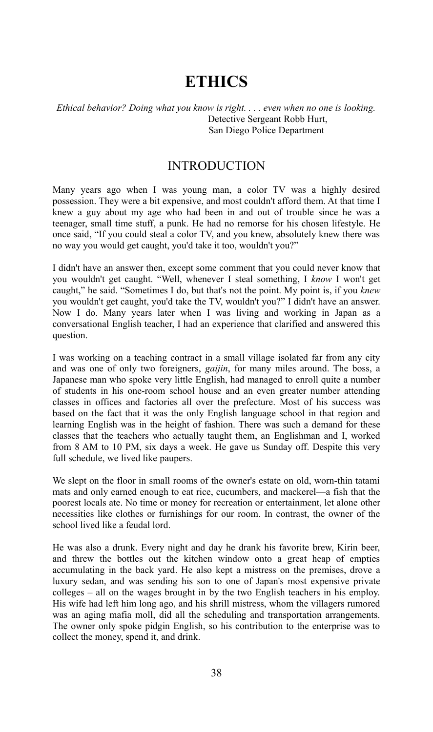# ETHICS

*Ethical behavior? Doing what you know is right. . . . even when no one is looking.*
Detective Sergeant Robb Hurt,
San Diego Police Department

## INTRODUCTION

Many years ago when I was young man, a color TV was a highly desired possession. They were a bit expensive, and most couldn't afford them. At that time I knew a guy about my age who had been in and out of trouble since he was a teenager, small time stuff, a punk. He had no remorse for his chosen lifestyle. He once said, "If you could steal a color TV, and you knew, absolutely knew there was no way you would get caught, you'd take it too, wouldn't you?"

I didn't have an answer then, except some comment that you could never know that you wouldn't get caught. "Well, whenever I steal something, I *know* I won't get caught," he said. "Sometimes I do, but that's not the point. My point is, if you *knew* you wouldn't get caught, you'd take the TV, wouldn't you?" I didn't have an answer. Now I do. Many years later when I was living and working in Japan as a conversational English teacher, I had an experience that clarified and answered this question.

I was working on a teaching contract in a small village isolated far from any city and was one of only two foreigners, *gaijin*, for many miles around. The boss, a Japanese man who spoke very little English, had managed to enroll quite a number of students in his one-room school house and an even greater number attending classes in offices and factories all over the prefecture. Most of his success was based on the fact that it was the only English language school in that region and learning English was in the height of fashion. There was such a demand for these classes that the teachers who actually taught them, an Englishman and I, worked from 8 AM to 10 PM, six days a week. He gave us Sunday off. Despite this very full schedule, we lived like paupers.

We slept on the floor in small rooms of the owner's estate on old, worn-thin tatami mats and only earned enough to eat rice, cucumbers, and mackerel—a fish that the poorest locals ate. No time or money for recreation or entertainment, let alone other necessities like clothes or furnishings for our room. In contrast, the owner of the school lived like a feudal lord.

He was also a drunk. Every night and day he drank his favorite brew, Kirin beer, and threw the bottles out the kitchen window onto a great heap of empties accumulating in the back yard. He also kept a mistress on the premises, drove a luxury sedan, and was sending his son to one of Japan's most expensive private colleges – all on the wages brought in by the two English teachers in his employ. His wife had left him long ago, and his shrill mistress, whom the villagers rumored was an aging mafia moll, did all the scheduling and transportation arrangements. The owner only spoke pidgin English, so his contribution to the enterprise was to collect the money, spend it, and drink.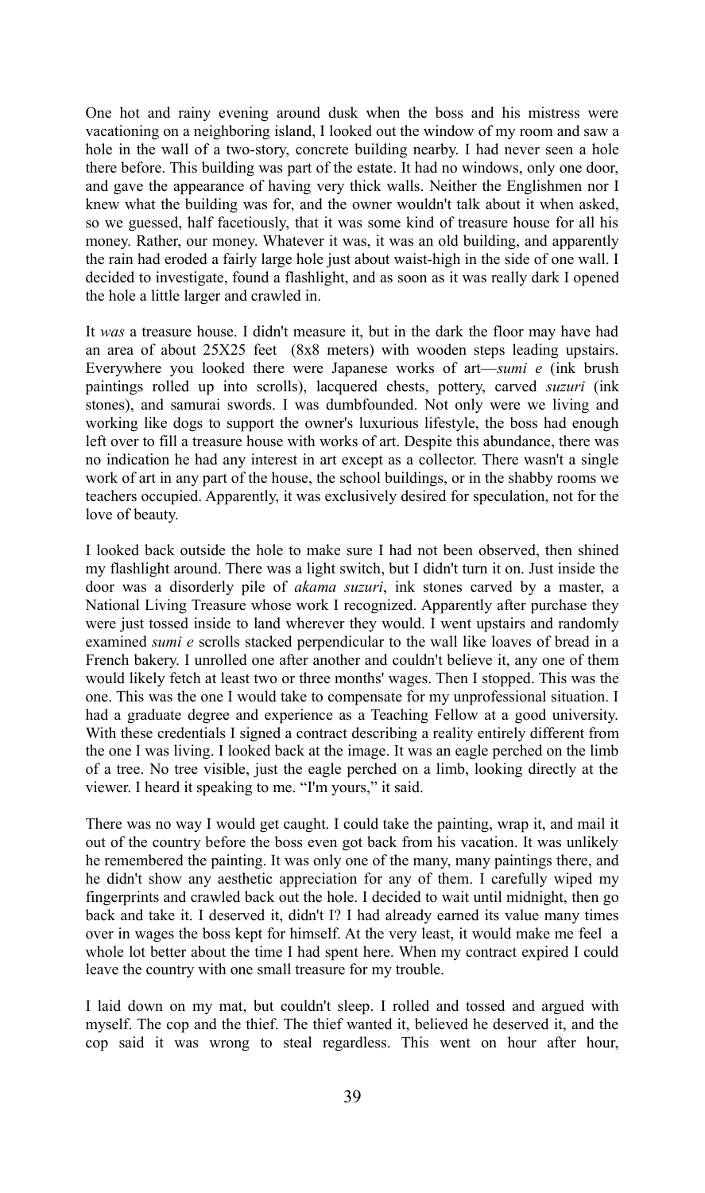One hot and rainy evening around dusk when the boss and his mistress were vacationing on a neighboring island, I looked out the window of my room and saw a hole in the wall of a two-story, concrete building nearby. I had never seen a hole there before. This building was part of the estate. It had no windows, only one door, and gave the appearance of having very thick walls. Neither the Englishmen nor I knew what the building was for, and the owner wouldn't talk about it when asked, so we guessed, half facetiously, that it was some kind of treasure house for all his money. Rather, our money. Whatever it was, it was an old building, and apparently the rain had eroded a fairly large hole just about waist-high in the side of one wall. I decided to investigate, found a flashlight, and as soon as it was really dark I opened the hole a little larger and crawled in.

It *was* a treasure house. I didn't measure it, but in the dark the floor may have had an area of about 25X25 feet (8x8 meters) with wooden steps leading upstairs. Everywhere you looked there were Japanese works of art—*sumi e* (ink brush paintings rolled up into scrolls), lacquered chests, pottery, carved *suzuri* (ink stones), and samurai swords. I was dumbfounded. Not only were we living and working like dogs to support the owner's luxurious lifestyle, the boss had enough left over to fill a treasure house with works of art. Despite this abundance, there was no indication he had any interest in art except as a collector. There wasn't a single work of art in any part of the house, the school buildings, or in the shabby rooms we teachers occupied. Apparently, it was exclusively desired for speculation, not for the love of beauty.

I looked back outside the hole to make sure I had not been observed, then shined my flashlight around. There was a light switch, but I didn't turn it on. Just inside the door was a disorderly pile of *akama suzuri*, ink stones carved by a master, a National Living Treasure whose work I recognized. Apparently after purchase they were just tossed inside to land wherever they would. I went upstairs and randomly examined *sumi e* scrolls stacked perpendicular to the wall like loaves of bread in a French bakery. I unrolled one after another and couldn't believe it, any one of them would likely fetch at least two or three months' wages. Then I stopped. This was the one. This was the one I would take to compensate for my unprofessional situation. I had a graduate degree and experience as a Teaching Fellow at a good university. With these credentials I signed a contract describing a reality entirely different from the one I was living. I looked back at the image. It was an eagle perched on the limb of a tree. No tree visible, just the eagle perched on a limb, looking directly at the viewer. I heard it speaking to me. "I'm yours," it said.

There was no way I would get caught. I could take the painting, wrap it, and mail it out of the country before the boss even got back from his vacation. It was unlikely he remembered the painting. It was only one of the many, many paintings there, and he didn't show any aesthetic appreciation for any of them. I carefully wiped my fingerprints and crawled back out the hole. I decided to wait until midnight, then go back and take it. I deserved it, didn't I? I had already earned its value many times over in wages the boss kept for himself. At the very least, it would make me feel a whole lot better about the time I had spent here. When my contract expired I could leave the country with one small treasure for my trouble.

I laid down on my mat, but couldn't sleep. I rolled and tossed and argued with myself. The cop and the thief. The thief wanted it, believed he deserved it, and the cop said it was wrong to steal regardless. This went on hour after hour,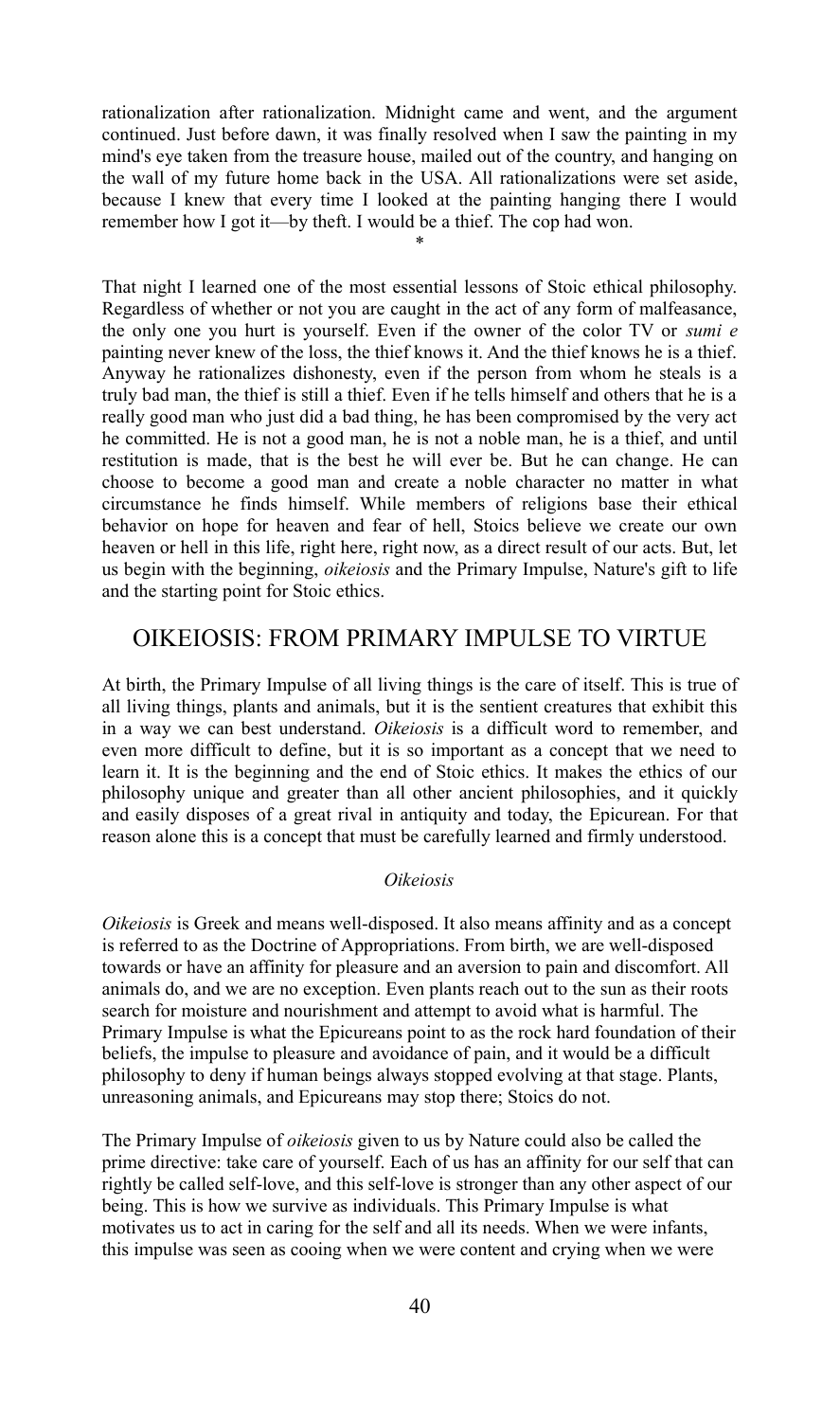rationalization after rationalization. Midnight came and went, and the argument continued. Just before dawn, it was finally resolved when I saw the painting in my mind's eye taken from the treasure house, mailed out of the country, and hanging on the wall of my future home back in the USA. All rationalizations were set aside, because I knew that every time I looked at the painting hanging there I would remember how I got it—by theft. I would be a thief. The cop had won.

*

That night I learned one of the most essential lessons of Stoic ethical philosophy. Regardless of whether or not you are caught in the act of any form of malfeasance, the only one you hurt is yourself. Even if the owner of the color TV or *sumi e* painting never knew of the loss, the thief knows it. And the thief knows he is a thief. Anyway he rationalizes dishonesty, even if the person from whom he steals is a truly bad man, the thief is still a thief. Even if he tells himself and others that he is a really good man who just did a bad thing, he has been compromised by the very act he committed. He is not a good man, he is not a noble man, he is a thief, and until restitution is made, that is the best he will ever be. But he can change. He can choose to become a good man and create a noble character no matter in what circumstance he finds himself. While members of religions base their ethical behavior on hope for heaven and fear of hell, Stoics believe we create our own heaven or hell in this life, right here, right now, as a direct result of our acts. But, let us begin with the beginning, *oikeiosis* and the Primary Impulse, Nature's gift to life and the starting point for Stoic ethics.

## OIKEIOSIS: FROM PRIMARY IMPULSE TO VIRTUE

At birth, the Primary Impulse of all living things is the care of itself. This is true of all living things, plants and animals, but it is the sentient creatures that exhibit this in a way we can best understand. *Oikeiosis* is a difficult word to remember, and even more difficult to define, but it is so important as a concept that we need to learn it. It is the beginning and the end of Stoic ethics. It makes the ethics of our philosophy unique and greater than all other ancient philosophies, and it quickly and easily disposes of a great rival in antiquity and today, the Epicurean. For that reason alone this is a concept that must be carefully learned and firmly understood.

### *Oikeiosis*

*Oikeiosis* is Greek and means well-disposed. It also means affinity and as a concept is referred to as the Doctrine of Appropriations. From birth, we are well-disposed towards or have an affinity for pleasure and an aversion to pain and discomfort. All animals do, and we are no exception. Even plants reach out to the sun as their roots search for moisture and nourishment and attempt to avoid what is harmful. The Primary Impulse is what the Epicureans point to as the rock hard foundation of their beliefs, the impulse to pleasure and avoidance of pain, and it would be a difficult philosophy to deny if human beings always stopped evolving at that stage. Plants, unreasoning animals, and Epicureans may stop there; Stoics do not.

The Primary Impulse of *oikeiosis* given to us by Nature could also be called the prime directive: take care of yourself. Each of us has an affinity for our self that can rightly be called self-love, and this self-love is stronger than any other aspect of our being. This is how we survive as individuals. This Primary Impulse is what motivates us to act in caring for the self and all its needs. When we were infants, this impulse was seen as cooing when we were content and crying when we were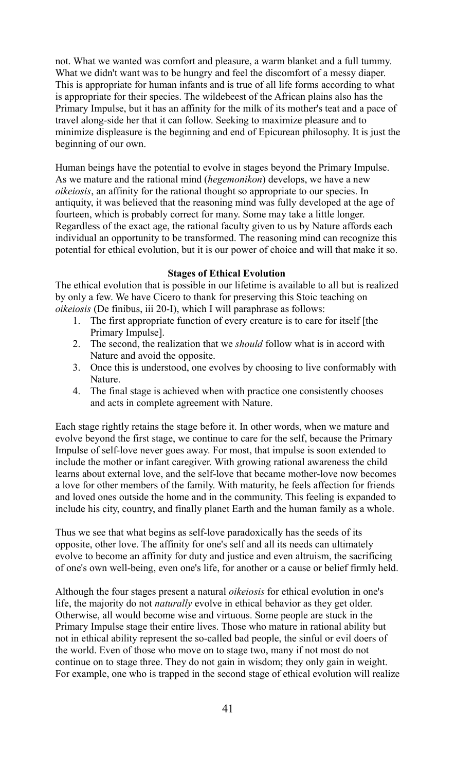not. What we wanted was comfort and pleasure, a warm blanket and a full tummy. What we didn't want was to be hungry and feel the discomfort of a messy diaper. This is appropriate for human infants and is true of all life forms according to what is appropriate for their species. The wildebeest of the African plains also has the Primary Impulse, but it has an affinity for the milk of its mother's teat and a pace of travel along-side her that it can follow. Seeking to maximize pleasure and to minimize displeasure is the beginning and end of Epicurean philosophy. It is just the beginning of our own.

Human beings have the potential to evolve in stages beyond the Primary Impulse. As we mature and the rational mind (*hegemonikon*) develops, we have a new *oikeiosis*, an affinity for the rational thought so appropriate to our species. In antiquity, it was believed that the reasoning mind was fully developed at the age of fourteen, which is probably correct for many. Some may take a little longer. Regardless of the exact age, the rational faculty given to us by Nature affords each individual an opportunity to be transformed. The reasoning mind can recognize this potential for ethical evolution, but it is our power of choice and will that make it so.

**Stages of Ethical Evolution**

The ethical evolution that is possible in our lifetime is available to all but is realized by only a few. We have Cicero to thank for preserving this Stoic teaching on *oikeiosis* (De finibus, iii 20-I), which I will paraphrase as follows:

1. The first appropriate function of every creature is to care for itself [the Primary Impulse].
2. The second, the realization that we *should* follow what is in accord with Nature and avoid the opposite.
3. Once this is understood, one evolves by choosing to live conformably with Nature.
4. The final stage is achieved when with practice one consistently chooses and acts in complete agreement with Nature.

Each stage rightly retains the stage before it. In other words, when we mature and evolve beyond the first stage, we continue to care for the self, because the Primary Impulse of self-love never goes away. For most, that impulse is soon extended to include the mother or infant caregiver. With growing rational awareness the child learns about external love, and the self-love that became mother-love now becomes a love for other members of the family. With maturity, he feels affection for friends and loved ones outside the home and in the community. This feeling is expanded to include his city, country, and finally planet Earth and the human family as a whole.

Thus we see that what begins as self-love paradoxically has the seeds of its opposite, other love. The affinity for one's self and all its needs can ultimately evolve to become an affinity for duty and justice and even altruism, the sacrificing of one's own well-being, even one's life, for another or a cause or belief firmly held.

Although the four stages present a natural *oikeiosis* for ethical evolution in one's life, the majority do not *naturally* evolve in ethical behavior as they get older. Otherwise, all would become wise and virtuous. Some people are stuck in the Primary Impulse stage their entire lives. Those who mature in rational ability but not in ethical ability represent the so-called bad people, the sinful or evil doers of the world. Even of those who move on to stage two, many if not most do not continue on to stage three. They do not gain in wisdom; they only gain in weight. For example, one who is trapped in the second stage of ethical evolution will realize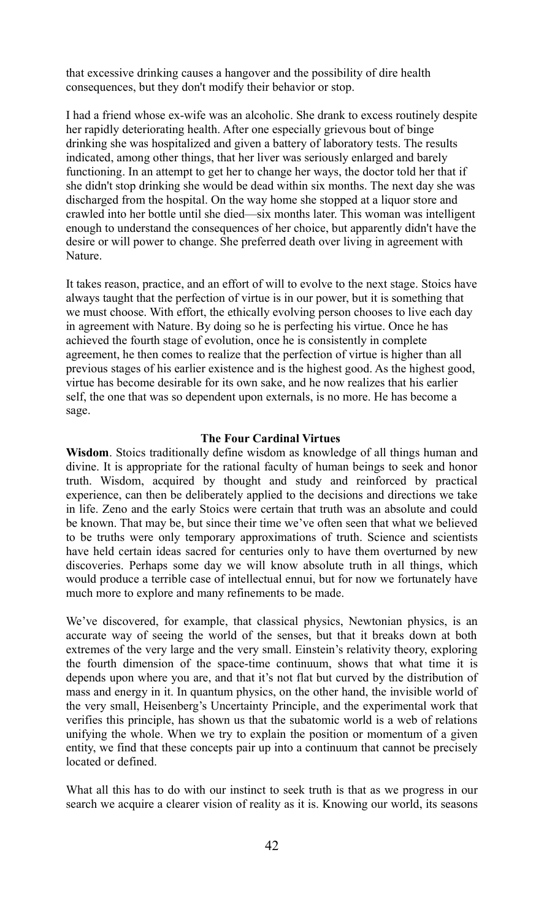that excessive drinking causes a hangover and the possibility of dire health consequences, but they don't modify their behavior or stop.

I had a friend whose ex-wife was an alcoholic. She drank to excess routinely despite her rapidly deteriorating health. After one especially grievous bout of binge drinking she was hospitalized and given a battery of laboratory tests. The results indicated, among other things, that her liver was seriously enlarged and barely functioning. In an attempt to get her to change her ways, the doctor told her that if she didn't stop drinking she would be dead within six months. The next day she was discharged from the hospital. On the way home she stopped at a liquor store and crawled into her bottle until she died—six months later. This woman was intelligent enough to understand the consequences of her choice, but apparently didn't have the desire or will power to change. She preferred death over living in agreement with Nature.

It takes reason, practice, and an effort of will to evolve to the next stage. Stoics have always taught that the perfection of virtue is in our power, but it is something that we must choose. With effort, the ethically evolving person chooses to live each day in agreement with Nature. By doing so he is perfecting his virtue. Once he has achieved the fourth stage of evolution, once he is consistently in complete agreement, he then comes to realize that the perfection of virtue is higher than all previous stages of his earlier existence and is the highest good. As the highest good, virtue has become desirable for its own sake, and he now realizes that his earlier self, the one that was so dependent upon externals, is no more. He has become a sage.

### The Four Cardinal Virtues

**Wisdom**. Stoics traditionally define wisdom as knowledge of all things human and divine. It is appropriate for the rational faculty of human beings to seek and honor truth. Wisdom, acquired by thought and study and reinforced by practical experience, can then be deliberately applied to the decisions and directions we take in life. Zeno and the early Stoics were certain that truth was an absolute and could be known. That may be, but since their time we've often seen that what we believed to be truths were only temporary approximations of truth. Science and scientists have held certain ideas sacred for centuries only to have them overturned by new discoveries. Perhaps some day we will know absolute truth in all things, which would produce a terrible case of intellectual ennui, but for now we fortunately have much more to explore and many refinements to be made.

We've discovered, for example, that classical physics, Newtonian physics, is an accurate way of seeing the world of the senses, but that it breaks down at both extremes of the very large and the very small. Einstein's relativity theory, exploring the fourth dimension of the space-time continuum, shows that what time it is depends upon where you are, and that it's not flat but curved by the distribution of mass and energy in it. In quantum physics, on the other hand, the invisible world of the very small, Heisenberg's Uncertainty Principle, and the experimental work that verifies this principle, has shown us that the subatomic world is a web of relations unifying the whole. When we try to explain the position or momentum of a given entity, we find that these concepts pair up into a continuum that cannot be precisely located or defined.

What all this has to do with our instinct to seek truth is that as we progress in our search we acquire a clearer vision of reality as it is. Knowing our world, its seasons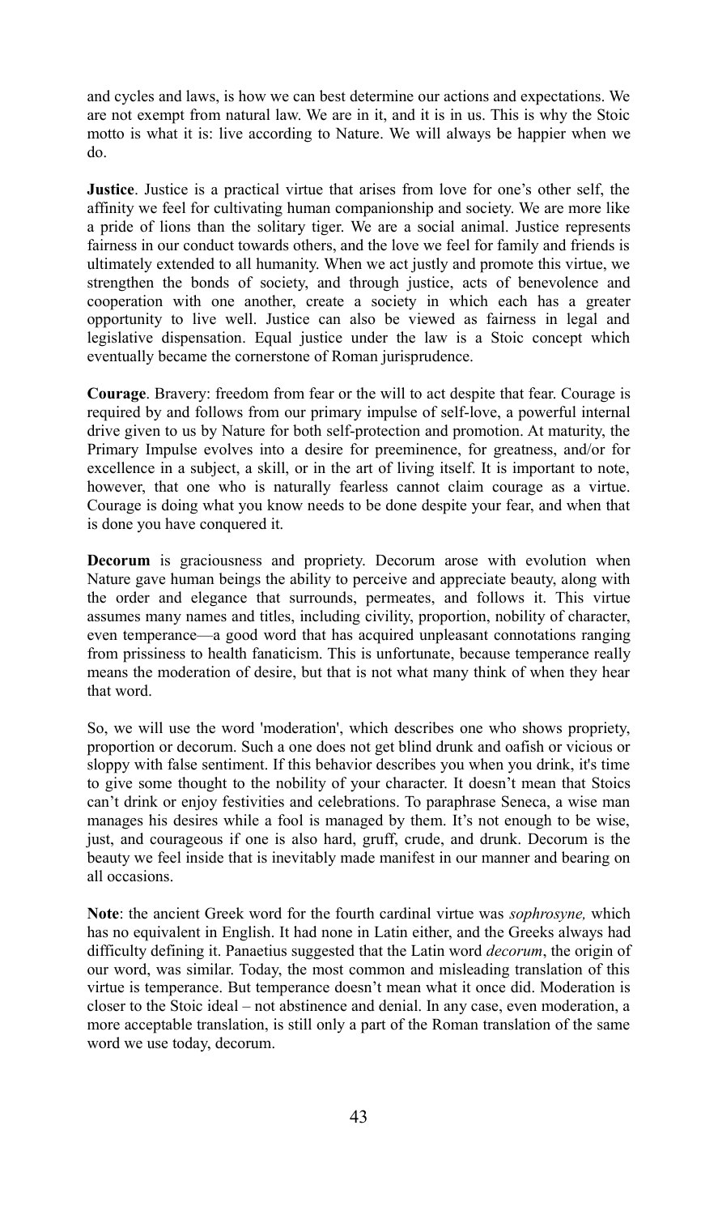and cycles and laws, is how we can best determine our actions and expectations. We are not exempt from natural law. We are in it, and it is in us. This is why the Stoic motto is what it is: live according to Nature. We will always be happier when we do.

**Justice**. Justice is a practical virtue that arises from love for one's other self, the affinity we feel for cultivating human companionship and society. We are more like a pride of lions than the solitary tiger. We are a social animal. Justice represents fairness in our conduct towards others, and the love we feel for family and friends is ultimately extended to all humanity. When we act justly and promote this virtue, we strengthen the bonds of society, and through justice, acts of benevolence and cooperation with one another, create a society in which each has a greater opportunity to live well. Justice can also be viewed as fairness in legal and legislative dispensation. Equal justice under the law is a Stoic concept which eventually became the cornerstone of Roman jurisprudence.

**Courage**. Bravery: freedom from fear or the will to act despite that fear. Courage is required by and follows from our primary impulse of self-love, a powerful internal drive given to us by Nature for both self-protection and promotion. At maturity, the Primary Impulse evolves into a desire for preeminence, for greatness, and/or for excellence in a subject, a skill, or in the art of living itself. It is important to note, however, that one who is naturally fearless cannot claim courage as a virtue. Courage is doing what you know needs to be done despite your fear, and when that is done you have conquered it.

**Decorum** is graciousness and propriety. Decorum arose with evolution when Nature gave human beings the ability to perceive and appreciate beauty, along with the order and elegance that surrounds, permeates, and follows it. This virtue assumes many names and titles, including civility, proportion, nobility of character, even temperance—a good word that has acquired unpleasant connotations ranging from prissiness to health fanaticism. This is unfortunate, because temperance really means the moderation of desire, but that is not what many think of when they hear that word.

So, we will use the word 'moderation', which describes one who shows propriety, proportion or decorum. Such a one does not get blind drunk and oafish or vicious or sloppy with false sentiment. If this behavior describes you when you drink, it's time to give some thought to the nobility of your character. It doesn't mean that Stoics can't drink or enjoy festivities and celebrations. To paraphrase Seneca, a wise man manages his desires while a fool is managed by them. It's not enough to be wise, just, and courageous if one is also hard, gruff, crude, and drunk. Decorum is the beauty we feel inside that is inevitably made manifest in our manner and bearing on all occasions.

**Note**: the ancient Greek word for the fourth cardinal virtue was *sophrosyne,* which has no equivalent in English. It had none in Latin either, and the Greeks always had difficulty defining it. Panaetius suggested that the Latin word *decorum*, the origin of our word, was similar. Today, the most common and misleading translation of this virtue is temperance. But temperance doesn't mean what it once did. Moderation is closer to the Stoic ideal – not abstinence and denial. In any case, even moderation, a more acceptable translation, is still only a part of the Roman translation of the same word we use today, decorum.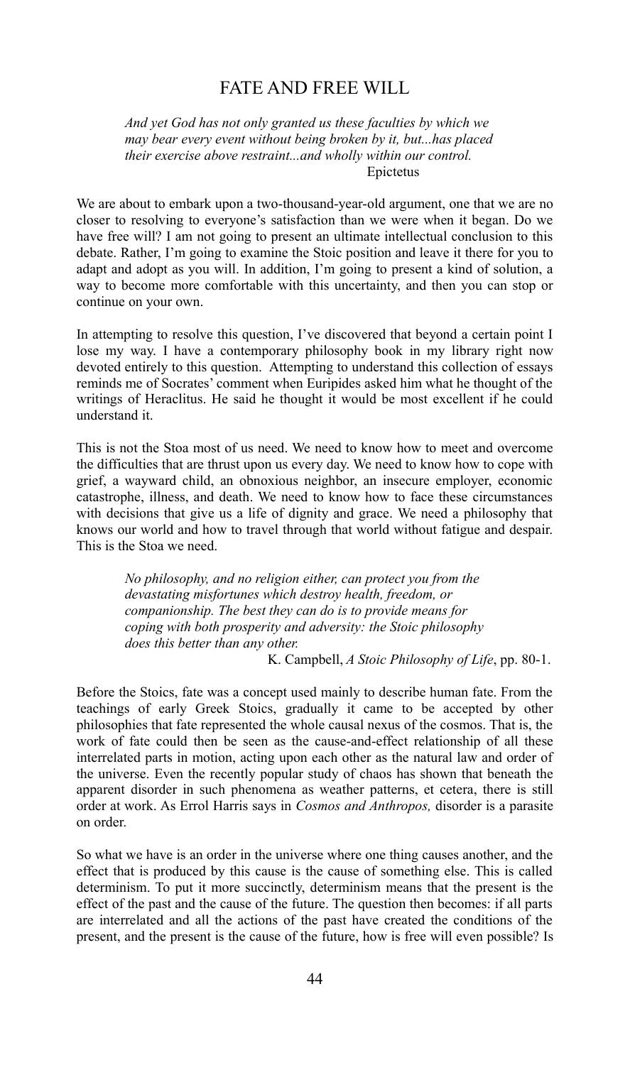# FATE AND FREE WILL

> *And yet God has not only granted us these faculties by which we may bear every event without being broken by it, but...has placed their exercise above restraint...and wholly within our control.*
>
> Epictetus

We are about to embark upon a two-thousand-year-old argument, one that we are no closer to resolving to everyone's satisfaction than we were when it began. Do we have free will? I am not going to present an ultimate intellectual conclusion to this debate. Rather, I'm going to examine the Stoic position and leave it there for you to adapt and adopt as you will. In addition, I'm going to present a kind of solution, a way to become more comfortable with this uncertainty, and then you can stop or continue on your own.

In attempting to resolve this question, I've discovered that beyond a certain point I lose my way. I have a contemporary philosophy book in my library right now devoted entirely to this question. Attempting to understand this collection of essays reminds me of Socrates' comment when Euripides asked him what he thought of the writings of Heraclitus. He said he thought it would be most excellent if he could understand it.

This is not the Stoa most of us need. We need to know how to meet and overcome the difficulties that are thrust upon us every day. We need to know how to cope with grief, a wayward child, an obnoxious neighbor, an insecure employer, economic catastrophe, illness, and death. We need to know how to face these circumstances with decisions that give us a life of dignity and grace. We need a philosophy that knows our world and how to travel through that world without fatigue and despair. This is the Stoa we need.

> *No philosophy, and no religion either, can protect you from the devastating misfortunes which destroy health, freedom, or companionship. The best they can do is to provide means for coping with both prosperity and adversity: the Stoic philosophy does this better than any other.*
>
> K. Campbell, *A Stoic Philosophy of Life*, pp. 80-1.

Before the Stoics, fate was a concept used mainly to describe human fate. From the teachings of early Greek Stoics, gradually it came to be accepted by other philosophies that fate represented the whole causal nexus of the cosmos. That is, the work of fate could then be seen as the cause-and-effect relationship of all these interrelated parts in motion, acting upon each other as the natural law and order of the universe. Even the recently popular study of chaos has shown that beneath the apparent disorder in such phenomena as weather patterns, et cetera, there is still order at work. As Errol Harris says in *Cosmos and Anthropos,* disorder is a parasite on order.

So what we have is an order in the universe where one thing causes another, and the effect that is produced by this cause is the cause of something else. This is called determinism. To put it more succinctly, determinism means that the present is the effect of the past and the cause of the future. The question then becomes: if all parts are interrelated and all the actions of the past have created the conditions of the present, and the present is the cause of the future, how is free will even possible? Is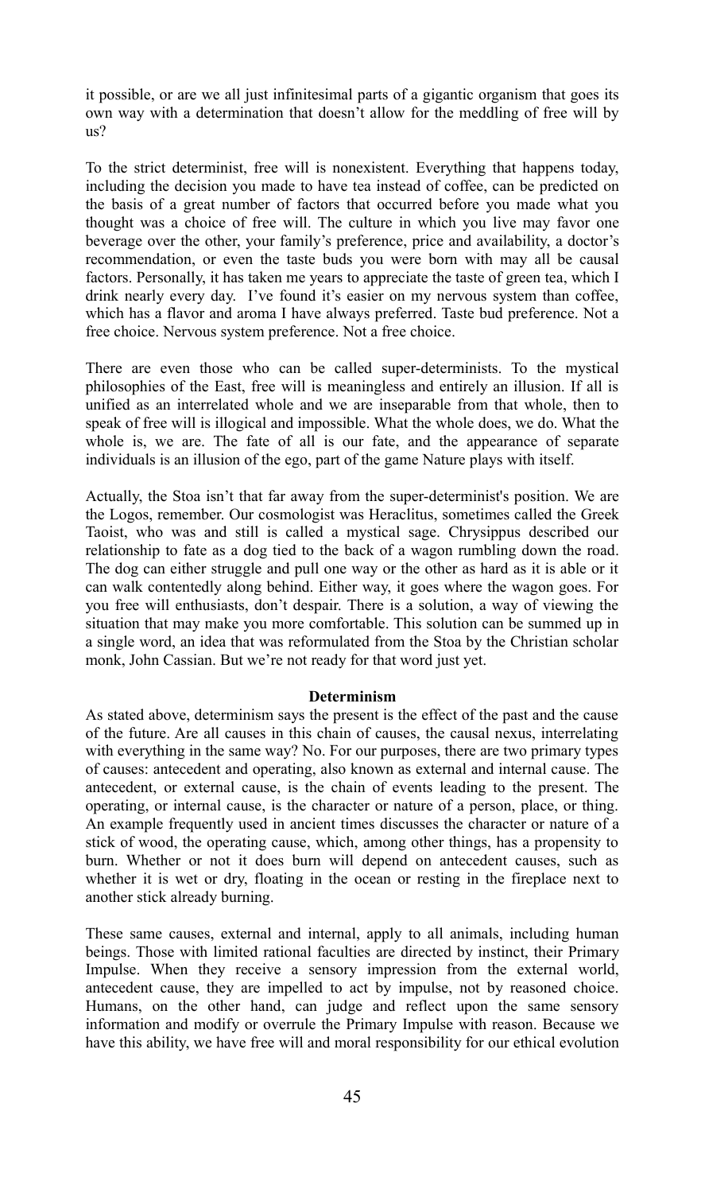it possible, or are we all just infinitesimal parts of a gigantic organism that goes its own way with a determination that doesn't allow for the meddling of free will by us?

To the strict determinist, free will is nonexistent. Everything that happens today, including the decision you made to have tea instead of coffee, can be predicted on the basis of a great number of factors that occurred before you made what you thought was a choice of free will. The culture in which you live may favor one beverage over the other, your family's preference, price and availability, a doctor's recommendation, or even the taste buds you were born with may all be causal factors. Personally, it has taken me years to appreciate the taste of green tea, which I drink nearly every day. I've found it's easier on my nervous system than coffee, which has a flavor and aroma I have always preferred. Taste bud preference. Not a free choice. Nervous system preference. Not a free choice.

There are even those who can be called super-determinists. To the mystical philosophies of the East, free will is meaningless and entirely an illusion. If all is unified as an interrelated whole and we are inseparable from that whole, then to speak of free will is illogical and impossible. What the whole does, we do. What the whole is, we are. The fate of all is our fate, and the appearance of separate individuals is an illusion of the ego, part of the game Nature plays with itself.

Actually, the Stoa isn't that far away from the super-determinist's position. We are the Logos, remember. Our cosmologist was Heraclitus, sometimes called the Greek Taoist, who was and still is called a mystical sage. Chrysippus described our relationship to fate as a dog tied to the back of a wagon rumbling down the road. The dog can either struggle and pull one way or the other as hard as it is able or it can walk contentedly along behind. Either way, it goes where the wagon goes. For you free will enthusiasts, don't despair. There is a solution, a way of viewing the situation that may make you more comfortable. This solution can be summed up in a single word, an idea that was reformulated from the Stoa by the Christian scholar monk, John Cassian. But we're not ready for that word just yet.

### Determinism

As stated above, determinism says the present is the effect of the past and the cause of the future. Are all causes in this chain of causes, the causal nexus, interrelating with everything in the same way? No. For our purposes, there are two primary types of causes: antecedent and operating, also known as external and internal cause. The antecedent, or external cause, is the chain of events leading to the present. The operating, or internal cause, is the character or nature of a person, place, or thing. An example frequently used in ancient times discusses the character or nature of a stick of wood, the operating cause, which, among other things, has a propensity to burn. Whether or not it does burn will depend on antecedent causes, such as whether it is wet or dry, floating in the ocean or resting in the fireplace next to another stick already burning.

These same causes, external and internal, apply to all animals, including human beings. Those with limited rational faculties are directed by instinct, their Primary Impulse. When they receive a sensory impression from the external world, antecedent cause, they are impelled to act by impulse, not by reasoned choice. Humans, on the other hand, can judge and reflect upon the same sensory information and modify or overrule the Primary Impulse with reason. Because we have this ability, we have free will and moral responsibility for our ethical evolution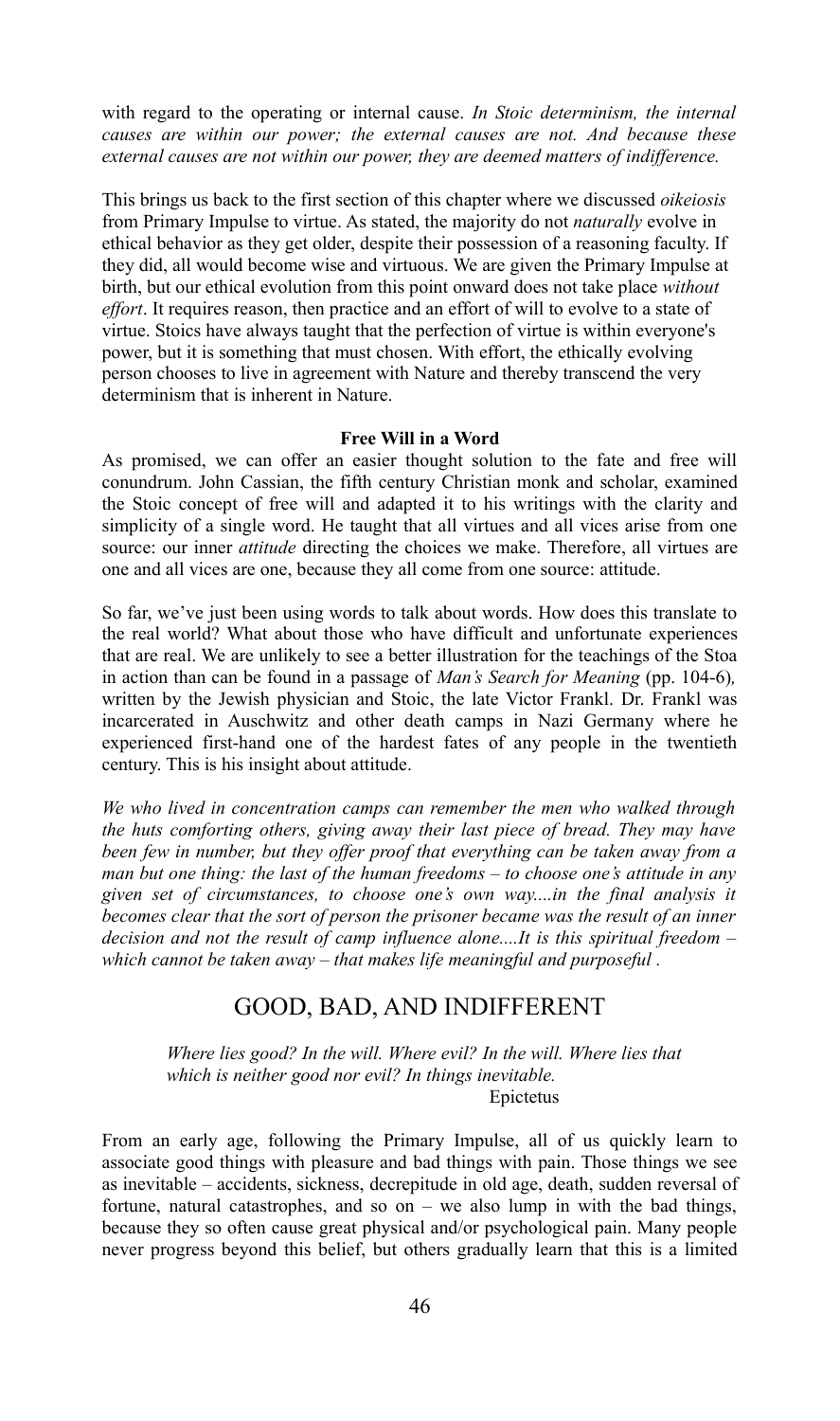with regard to the operating or internal cause. *In Stoic determinism, the internal causes are within our power; the external causes are not. And because these external causes are not within our power, they are deemed matters of indifference.*

This brings us back to the first section of this chapter where we discussed *oikeiosis* from Primary Impulse to virtue. As stated, the majority do not *naturally* evolve in ethical behavior as they get older, despite their possession of a reasoning faculty. If they did, all would become wise and virtuous. We are given the Primary Impulse at birth, but our ethical evolution from this point onward does not take place *without effort*. It requires reason, then practice and an effort of will to evolve to a state of virtue. Stoics have always taught that the perfection of virtue is within everyone's power, but it is something that must chosen. With effort, the ethically evolving person chooses to live in agreement with Nature and thereby transcend the very determinism that is inherent in Nature.

### Free Will in a Word

As promised, we can offer an easier thought solution to the fate and free will conundrum. John Cassian, the fifth century Christian monk and scholar, examined the Stoic concept of free will and adapted it to his writings with the clarity and simplicity of a single word. He taught that all virtues and all vices arise from one source: our inner *attitude* directing the choices we make. Therefore, all virtues are one and all vices are one, because they all come from one source: attitude.

So far, we've just been using words to talk about words. How does this translate to the real world? What about those who have difficult and unfortunate experiences that are real. We are unlikely to see a better illustration for the teachings of the Stoa in action than can be found in a passage of *Man's Search for Meaning* (pp. 104-6)*,* written by the Jewish physician and Stoic, the late Victor Frankl. Dr. Frankl was incarcerated in Auschwitz and other death camps in Nazi Germany where he experienced first-hand one of the hardest fates of any people in the twentieth century. This is his insight about attitude.

*We who lived in concentration camps can remember the men who walked through the huts comforting others, giving away their last piece of bread. They may have been few in number, but they offer proof that everything can be taken away from a man but one thing: the last of the human freedoms – to choose one's attitude in any given set of circumstances, to choose one's own way....in the final analysis it becomes clear that the sort of person the prisoner became was the result of an inner decision and not the result of camp influence alone....It is this spiritual freedom – which cannot be taken away – that makes life meaningful and purposeful .*

## GOOD, BAD, AND INDIFFERENT

> *Where lies good? In the will. Where evil? In the will. Where lies that which is neither good nor evil? In things inevitable.*
>
> Epictetus

From an early age, following the Primary Impulse, all of us quickly learn to associate good things with pleasure and bad things with pain. Those things we see as inevitable – accidents, sickness, decrepitude in old age, death, sudden reversal of fortune, natural catastrophes, and so on – we also lump in with the bad things, because they so often cause great physical and/or psychological pain. Many people never progress beyond this belief, but others gradually learn that this is a limited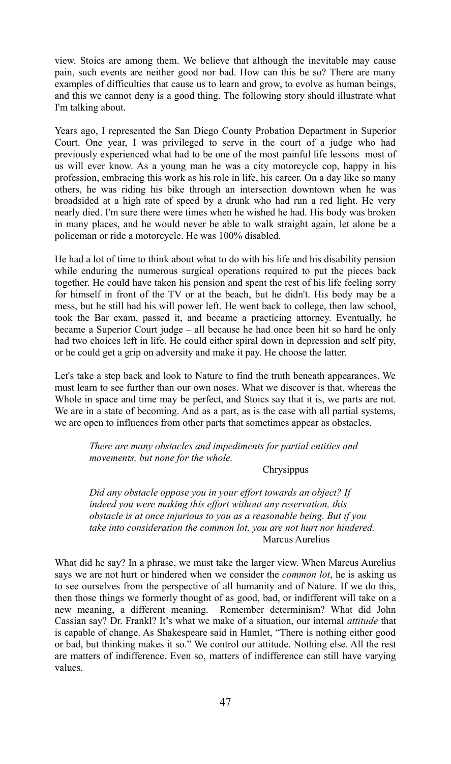view. Stoics are among them. We believe that although the inevitable may cause pain, such events are neither good nor bad. How can this be so? There are many examples of difficulties that cause us to learn and grow, to evolve as human beings, and this we cannot deny is a good thing. The following story should illustrate what I'm talking about.

Years ago, I represented the San Diego County Probation Department in Superior Court. One year, I was privileged to serve in the court of a judge who had previously experienced what had to be one of the most painful life lessons most of us will ever know. As a young man he was a city motorcycle cop, happy in his profession, embracing this work as his role in life, his career. On a day like so many others, he was riding his bike through an intersection downtown when he was broadsided at a high rate of speed by a drunk who had run a red light. He very nearly died. I'm sure there were times when he wished he had. His body was broken in many places, and he would never be able to walk straight again, let alone be a policeman or ride a motorcycle. He was 100% disabled.

He had a lot of time to think about what to do with his life and his disability pension while enduring the numerous surgical operations required to put the pieces back together. He could have taken his pension and spent the rest of his life feeling sorry for himself in front of the TV or at the beach, but he didn't. His body may be a mess, but he still had his will power left. He went back to college, then law school, took the Bar exam, passed it, and became a practicing attorney. Eventually, he became a Superior Court judge – all because he had once been hit so hard he only had two choices left in life. He could either spiral down in depression and self pity, or he could get a grip on adversity and make it pay. He choose the latter.

Let's take a step back and look to Nature to find the truth beneath appearances. We must learn to see further than our own noses. What we discover is that, whereas the Whole in space and time may be perfect, and Stoics say that it is, we parts are not. We are in a state of becoming. And as a part, as is the case with all partial systems, we are open to influences from other parts that sometimes appear as obstacles.

> *There are many obstacles and impediments for partial entities and movements, but none for the whole.*
>
> Chrysippus

> *Did any obstacle oppose you in your effort towards an object? If indeed you were making this effort without any reservation, this obstacle is at once injurious to you as a reasonable being. But if you take into consideration the common lot, you are not hurt nor hindered.*
>
> Marcus Aurelius

What did he say? In a phrase, we must take the larger view. When Marcus Aurelius says we are not hurt or hindered when we consider the *common lot*, he is asking us to see ourselves from the perspective of all humanity and of Nature. If we do this, then those things we formerly thought of as good, bad, or indifferent will take on a new meaning, a different meaning. Remember determinism? What did John Cassian say? Dr. Frankl? It's what we make of a situation, our internal *attitude* that is capable of change. As Shakespeare said in Hamlet, "There is nothing either good or bad, but thinking makes it so." We control our attitude. Nothing else. All the rest are matters of indifference. Even so, matters of indifference can still have varying values.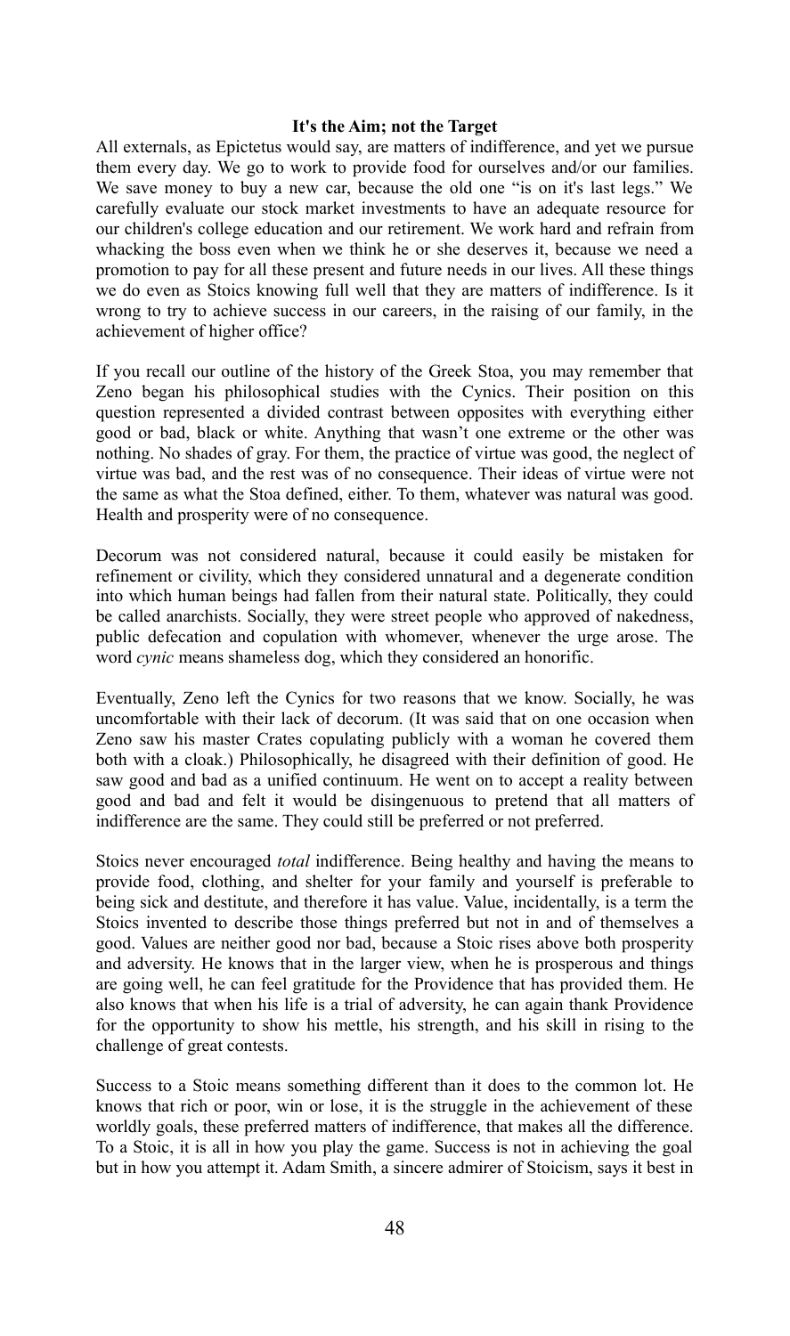**It's the Aim; not the Target**

All externals, as Epictetus would say, are matters of indifference, and yet we pursue them every day. We go to work to provide food for ourselves and/or our families. We save money to buy a new car, because the old one "is on it's last legs." We carefully evaluate our stock market investments to have an adequate resource for our children's college education and our retirement. We work hard and refrain from whacking the boss even when we think he or she deserves it, because we need a promotion to pay for all these present and future needs in our lives. All these things we do even as Stoics knowing full well that they are matters of indifference. Is it wrong to try to achieve success in our careers, in the raising of our family, in the achievement of higher office?

If you recall our outline of the history of the Greek Stoa, you may remember that Zeno began his philosophical studies with the Cynics. Their position on this question represented a divided contrast between opposites with everything either good or bad, black or white. Anything that wasn't one extreme or the other was nothing. No shades of gray. For them, the practice of virtue was good, the neglect of virtue was bad, and the rest was of no consequence. Their ideas of virtue were not the same as what the Stoa defined, either. To them, whatever was natural was good. Health and prosperity were of no consequence.

Decorum was not considered natural, because it could easily be mistaken for refinement or civility, which they considered unnatural and a degenerate condition into which human beings had fallen from their natural state. Politically, they could be called anarchists. Socially, they were street people who approved of nakedness, public defecation and copulation with whomever, whenever the urge arose. The word *cynic* means shameless dog, which they considered an honorific.

Eventually, Zeno left the Cynics for two reasons that we know. Socially, he was uncomfortable with their lack of decorum. (It was said that on one occasion when Zeno saw his master Crates copulating publicly with a woman he covered them both with a cloak.) Philosophically, he disagreed with their definition of good. He saw good and bad as a unified continuum. He went on to accept a reality between good and bad and felt it would be disingenuous to pretend that all matters of indifference are the same. They could still be preferred or not preferred.

Stoics never encouraged *total* indifference. Being healthy and having the means to provide food, clothing, and shelter for your family and yourself is preferable to being sick and destitute, and therefore it has value. Value, incidentally, is a term the Stoics invented to describe those things preferred but not in and of themselves a good. Values are neither good nor bad, because a Stoic rises above both prosperity and adversity. He knows that in the larger view, when he is prosperous and things are going well, he can feel gratitude for the Providence that has provided them. He also knows that when his life is a trial of adversity, he can again thank Providence for the opportunity to show his mettle, his strength, and his skill in rising to the challenge of great contests.

Success to a Stoic means something different than it does to the common lot. He knows that rich or poor, win or lose, it is the struggle in the achievement of these worldly goals, these preferred matters of indifference, that makes all the difference. To a Stoic, it is all in how you play the game. Success is not in achieving the goal but in how you attempt it. Adam Smith, a sincere admirer of Stoicism, says it best in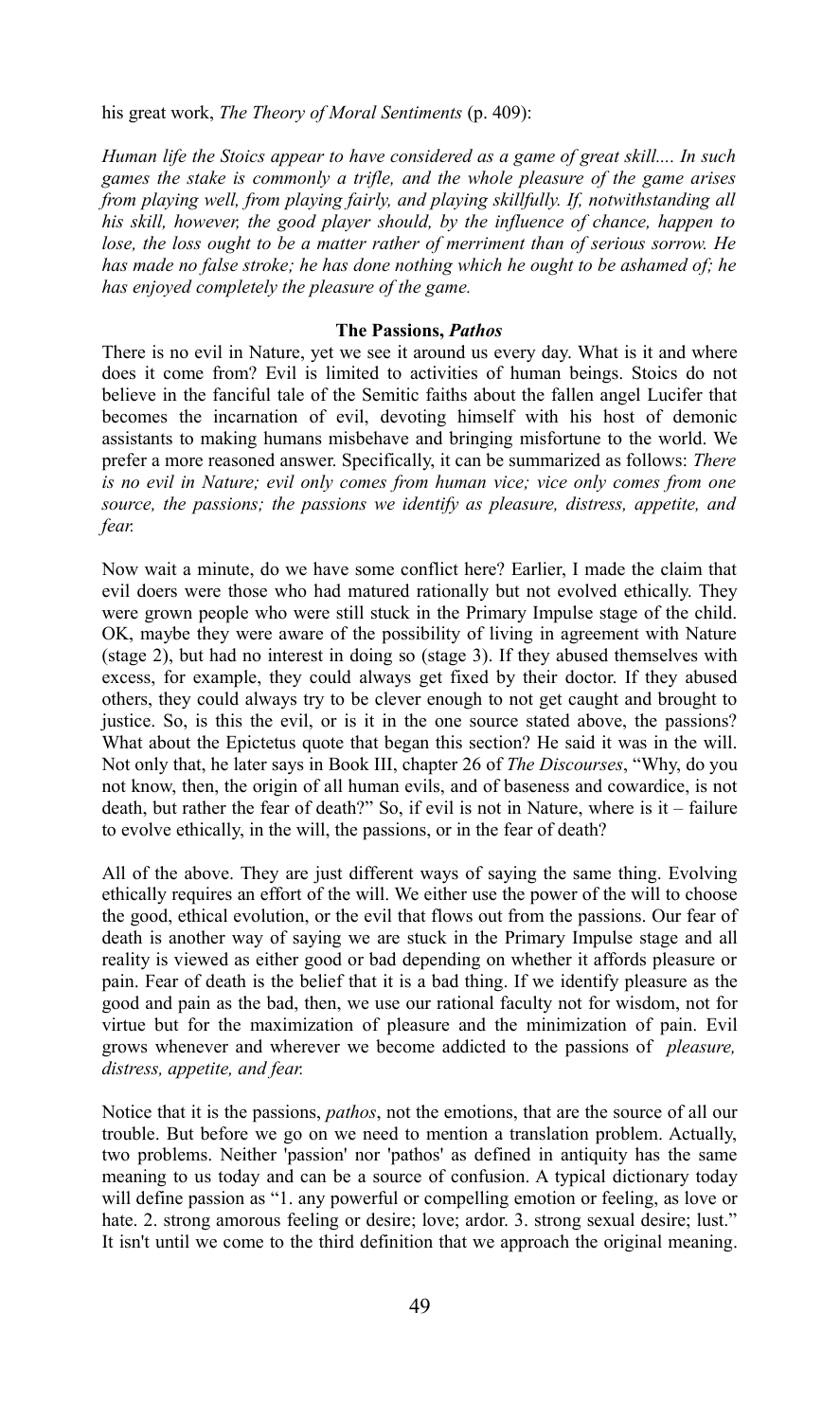his great work, *The Theory of Moral Sentiments* (p. 409):

*Human life the Stoics appear to have considered as a game of great skill.... In such games the stake is commonly a trifle, and the whole pleasure of the game arises from playing well, from playing fairly, and playing skillfully. If, notwithstanding all his skill, however, the good player should, by the influence of chance, happen to lose, the loss ought to be a matter rather of merriment than of serious sorrow. He has made no false stroke; he has done nothing which he ought to be ashamed of; he has enjoyed completely the pleasure of the game.*

### The Passions, *Pathos*

There is no evil in Nature, yet we see it around us every day. What is it and where does it come from? Evil is limited to activities of human beings. Stoics do not believe in the fanciful tale of the Semitic faiths about the fallen angel Lucifer that becomes the incarnation of evil, devoting himself with his host of demonic assistants to making humans misbehave and bringing misfortune to the world. We prefer a more reasoned answer. Specifically, it can be summarized as follows: *There is no evil in Nature; evil only comes from human vice; vice only comes from one source, the passions; the passions we identify as pleasure, distress, appetite, and fear.*

Now wait a minute, do we have some conflict here? Earlier, I made the claim that evil doers were those who had matured rationally but not evolved ethically. They were grown people who were still stuck in the Primary Impulse stage of the child. OK, maybe they were aware of the possibility of living in agreement with Nature (stage 2), but had no interest in doing so (stage 3). If they abused themselves with excess, for example, they could always get fixed by their doctor. If they abused others, they could always try to be clever enough to not get caught and brought to justice. So, is this the evil, or is it in the one source stated above, the passions? What about the Epictetus quote that began this section? He said it was in the will. Not only that, he later says in Book III, chapter 26 of *The Discourses*, "Why, do you not know, then, the origin of all human evils, and of baseness and cowardice, is not death, but rather the fear of death?" So, if evil is not in Nature, where is it – failure to evolve ethically, in the will, the passions, or in the fear of death?

All of the above. They are just different ways of saying the same thing. Evolving ethically requires an effort of the will. We either use the power of the will to choose the good, ethical evolution, or the evil that flows out from the passions. Our fear of death is another way of saying we are stuck in the Primary Impulse stage and all reality is viewed as either good or bad depending on whether it affords pleasure or pain. Fear of death is the belief that it is a bad thing. If we identify pleasure as the good and pain as the bad, then, we use our rational faculty not for wisdom, not for virtue but for the maximization of pleasure and the minimization of pain. Evil grows whenever and wherever we become addicted to the passions of *pleasure, distress, appetite, and fear.*

Notice that it is the passions, *pathos*, not the emotions, that are the source of all our trouble. But before we go on we need to mention a translation problem. Actually, two problems. Neither 'passion' nor 'pathos' as defined in antiquity has the same meaning to us today and can be a source of confusion. A typical dictionary today will define passion as "1. any powerful or compelling emotion or feeling, as love or hate. 2. strong amorous feeling or desire; love; ardor. 3. strong sexual desire; lust." It isn't until we come to the third definition that we approach the original meaning.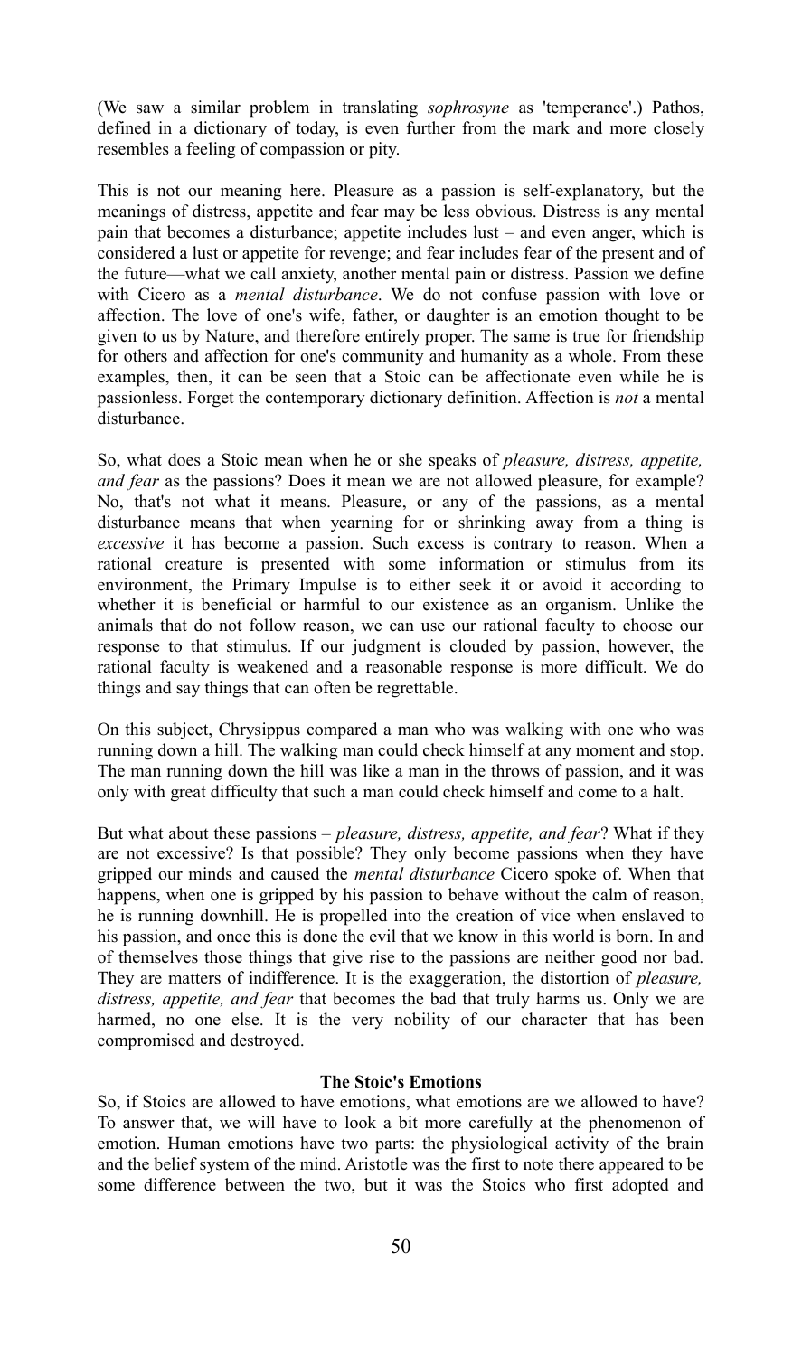(We saw a similar problem in translating *sophrosyne* as 'temperance'.) Pathos, defined in a dictionary of today, is even further from the mark and more closely resembles a feeling of compassion or pity.

This is not our meaning here. Pleasure as a passion is self-explanatory, but the meanings of distress, appetite and fear may be less obvious. Distress is any mental pain that becomes a disturbance; appetite includes lust – and even anger, which is considered a lust or appetite for revenge; and fear includes fear of the present and of the future—what we call anxiety, another mental pain or distress. Passion we define with Cicero as a *mental disturbance*. We do not confuse passion with love or affection. The love of one's wife, father, or daughter is an emotion thought to be given to us by Nature, and therefore entirely proper. The same is true for friendship for others and affection for one's community and humanity as a whole. From these examples, then, it can be seen that a Stoic can be affectionate even while he is passionless. Forget the contemporary dictionary definition. Affection is *not* a mental disturbance.

So, what does a Stoic mean when he or she speaks of *pleasure, distress, appetite, and fear* as the passions? Does it mean we are not allowed pleasure, for example? No, that's not what it means. Pleasure, or any of the passions, as a mental disturbance means that when yearning for or shrinking away from a thing is *excessive* it has become a passion. Such excess is contrary to reason. When a rational creature is presented with some information or stimulus from its environment, the Primary Impulse is to either seek it or avoid it according to whether it is beneficial or harmful to our existence as an organism. Unlike the animals that do not follow reason, we can use our rational faculty to choose our response to that stimulus. If our judgment is clouded by passion, however, the rational faculty is weakened and a reasonable response is more difficult. We do things and say things that can often be regrettable.

On this subject, Chrysippus compared a man who was walking with one who was running down a hill. The walking man could check himself at any moment and stop. The man running down the hill was like a man in the throws of passion, and it was only with great difficulty that such a man could check himself and come to a halt.

But what about these passions – *pleasure, distress, appetite, and fear*? What if they are not excessive? Is that possible? They only become passions when they have gripped our minds and caused the *mental disturbance* Cicero spoke of. When that happens, when one is gripped by his passion to behave without the calm of reason, he is running downhill. He is propelled into the creation of vice when enslaved to his passion, and once this is done the evil that we know in this world is born. In and of themselves those things that give rise to the passions are neither good nor bad. They are matters of indifference. It is the exaggeration, the distortion of *pleasure, distress, appetite, and fear* that becomes the bad that truly harms us. Only we are harmed, no one else. It is the very nobility of our character that has been compromised and destroyed.

**The Stoic's Emotions**

So, if Stoics are allowed to have emotions, what emotions are we allowed to have? To answer that, we will have to look a bit more carefully at the phenomenon of emotion. Human emotions have two parts: the physiological activity of the brain and the belief system of the mind. Aristotle was the first to note there appeared to be some difference between the two, but it was the Stoics who first adopted and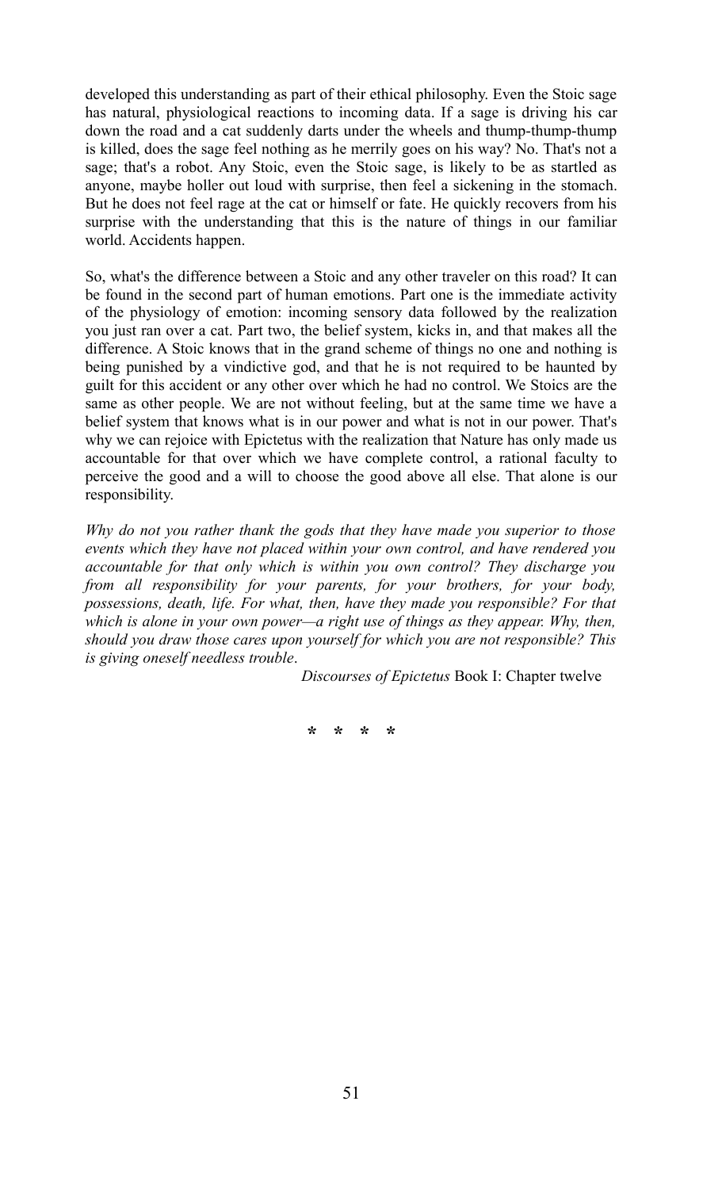developed this understanding as part of their ethical philosophy. Even the Stoic sage has natural, physiological reactions to incoming data. If a sage is driving his car down the road and a cat suddenly darts under the wheels and thump-thump-thump is killed, does the sage feel nothing as he merrily goes on his way? No. That's not a sage; that's a robot. Any Stoic, even the Stoic sage, is likely to be as startled as anyone, maybe holler out loud with surprise, then feel a sickening in the stomach. But he does not feel rage at the cat or himself or fate. He quickly recovers from his surprise with the understanding that this is the nature of things in our familiar world. Accidents happen.

So, what's the difference between a Stoic and any other traveler on this road? It can be found in the second part of human emotions. Part one is the immediate activity of the physiology of emotion: incoming sensory data followed by the realization you just ran over a cat. Part two, the belief system, kicks in, and that makes all the difference. A Stoic knows that in the grand scheme of things no one and nothing is being punished by a vindictive god, and that he is not required to be haunted by guilt for this accident or any other over which he had no control. We Stoics are the same as other people. We are not without feeling, but at the same time we have a belief system that knows what is in our power and what is not in our power. That's why we can rejoice with Epictetus with the realization that Nature has only made us accountable for that over which we have complete control, a rational faculty to perceive the good and a will to choose the good above all else. That alone is our responsibility.

*Why do not you rather thank the gods that they have made you superior to those events which they have not placed within your own control, and have rendered you accountable for that only which is within you own control? They discharge you from all responsibility for your parents, for your brothers, for your body, possessions, death, life. For what, then, have they made you responsible? For that which is alone in your own power—a right use of things as they appear. Why, then, should you draw those cares upon yourself for which you are not responsible? This is giving oneself needless trouble*.

*Discourses of Epictetus* Book I: Chapter twelve

\* \* \* \*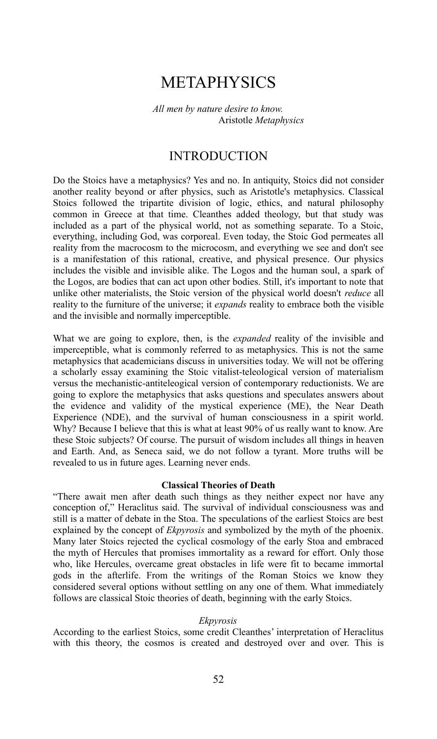# METAPHYSICS

*All men by nature desire to know.*
Aristotle *Metaphysics*

## INTRODUCTION

Do the Stoics have a metaphysics? Yes and no. In antiquity, Stoics did not consider another reality beyond or after physics, such as Aristotle's metaphysics. Classical Stoics followed the tripartite division of logic, ethics, and natural philosophy common in Greece at that time. Cleanthes added theology, but that study was included as a part of the physical world, not as something separate. To a Stoic, everything, including God, was corporeal. Even today, the Stoic God permeates all reality from the macrocosm to the microcosm, and everything we see and don't see is a manifestation of this rational, creative, and physical presence. Our physics includes the visible and invisible alike. The Logos and the human soul, a spark of the Logos, are bodies that can act upon other bodies. Still, it's important to note that unlike other materialists, the Stoic version of the physical world doesn't *reduce* all reality to the furniture of the universe; it *expands* reality to embrace both the visible and the invisible and normally imperceptible.

What we are going to explore, then, is the *expanded* reality of the invisible and imperceptible, what is commonly referred to as metaphysics. This is not the same metaphysics that academicians discuss in universities today. We will not be offering a scholarly essay examining the Stoic vitalist-teleological version of materialism versus the mechanistic-antiteleological version of contemporary reductionists. We are going to explore the metaphysics that asks questions and speculates answers about the evidence and validity of the mystical experience (ME), the Near Death Experience (NDE), and the survival of human consciousness in a spirit world. Why? Because I believe that this is what at least 90% of us really want to know. Are these Stoic subjects? Of course. The pursuit of wisdom includes all things in heaven and Earth. And, as Seneca said, we do not follow a tyrant. More truths will be revealed to us in future ages. Learning never ends.

**Classical Theories of Death**

"There await men after death such things as they neither expect nor have any conception of," Heraclitus said. The survival of individual consciousness was and still is a matter of debate in the Stoa. The speculations of the earliest Stoics are best explained by the concept of *Ekpyrosis* and symbolized by the myth of the phoenix. Many later Stoics rejected the cyclical cosmology of the early Stoa and embraced the myth of Hercules that promises immortality as a reward for effort. Only those who, like Hercules, overcame great obstacles in life were fit to became immortal gods in the afterlife. From the writings of the Roman Stoics we know they considered several options without settling on any one of them. What immediately follows are classical Stoic theories of death, beginning with the early Stoics.

*Ekpyrosis*

According to the earliest Stoics, some credit Cleanthes' interpretation of Heraclitus with this theory, the cosmos is created and destroyed over and over. This is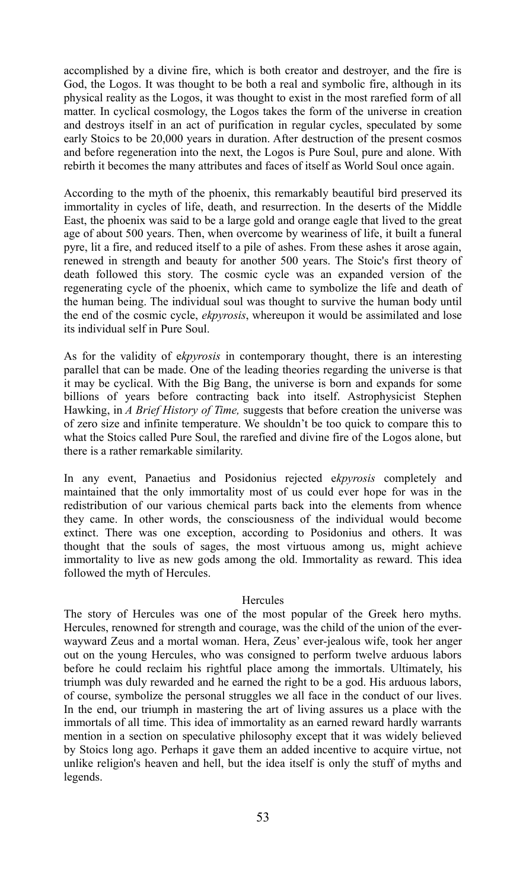accomplished by a divine fire, which is both creator and destroyer, and the fire is God, the Logos. It was thought to be both a real and symbolic fire, although in its physical reality as the Logos, it was thought to exist in the most rarefied form of all matter. In cyclical cosmology, the Logos takes the form of the universe in creation and destroys itself in an act of purification in regular cycles, speculated by some early Stoics to be 20,000 years in duration. After destruction of the present cosmos and before regeneration into the next, the Logos is Pure Soul, pure and alone. With rebirth it becomes the many attributes and faces of itself as World Soul once again.

According to the myth of the phoenix, this remarkably beautiful bird preserved its immortality in cycles of life, death, and resurrection. In the deserts of the Middle East, the phoenix was said to be a large gold and orange eagle that lived to the great age of about 500 years. Then, when overcome by weariness of life, it built a funeral pyre, lit a fire, and reduced itself to a pile of ashes. From these ashes it arose again, renewed in strength and beauty for another 500 years. The Stoic's first theory of death followed this story. The cosmic cycle was an expanded version of the regenerating cycle of the phoenix, which came to symbolize the life and death of the human being. The individual soul was thought to survive the human body until the end of the cosmic cycle, *ekpyrosis*, whereupon it would be assimilated and lose its individual self in Pure Soul.

As for the validity of e*kpyrosis* in contemporary thought, there is an interesting parallel that can be made. One of the leading theories regarding the universe is that it may be cyclical. With the Big Bang, the universe is born and expands for some billions of years before contracting back into itself. Astrophysicist Stephen Hawking, in *A Brief History of Time,* suggests that before creation the universe was of zero size and infinite temperature. We shouldn't be too quick to compare this to what the Stoics called Pure Soul, the rarefied and divine fire of the Logos alone, but there is a rather remarkable similarity.

In any event, Panaetius and Posidonius rejected e*kpyrosis* completely and maintained that the only immortality most of us could ever hope for was in the redistribution of our various chemical parts back into the elements from whence they came. In other words, the consciousness of the individual would become extinct. There was one exception, according to Posidonius and others. It was thought that the souls of sages, the most virtuous among us, might achieve immortality to live as new gods among the old. Immortality as reward. This idea followed the myth of Hercules.

## Hercules

The story of Hercules was one of the most popular of the Greek hero myths. Hercules, renowned for strength and courage, was the child of the union of the ever-wayward Zeus and a mortal woman. Hera, Zeus' ever-jealous wife, took her anger out on the young Hercules, who was consigned to perform twelve arduous labors before he could reclaim his rightful place among the immortals. Ultimately, his triumph was duly rewarded and he earned the right to be a god. His arduous labors, of course, symbolize the personal struggles we all face in the conduct of our lives. In the end, our triumph in mastering the art of living assures us a place with the immortals of all time. This idea of immortality as an earned reward hardly warrants mention in a section on speculative philosophy except that it was widely believed by Stoics long ago. Perhaps it gave them an added incentive to acquire virtue, not unlike religion's heaven and hell, but the idea itself is only the stuff of myths and legends.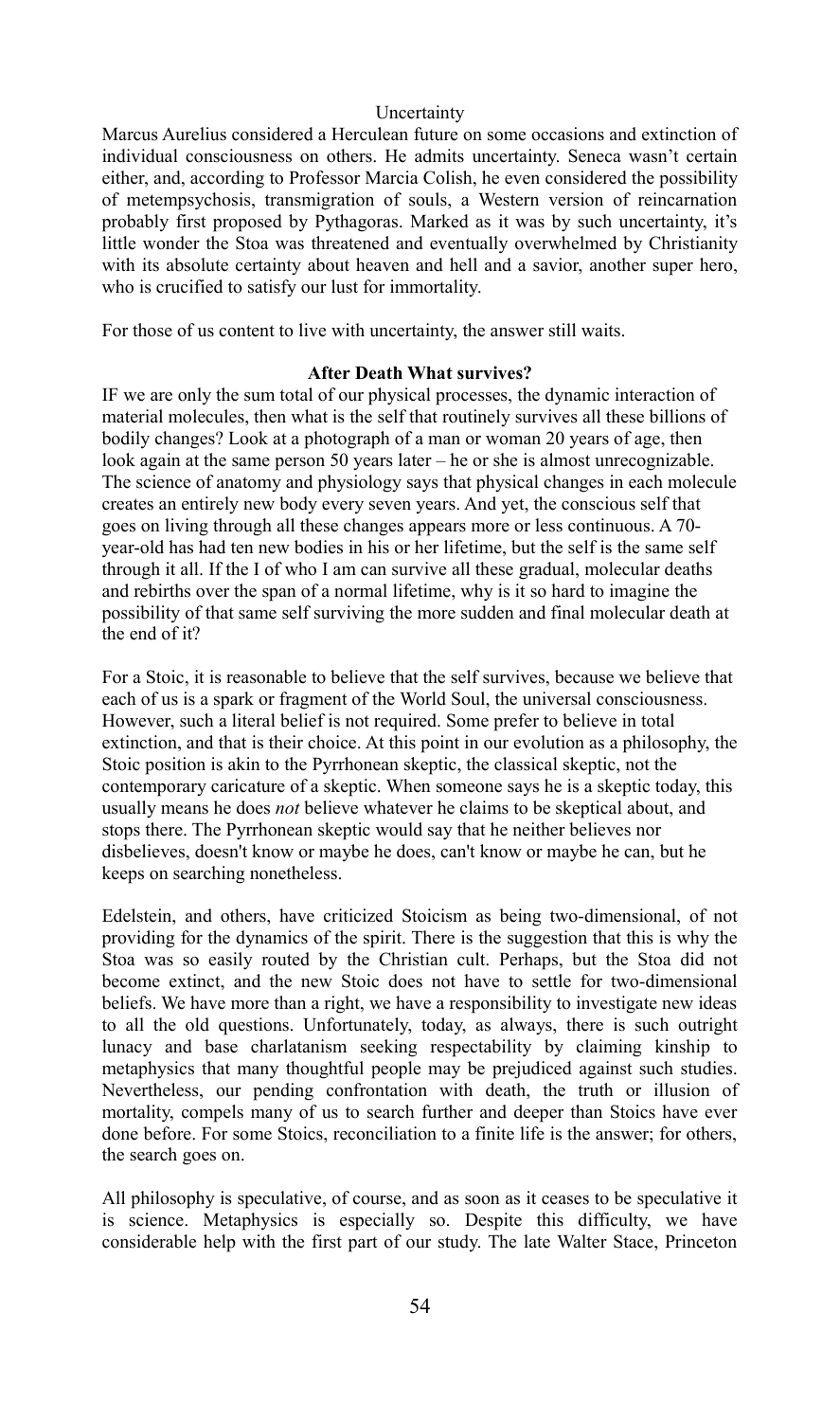## Uncertainty

Marcus Aurelius considered a Herculean future on some occasions and extinction of individual consciousness on others. He admits uncertainty. Seneca wasn't certain either, and, according to Professor Marcia Colish, he even considered the possibility of metempsychosis, transmigration of souls, a Western version of reincarnation probably first proposed by Pythagoras. Marked as it was by such uncertainty, it's little wonder the Stoa was threatened and eventually overwhelmed by Christianity with its absolute certainty about heaven and hell and a savior, another super hero, who is crucified to satisfy our lust for immortality.

For those of us content to live with uncertainty, the answer still waits.

## After Death What survives?

IF we are only the sum total of our physical processes, the dynamic interaction of material molecules, then what is the self that routinely survives all these billions of bodily changes? Look at a photograph of a man or woman 20 years of age, then look again at the same person 50 years later – he or she is almost unrecognizable. The science of anatomy and physiology says that physical changes in each molecule creates an entirely new body every seven years. And yet, the conscious self that goes on living through all these changes appears more or less continuous. A 70-year-old has had ten new bodies in his or her lifetime, but the self is the same self through it all. If the I of who I am can survive all these gradual, molecular deaths and rebirths over the span of a normal lifetime, why is it so hard to imagine the possibility of that same self surviving the more sudden and final molecular death at the end of it?

For a Stoic, it is reasonable to believe that the self survives, because we believe that each of us is a spark or fragment of the World Soul, the universal consciousness. However, such a literal belief is not required. Some prefer to believe in total extinction, and that is their choice. At this point in our evolution as a philosophy, the Stoic position is akin to the Pyrrhonean skeptic, the classical skeptic, not the contemporary caricature of a skeptic. When someone says he is a skeptic today, this usually means he does *not* believe whatever he claims to be skeptical about, and stops there. The Pyrrhonean skeptic would say that he neither believes nor disbelieves, doesn't know or maybe he does, can't know or maybe he can, but he keeps on searching nonetheless.

Edelstein, and others, have criticized Stoicism as being two-dimensional, of not providing for the dynamics of the spirit. There is the suggestion that this is why the Stoa was so easily routed by the Christian cult. Perhaps, but the Stoa did not become extinct, and the new Stoic does not have to settle for two-dimensional beliefs. We have more than a right, we have a responsibility to investigate new ideas to all the old questions. Unfortunately, today, as always, there is such outright lunacy and base charlatanism seeking respectability by claiming kinship to metaphysics that many thoughtful people may be prejudiced against such studies. Nevertheless, our pending confrontation with death, the truth or illusion of mortality, compels many of us to search further and deeper than Stoics have ever done before. For some Stoics, reconciliation to a finite life is the answer; for others, the search goes on.

All philosophy is speculative, of course, and as soon as it ceases to be speculative it is science. Metaphysics is especially so. Despite this difficulty, we have considerable help with the first part of our study. The late Walter Stace, Princeton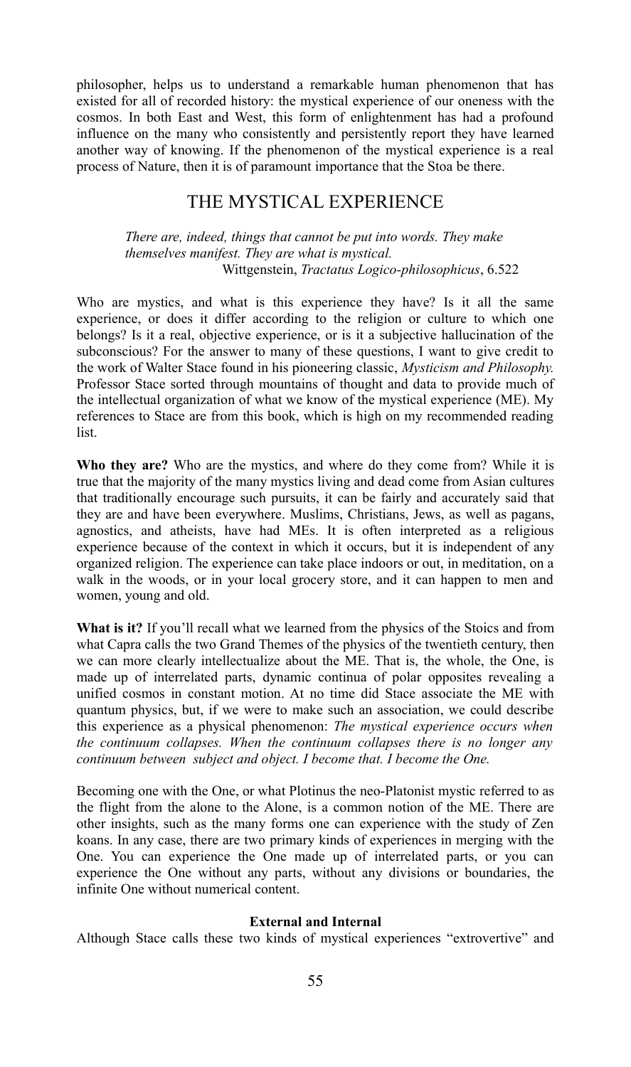philosopher, helps us to understand a remarkable human phenomenon that has existed for all of recorded history: the mystical experience of our oneness with the cosmos. In both East and West, this form of enlightenment has had a profound influence on the many who consistently and persistently report they have learned another way of knowing. If the phenomenon of the mystical experience is a real process of Nature, then it is of paramount importance that the Stoa be there.

## THE MYSTICAL EXPERIENCE

> *There are, indeed, things that cannot be put into words. They make themselves manifest. They are what is mystical.*
> Wittgenstein, *Tractatus Logico-philosophicus*, 6.522

Who are mystics, and what is this experience they have? Is it all the same experience, or does it differ according to the religion or culture to which one belongs? Is it a real, objective experience, or is it a subjective hallucination of the subconscious? For the answer to many of these questions, I want to give credit to the work of Walter Stace found in his pioneering classic, *Mysticism and Philosophy.* Professor Stace sorted through mountains of thought and data to provide much of the intellectual organization of what we know of the mystical experience (ME). My references to Stace are from this book, which is high on my recommended reading list.

**Who they are?** Who are the mystics, and where do they come from? While it is true that the majority of the many mystics living and dead come from Asian cultures that traditionally encourage such pursuits, it can be fairly and accurately said that they are and have been everywhere. Muslims, Christians, Jews, as well as pagans, agnostics, and atheists, have had MEs. It is often interpreted as a religious experience because of the context in which it occurs, but it is independent of any organized religion. The experience can take place indoors or out, in meditation, on a walk in the woods, or in your local grocery store, and it can happen to men and women, young and old.

**What is it?** If you'll recall what we learned from the physics of the Stoics and from what Capra calls the two Grand Themes of the physics of the twentieth century, then we can more clearly intellectualize about the ME. That is, the whole, the One, is made up of interrelated parts, dynamic continua of polar opposites revealing a unified cosmos in constant motion. At no time did Stace associate the ME with quantum physics, but, if we were to make such an association, we could describe this experience as a physical phenomenon: *The mystical experience occurs when the continuum collapses. When the continuum collapses there is no longer any continuum between subject and object. I become that. I become the One.*

Becoming one with the One, or what Plotinus the neo-Platonist mystic referred to as the flight from the alone to the Alone, is a common notion of the ME. There are other insights, such as the many forms one can experience with the study of Zen koans. In any case, there are two primary kinds of experiences in merging with the One. You can experience the One made up of interrelated parts, or you can experience the One without any parts, without any divisions or boundaries, the infinite One without numerical content.

### External and Internal

Although Stace calls these two kinds of mystical experiences "extrovertive" and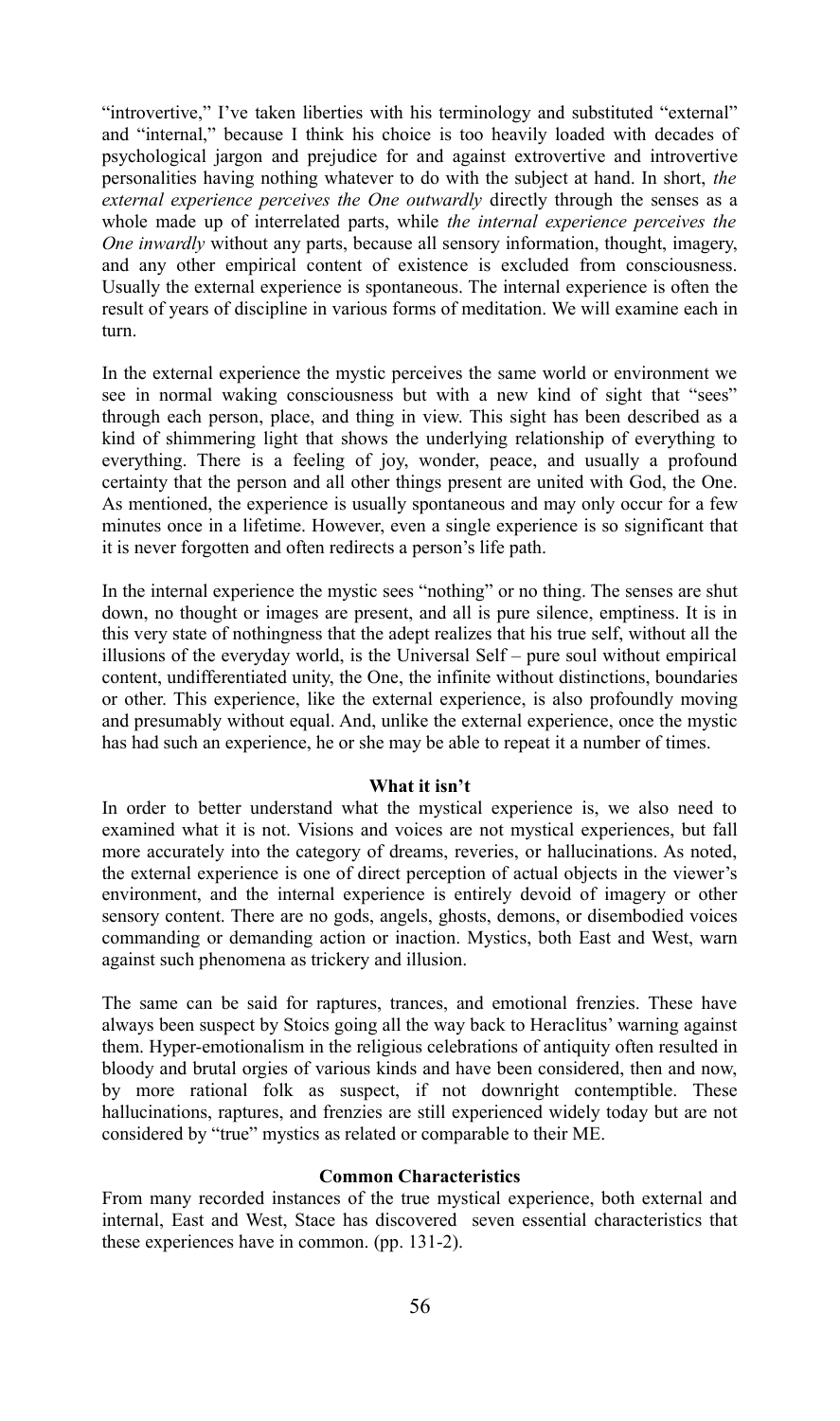"introvertive," I've taken liberties with his terminology and substituted "external" and "internal," because I think his choice is too heavily loaded with decades of psychological jargon and prejudice for and against extrovertive and introvertive personalities having nothing whatever to do with the subject at hand. In short, *the external experience perceives the One outwardly* directly through the senses as a whole made up of interrelated parts, while *the internal experience perceives the One inwardly* without any parts, because all sensory information, thought, imagery, and any other empirical content of existence is excluded from consciousness. Usually the external experience is spontaneous. The internal experience is often the result of years of discipline in various forms of meditation. We will examine each in turn.

In the external experience the mystic perceives the same world or environment we see in normal waking consciousness but with a new kind of sight that "sees" through each person, place, and thing in view. This sight has been described as a kind of shimmering light that shows the underlying relationship of everything to everything. There is a feeling of joy, wonder, peace, and usually a profound certainty that the person and all other things present are united with God, the One. As mentioned, the experience is usually spontaneous and may only occur for a few minutes once in a lifetime. However, even a single experience is so significant that it is never forgotten and often redirects a person's life path.

In the internal experience the mystic sees "nothing" or no thing. The senses are shut down, no thought or images are present, and all is pure silence, emptiness. It is in this very state of nothingness that the adept realizes that his true self, without all the illusions of the everyday world, is the Universal Self – pure soul without empirical content, undifferentiated unity, the One, the infinite without distinctions, boundaries or other. This experience, like the external experience, is also profoundly moving and presumably without equal. And, unlike the external experience, once the mystic has had such an experience, he or she may be able to repeat it a number of times.

### What it isn't

In order to better understand what the mystical experience is, we also need to examined what it is not. Visions and voices are not mystical experiences, but fall more accurately into the category of dreams, reveries, or hallucinations. As noted, the external experience is one of direct perception of actual objects in the viewer's environment, and the internal experience is entirely devoid of imagery or other sensory content. There are no gods, angels, ghosts, demons, or disembodied voices commanding or demanding action or inaction. Mystics, both East and West, warn against such phenomena as trickery and illusion.

The same can be said for raptures, trances, and emotional frenzies. These have always been suspect by Stoics going all the way back to Heraclitus' warning against them. Hyper-emotionalism in the religious celebrations of antiquity often resulted in bloody and brutal orgies of various kinds and have been considered, then and now, by more rational folk as suspect, if not downright contemptible. These hallucinations, raptures, and frenzies are still experienced widely today but are not considered by "true" mystics as related or comparable to their ME.

### Common Characteristics

From many recorded instances of the true mystical experience, both external and internal, East and West, Stace has discovered seven essential characteristics that these experiences have in common. (pp. 131-2).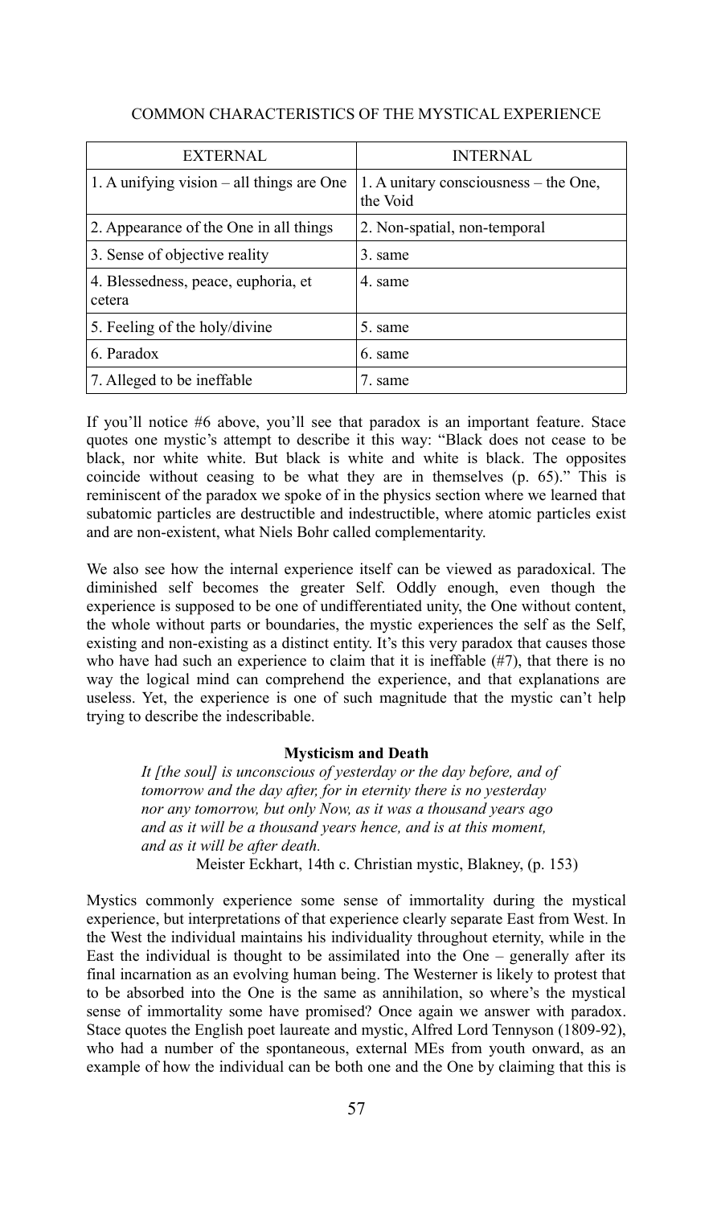COMMON CHARACTERISTICS OF THE MYSTICAL EXPERIENCE

| EXTERNAL | INTERNAL |
|---|---|
| 1. A unifying vision – all things are One | 1. A unitary consciousness – the One, the Void |
| 2. Appearance of the One in all things | 2. Non-spatial, non-temporal |
| 3. Sense of objective reality | 3. same |
| 4. Blessedness, peace, euphoria, et cetera | 4. same |
| 5. Feeling of the holy/divine | 5. same |
| 6. Paradox | 6. same |
| 7. Alleged to be ineffable | 7. same |

If you'll notice #6 above, you'll see that paradox is an important feature. Stace quotes one mystic's attempt to describe it this way: "Black does not cease to be black, nor white white. But black is white and white is black. The opposites coincide without ceasing to be what they are in themselves (p. 65)." This is reminiscent of the paradox we spoke of in the physics section where we learned that subatomic particles are destructible and indestructible, where atomic particles exist and are non-existent, what Niels Bohr called complementarity.

We also see how the internal experience itself can be viewed as paradoxical. The diminished self becomes the greater Self. Oddly enough, even though the experience is supposed to be one of undifferentiated unity, the One without content, the whole without parts or boundaries, the mystic experiences the self as the Self, existing and non-existing as a distinct entity. It's this very paradox that causes those who have had such an experience to claim that it is ineffable (#7), that there is no way the logical mind can comprehend the experience, and that explanations are useless. Yet, the experience is one of such magnitude that the mystic can't help trying to describe the indescribable.

**Mysticism and Death**

*It [the soul] is unconscious of yesterday or the day before, and of tomorrow and the day after, for in eternity there is no yesterday nor any tomorrow, but only Now, as it was a thousand years ago and as it will be a thousand years hence, and is at this moment, and as it will be after death.*

Meister Eckhart, 14th c. Christian mystic, Blakney, (p. 153)

Mystics commonly experience some sense of immortality during the mystical experience, but interpretations of that experience clearly separate East from West. In the West the individual maintains his individuality throughout eternity, while in the East the individual is thought to be assimilated into the One – generally after its final incarnation as an evolving human being. The Westerner is likely to protest that to be absorbed into the One is the same as annihilation, so where's the mystical sense of immortality some have promised? Once again we answer with paradox. Stace quotes the English poet laureate and mystic, Alfred Lord Tennyson (1809-92), who had a number of the spontaneous, external MEs from youth onward, as an example of how the individual can be both one and the One by claiming that this is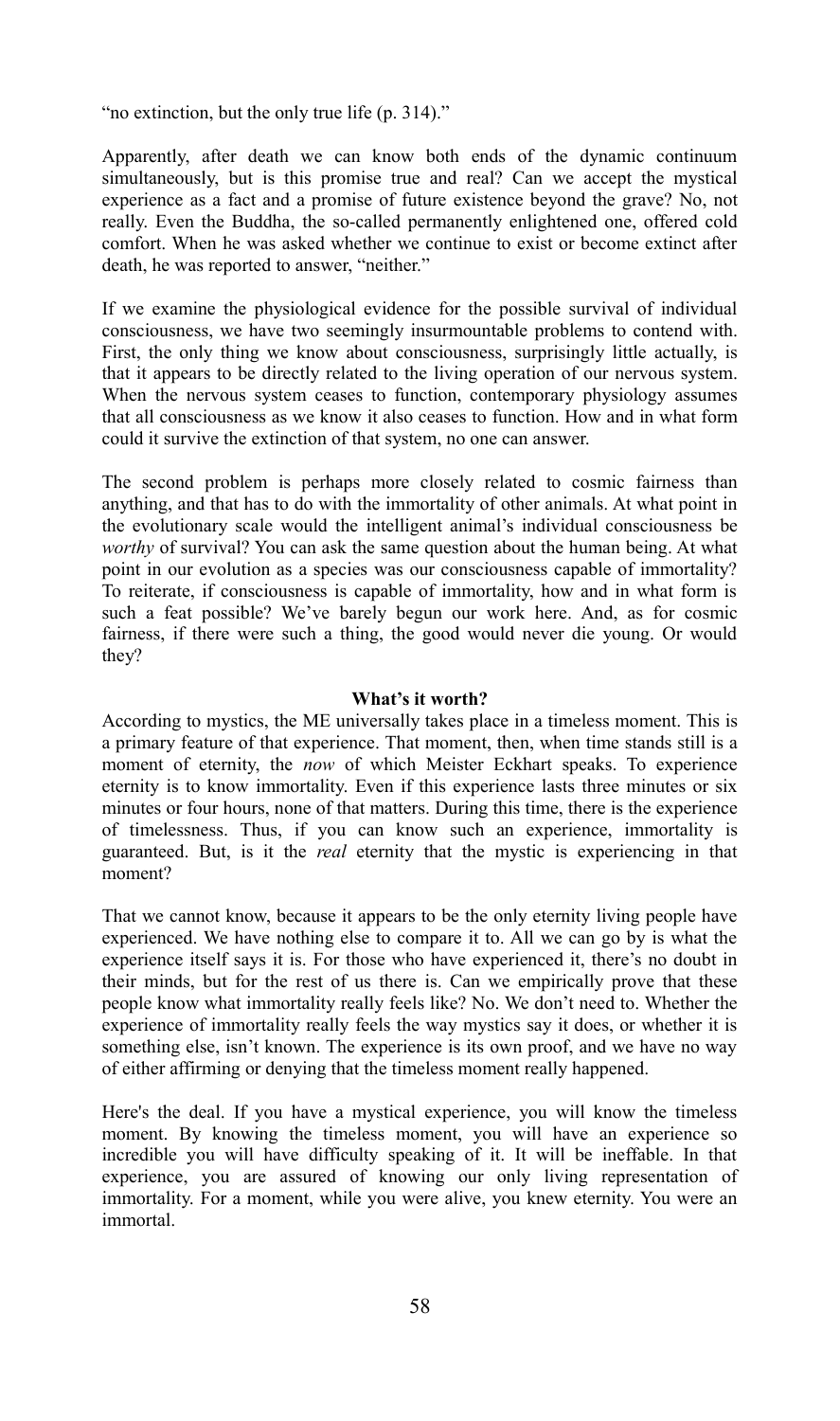"no extinction, but the only true life (p. 314)."

Apparently, after death we can know both ends of the dynamic continuum simultaneously, but is this promise true and real? Can we accept the mystical experience as a fact and a promise of future existence beyond the grave? No, not really. Even the Buddha, the so-called permanently enlightened one, offered cold comfort. When he was asked whether we continue to exist or become extinct after death, he was reported to answer, "neither."

If we examine the physiological evidence for the possible survival of individual consciousness, we have two seemingly insurmountable problems to contend with. First, the only thing we know about consciousness, surprisingly little actually, is that it appears to be directly related to the living operation of our nervous system. When the nervous system ceases to function, contemporary physiology assumes that all consciousness as we know it also ceases to function. How and in what form could it survive the extinction of that system, no one can answer.

The second problem is perhaps more closely related to cosmic fairness than anything, and that has to do with the immortality of other animals. At what point in the evolutionary scale would the intelligent animal's individual consciousness be *worthy* of survival? You can ask the same question about the human being. At what point in our evolution as a species was our consciousness capable of immortality? To reiterate, if consciousness is capable of immortality, how and in what form is such a feat possible? We've barely begun our work here. And, as for cosmic fairness, if there were such a thing, the good would never die young. Or would they?

**What's it worth?**

According to mystics, the ME universally takes place in a timeless moment. This is a primary feature of that experience. That moment, then, when time stands still is a moment of eternity, the *now* of which Meister Eckhart speaks. To experience eternity is to know immortality. Even if this experience lasts three minutes or six minutes or four hours, none of that matters. During this time, there is the experience of timelessness. Thus, if you can know such an experience, immortality is guaranteed. But, is it the *real* eternity that the mystic is experiencing in that moment?

That we cannot know, because it appears to be the only eternity living people have experienced. We have nothing else to compare it to. All we can go by is what the experience itself says it is. For those who have experienced it, there's no doubt in their minds, but for the rest of us there is. Can we empirically prove that these people know what immortality really feels like? No. We don't need to. Whether the experience of immortality really feels the way mystics say it does, or whether it is something else, isn't known. The experience is its own proof, and we have no way of either affirming or denying that the timeless moment really happened.

Here's the deal. If you have a mystical experience, you will know the timeless moment. By knowing the timeless moment, you will have an experience so incredible you will have difficulty speaking of it. It will be ineffable. In that experience, you are assured of knowing our only living representation of immortality. For a moment, while you were alive, you knew eternity. You were an immortal.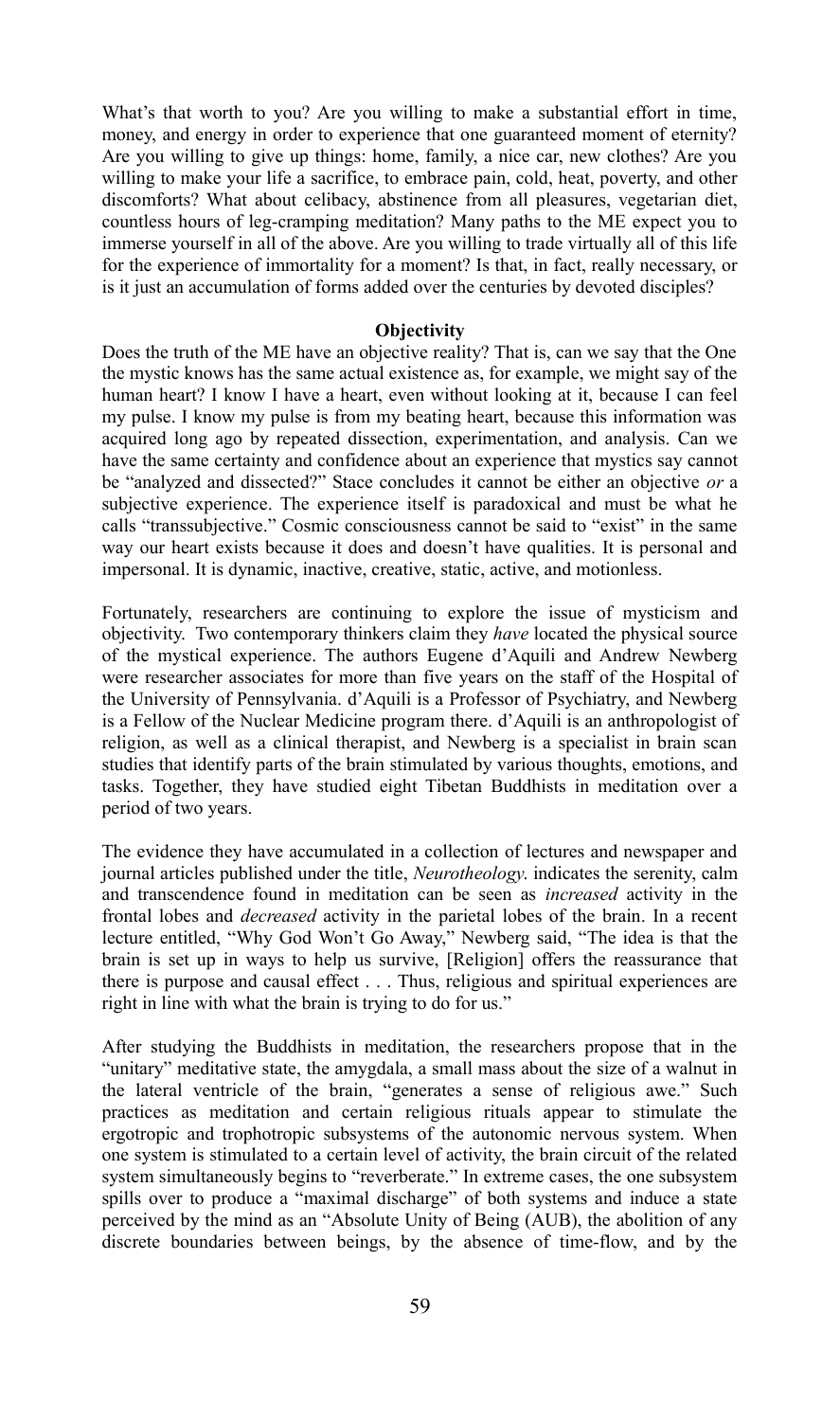What's that worth to you? Are you willing to make a substantial effort in time, money, and energy in order to experience that one guaranteed moment of eternity? Are you willing to give up things: home, family, a nice car, new clothes? Are you willing to make your life a sacrifice, to embrace pain, cold, heat, poverty, and other discomforts? What about celibacy, abstinence from all pleasures, vegetarian diet, countless hours of leg-cramping meditation? Many paths to the ME expect you to immerse yourself in all of the above. Are you willing to trade virtually all of this life for the experience of immortality for a moment? Is that, in fact, really necessary, or is it just an accumulation of forms added over the centuries by devoted disciples?

**Objectivity**

Does the truth of the ME have an objective reality? That is, can we say that the One the mystic knows has the same actual existence as, for example, we might say of the human heart? I know I have a heart, even without looking at it, because I can feel my pulse. I know my pulse is from my beating heart, because this information was acquired long ago by repeated dissection, experimentation, and analysis. Can we have the same certainty and confidence about an experience that mystics say cannot be "analyzed and dissected?" Stace concludes it cannot be either an objective *or* a subjective experience. The experience itself is paradoxical and must be what he calls "transsubjective." Cosmic consciousness cannot be said to "exist" in the same way our heart exists because it does and doesn't have qualities. It is personal and impersonal. It is dynamic, inactive, creative, static, active, and motionless.

Fortunately, researchers are continuing to explore the issue of mysticism and objectivity. Two contemporary thinkers claim they *have* located the physical source of the mystical experience. The authors Eugene d'Aquili and Andrew Newberg were researcher associates for more than five years on the staff of the Hospital of the University of Pennsylvania. d'Aquili is a Professor of Psychiatry, and Newberg is a Fellow of the Nuclear Medicine program there. d'Aquili is an anthropologist of religion, as well as a clinical therapist, and Newberg is a specialist in brain scan studies that identify parts of the brain stimulated by various thoughts, emotions, and tasks. Together, they have studied eight Tibetan Buddhists in meditation over a period of two years.

The evidence they have accumulated in a collection of lectures and newspaper and journal articles published under the title, *Neurotheology*. indicates the serenity, calm and transcendence found in meditation can be seen as *increased* activity in the frontal lobes and *decreased* activity in the parietal lobes of the brain. In a recent lecture entitled, "Why God Won't Go Away," Newberg said, "The idea is that the brain is set up in ways to help us survive, [Religion] offers the reassurance that there is purpose and causal effect . . . Thus, religious and spiritual experiences are right in line with what the brain is trying to do for us."

After studying the Buddhists in meditation, the researchers propose that in the "unitary" meditative state, the amygdala, a small mass about the size of a walnut in the lateral ventricle of the brain, "generates a sense of religious awe." Such practices as meditation and certain religious rituals appear to stimulate the ergotropic and trophotropic subsystems of the autonomic nervous system. When one system is stimulated to a certain level of activity, the brain circuit of the related system simultaneously begins to "reverberate." In extreme cases, the one subsystem spills over to produce a "maximal discharge" of both systems and induce a state perceived by the mind as an "Absolute Unity of Being (AUB), the abolition of any discrete boundaries between beings, by the absence of time-flow, and by the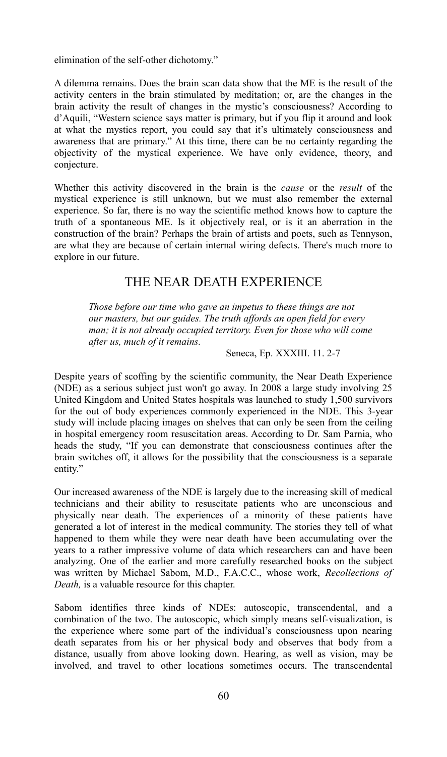elimination of the self-other dichotomy."

A dilemma remains. Does the brain scan data show that the ME is the result of the activity centers in the brain stimulated by meditation; or, are the changes in the brain activity the result of changes in the mystic's consciousness? According to d'Aquili, "Western science says matter is primary, but if you flip it around and look at what the mystics report, you could say that it's ultimately consciousness and awareness that are primary." At this time, there can be no certainty regarding the objectivity of the mystical experience. We have only evidence, theory, and conjecture.

Whether this activity discovered in the brain is the *cause* or the *result* of the mystical experience is still unknown, but we must also remember the external experience. So far, there is no way the scientific method knows how to capture the truth of a spontaneous ME. Is it objectively real, or is it an aberration in the construction of the brain? Perhaps the brain of artists and poets, such as Tennyson, are what they are because of certain internal wiring defects. There's much more to explore in our future.

## THE NEAR DEATH EXPERIENCE

> *Those before our time who gave an impetus to these things are not our masters, but our guides. The truth affords an open field for every man; it is not already occupied territory. Even for those who will come after us, much of it remains.*
>
> Seneca, Ep. XXXIII. 11. 2-7

Despite years of scoffing by the scientific community, the Near Death Experience (NDE) as a serious subject just won't go away. In 2008 a large study involving 25 United Kingdom and United States hospitals was launched to study 1,500 survivors for the out of body experiences commonly experienced in the NDE. This 3-year study will include placing images on shelves that can only be seen from the ceiling in hospital emergency room resuscitation areas. According to Dr. Sam Parnia, who heads the study, "If you can demonstrate that consciousness continues after the brain switches off, it allows for the possibility that the consciousness is a separate entity."

Our increased awareness of the NDE is largely due to the increasing skill of medical technicians and their ability to resuscitate patients who are unconscious and physically near death. The experiences of a minority of these patients have generated a lot of interest in the medical community. The stories they tell of what happened to them while they were near death have been accumulating over the years to a rather impressive volume of data which researchers can and have been analyzing. One of the earlier and more carefully researched books on the subject was written by Michael Sabom, M.D., F.A.C.C., whose work, *Recollections of Death,* is a valuable resource for this chapter.

Sabom identifies three kinds of NDEs: autoscopic, transcendental, and a combination of the two. The autoscopic, which simply means self-visualization, is the experience where some part of the individual's consciousness upon nearing death separates from his or her physical body and observes that body from a distance, usually from above looking down. Hearing, as well as vision, may be involved, and travel to other locations sometimes occurs. The transcendental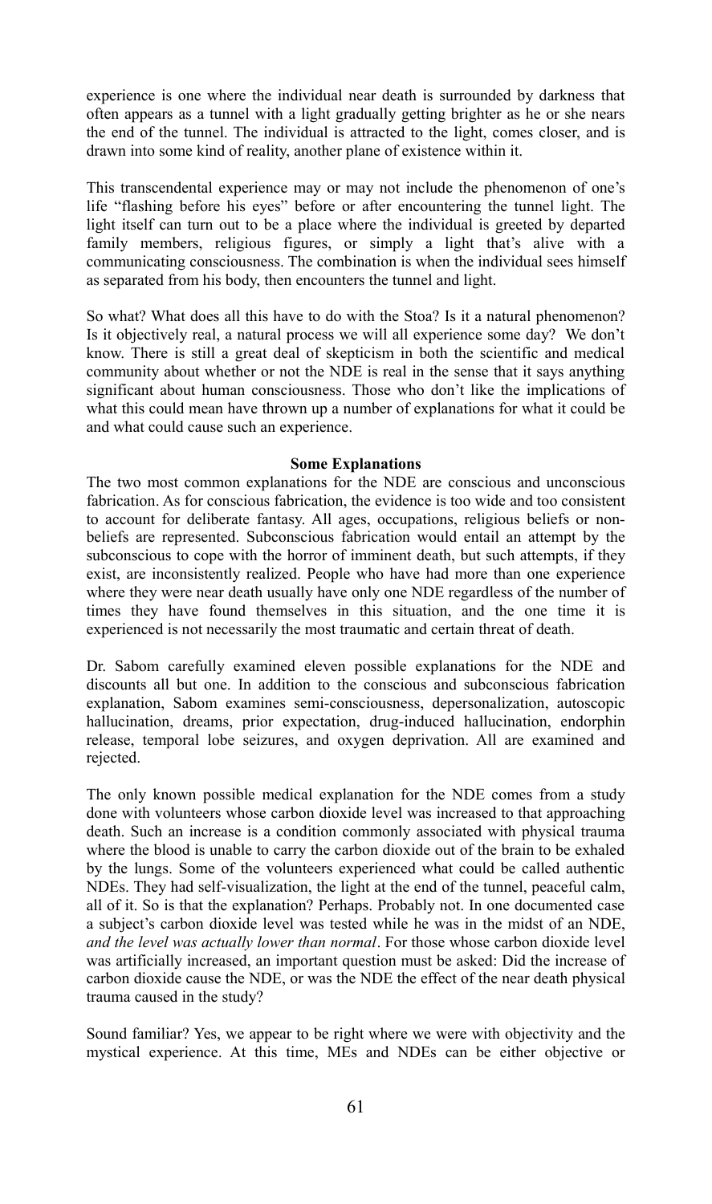experience is one where the individual near death is surrounded by darkness that often appears as a tunnel with a light gradually getting brighter as he or she nears the end of the tunnel. The individual is attracted to the light, comes closer, and is drawn into some kind of reality, another plane of existence within it.

This transcendental experience may or may not include the phenomenon of one's life "flashing before his eyes" before or after encountering the tunnel light. The light itself can turn out to be a place where the individual is greeted by departed family members, religious figures, or simply a light that's alive with a communicating consciousness. The combination is when the individual sees himself as separated from his body, then encounters the tunnel and light.

So what? What does all this have to do with the Stoa? Is it a natural phenomenon? Is it objectively real, a natural process we will all experience some day? We don't know. There is still a great deal of skepticism in both the scientific and medical community about whether or not the NDE is real in the sense that it says anything significant about human consciousness. Those who don't like the implications of what this could mean have thrown up a number of explanations for what it could be and what could cause such an experience.

**Some Explanations**

The two most common explanations for the NDE are conscious and unconscious fabrication. As for conscious fabrication, the evidence is too wide and too consistent to account for deliberate fantasy. All ages, occupations, religious beliefs or non-beliefs are represented. Subconscious fabrication would entail an attempt by the subconscious to cope with the horror of imminent death, but such attempts, if they exist, are inconsistently realized. People who have had more than one experience where they were near death usually have only one NDE regardless of the number of times they have found themselves in this situation, and the one time it is experienced is not necessarily the most traumatic and certain threat of death.

Dr. Sabom carefully examined eleven possible explanations for the NDE and discounts all but one. In addition to the conscious and subconscious fabrication explanation, Sabom examines semi-consciousness, depersonalization, autoscopic hallucination, dreams, prior expectation, drug-induced hallucination, endorphin release, temporal lobe seizures, and oxygen deprivation. All are examined and rejected.

The only known possible medical explanation for the NDE comes from a study done with volunteers whose carbon dioxide level was increased to that approaching death. Such an increase is a condition commonly associated with physical trauma where the blood is unable to carry the carbon dioxide out of the brain to be exhaled by the lungs. Some of the volunteers experienced what could be called authentic NDEs. They had self-visualization, the light at the end of the tunnel, peaceful calm, all of it. So is that the explanation? Perhaps. Probably not. In one documented case a subject's carbon dioxide level was tested while he was in the midst of an NDE, *and the level was actually lower than normal*. For those whose carbon dioxide level was artificially increased, an important question must be asked: Did the increase of carbon dioxide cause the NDE, or was the NDE the effect of the near death physical trauma caused in the study?

Sound familiar? Yes, we appear to be right where we were with objectivity and the mystical experience. At this time, MEs and NDEs can be either objective or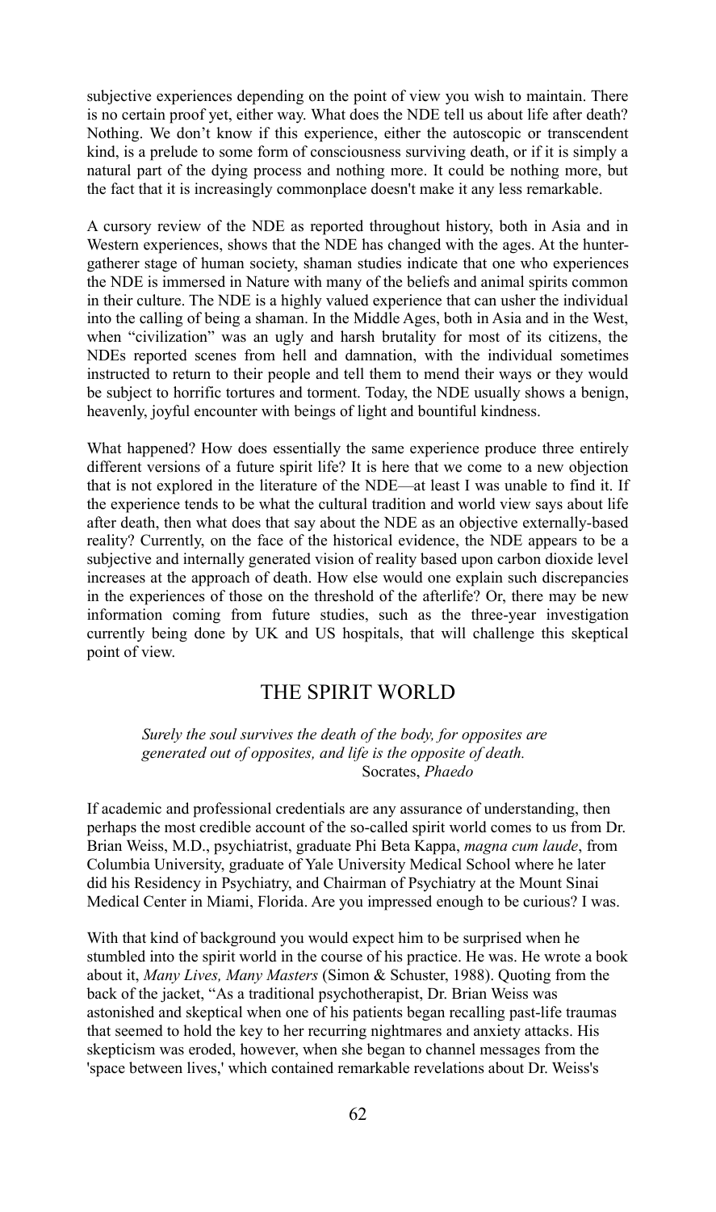subjective experiences depending on the point of view you wish to maintain. There is no certain proof yet, either way. What does the NDE tell us about life after death? Nothing. We don't know if this experience, either the autoscopic or transcendent kind, is a prelude to some form of consciousness surviving death, or if it is simply a natural part of the dying process and nothing more. It could be nothing more, but the fact that it is increasingly commonplace doesn't make it any less remarkable.

A cursory review of the NDE as reported throughout history, both in Asia and in Western experiences, shows that the NDE has changed with the ages. At the hunter-gatherer stage of human society, shaman studies indicate that one who experiences the NDE is immersed in Nature with many of the beliefs and animal spirits common in their culture. The NDE is a highly valued experience that can usher the individual into the calling of being a shaman. In the Middle Ages, both in Asia and in the West, when "civilization" was an ugly and harsh brutality for most of its citizens, the NDEs reported scenes from hell and damnation, with the individual sometimes instructed to return to their people and tell them to mend their ways or they would be subject to horrific tortures and torment. Today, the NDE usually shows a benign, heavenly, joyful encounter with beings of light and bountiful kindness.

What happened? How does essentially the same experience produce three entirely different versions of a future spirit life? It is here that we come to a new objection that is not explored in the literature of the NDE—at least I was unable to find it. If the experience tends to be what the cultural tradition and world view says about life after death, then what does that say about the NDE as an objective externally-based reality? Currently, on the face of the historical evidence, the NDE appears to be a subjective and internally generated vision of reality based upon carbon dioxide level increases at the approach of death. How else would one explain such discrepancies in the experiences of those on the threshold of the afterlife? Or, there may be new information coming from future studies, such as the three-year investigation currently being done by UK and US hospitals, that will challenge this skeptical point of view.

## THE SPIRIT WORLD

> *Surely the soul survives the death of the body, for opposites are generated out of opposites, and life is the opposite of death.*
> Socrates, *Phaedo*

If academic and professional credentials are any assurance of understanding, then perhaps the most credible account of the so-called spirit world comes to us from Dr. Brian Weiss, M.D., psychiatrist, graduate Phi Beta Kappa, *magna cum laude*, from Columbia University, graduate of Yale University Medical School where he later did his Residency in Psychiatry, and Chairman of Psychiatry at the Mount Sinai Medical Center in Miami, Florida. Are you impressed enough to be curious? I was.

With that kind of background you would expect him to be surprised when he stumbled into the spirit world in the course of his practice. He was. He wrote a book about it, *Many Lives, Many Masters* (Simon & Schuster, 1988). Quoting from the back of the jacket, "As a traditional psychotherapist, Dr. Brian Weiss was astonished and skeptical when one of his patients began recalling past-life traumas that seemed to hold the key to her recurring nightmares and anxiety attacks. His skepticism was eroded, however, when she began to channel messages from the 'space between lives,' which contained remarkable revelations about Dr. Weiss's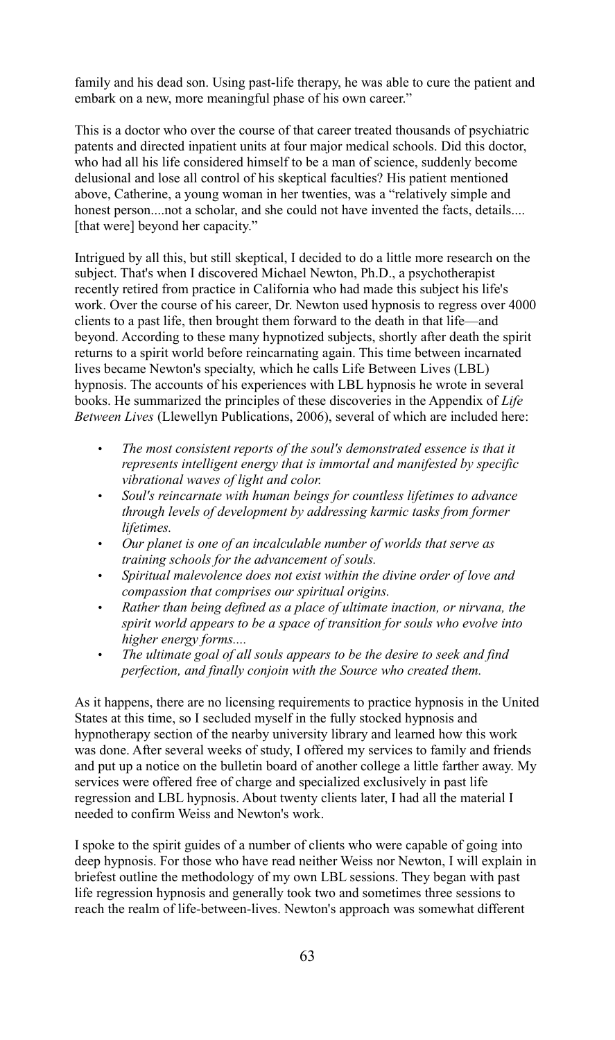family and his dead son. Using past-life therapy, he was able to cure the patient and embark on a new, more meaningful phase of his own career."

This is a doctor who over the course of that career treated thousands of psychiatric patents and directed inpatient units at four major medical schools. Did this doctor, who had all his life considered himself to be a man of science, suddenly become delusional and lose all control of his skeptical faculties? His patient mentioned above, Catherine, a young woman in her twenties, was a "relatively simple and honest person....not a scholar, and she could not have invented the facts, details.... [that were] beyond her capacity."

Intrigued by all this, but still skeptical, I decided to do a little more research on the subject. That's when I discovered Michael Newton, Ph.D., a psychotherapist recently retired from practice in California who had made this subject his life's work. Over the course of his career, Dr. Newton used hypnosis to regress over 4000 clients to a past life, then brought them forward to the death in that life—and beyond. According to these many hypnotized subjects, shortly after death the spirit returns to a spirit world before reincarnating again. This time between incarnated lives became Newton's specialty, which he calls Life Between Lives (LBL) hypnosis. The accounts of his experiences with LBL hypnosis he wrote in several books. He summarized the principles of these discoveries in the Appendix of *Life Between Lives* (Llewellyn Publications, 2006), several of which are included here:

- *The most consistent reports of the soul's demonstrated essence is that it represents intelligent energy that is immortal and manifested by specific vibrational waves of light and color.*
- *Soul's reincarnate with human beings for countless lifetimes to advance through levels of development by addressing karmic tasks from former lifetimes.*
- *Our planet is one of an incalculable number of worlds that serve as training schools for the advancement of souls.*
- *Spiritual malevolence does not exist within the divine order of love and compassion that comprises our spiritual origins.*
- *Rather than being defined as a place of ultimate inaction, or nirvana, the spirit world appears to be a space of transition for souls who evolve into higher energy forms....*
- *The ultimate goal of all souls appears to be the desire to seek and find perfection, and finally conjoin with the Source who created them.*

As it happens, there are no licensing requirements to practice hypnosis in the United States at this time, so I secluded myself in the fully stocked hypnosis and hypnotherapy section of the nearby university library and learned how this work was done. After several weeks of study, I offered my services to family and friends and put up a notice on the bulletin board of another college a little farther away. My services were offered free of charge and specialized exclusively in past life regression and LBL hypnosis. About twenty clients later, I had all the material I needed to confirm Weiss and Newton's work.

I spoke to the spirit guides of a number of clients who were capable of going into deep hypnosis. For those who have read neither Weiss nor Newton, I will explain in briefest outline the methodology of my own LBL sessions. They began with past life regression hypnosis and generally took two and sometimes three sessions to reach the realm of life-between-lives. Newton's approach was somewhat different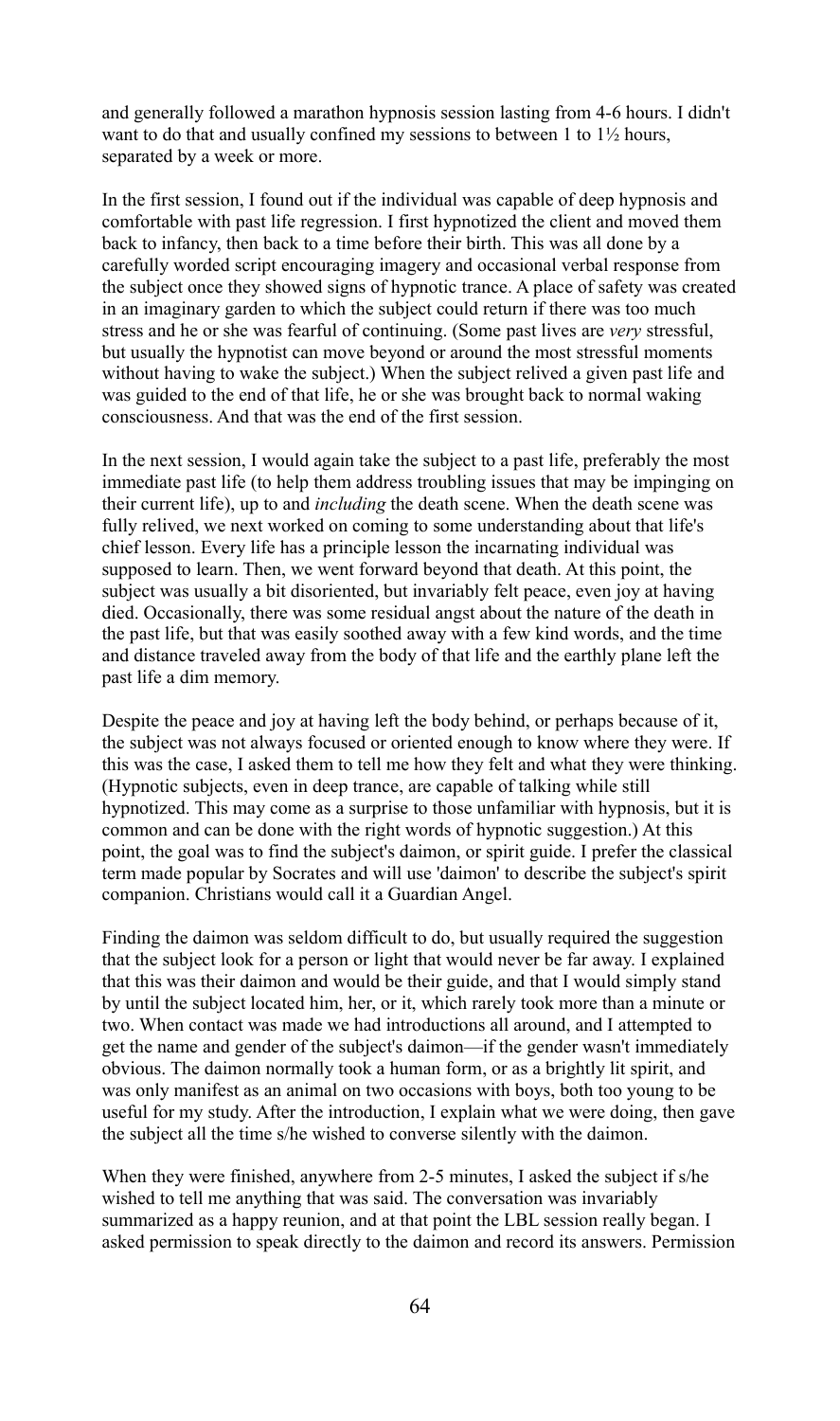and generally followed a marathon hypnosis session lasting from 4-6 hours. I didn't want to do that and usually confined my sessions to between 1 to 1½ hours, separated by a week or more.

In the first session, I found out if the individual was capable of deep hypnosis and comfortable with past life regression. I first hypnotized the client and moved them back to infancy, then back to a time before their birth. This was all done by a carefully worded script encouraging imagery and occasional verbal response from the subject once they showed signs of hypnotic trance. A place of safety was created in an imaginary garden to which the subject could return if there was too much stress and he or she was fearful of continuing. (Some past lives are *very* stressful, but usually the hypnotist can move beyond or around the most stressful moments without having to wake the subject.) When the subject relived a given past life and was guided to the end of that life, he or she was brought back to normal waking consciousness. And that was the end of the first session.

In the next session, I would again take the subject to a past life, preferably the most immediate past life (to help them address troubling issues that may be impinging on their current life), up to and *including* the death scene. When the death scene was fully relived, we next worked on coming to some understanding about that life's chief lesson. Every life has a principle lesson the incarnating individual was supposed to learn. Then, we went forward beyond that death. At this point, the subject was usually a bit disoriented, but invariably felt peace, even joy at having died. Occasionally, there was some residual angst about the nature of the death in the past life, but that was easily soothed away with a few kind words, and the time and distance traveled away from the body of that life and the earthly plane left the past life a dim memory.

Despite the peace and joy at having left the body behind, or perhaps because of it, the subject was not always focused or oriented enough to know where they were. If this was the case, I asked them to tell me how they felt and what they were thinking. (Hypnotic subjects, even in deep trance, are capable of talking while still hypnotized. This may come as a surprise to those unfamiliar with hypnosis, but it is common and can be done with the right words of hypnotic suggestion.) At this point, the goal was to find the subject's daimon, or spirit guide. I prefer the classical term made popular by Socrates and will use 'daimon' to describe the subject's spirit companion. Christians would call it a Guardian Angel.

Finding the daimon was seldom difficult to do, but usually required the suggestion that the subject look for a person or light that would never be far away. I explained that this was their daimon and would be their guide, and that I would simply stand by until the subject located him, her, or it, which rarely took more than a minute or two. When contact was made we had introductions all around, and I attempted to get the name and gender of the subject's daimon—if the gender wasn't immediately obvious. The daimon normally took a human form, or as a brightly lit spirit, and was only manifest as an animal on two occasions with boys, both too young to be useful for my study. After the introduction, I explain what we were doing, then gave the subject all the time s/he wished to converse silently with the daimon.

When they were finished, anywhere from 2-5 minutes, I asked the subject if s/he wished to tell me anything that was said. The conversation was invariably summarized as a happy reunion, and at that point the LBL session really began. I asked permission to speak directly to the daimon and record its answers. Permission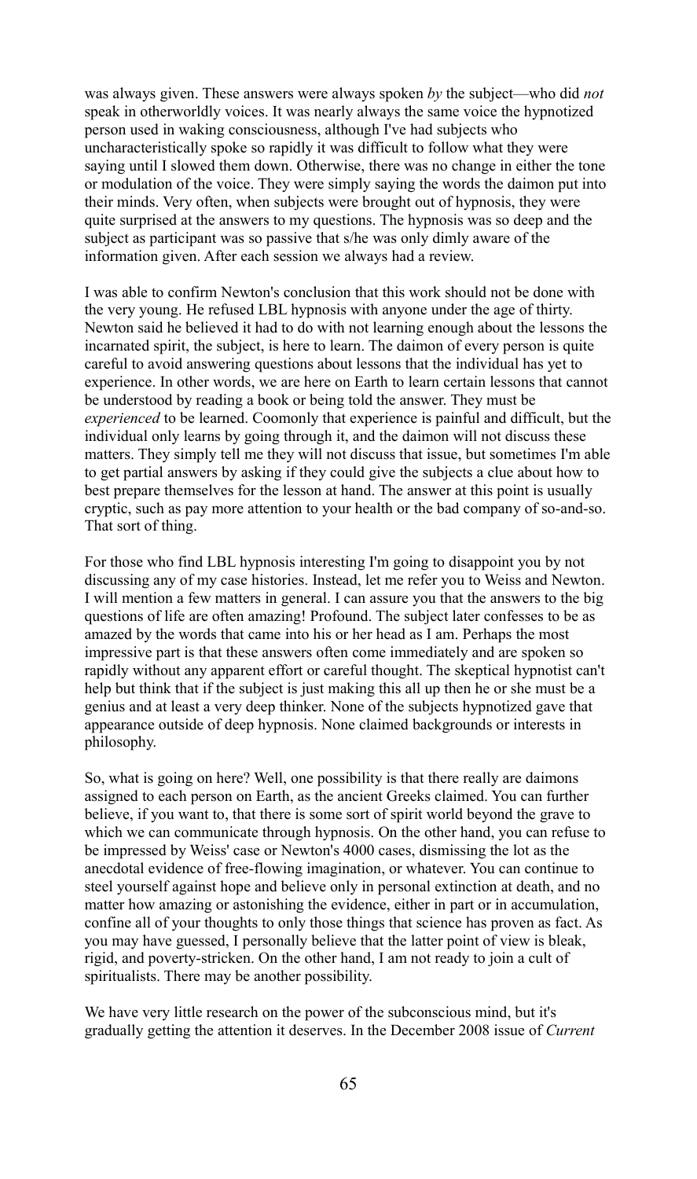was always given. These answers were always spoken *by* the subject—who did *not* speak in otherworldly voices. It was nearly always the same voice the hypnotized person used in waking consciousness, although I've had subjects who uncharacteristically spoke so rapidly it was difficult to follow what they were saying until I slowed them down. Otherwise, there was no change in either the tone or modulation of the voice. They were simply saying the words the daimon put into their minds. Very often, when subjects were brought out of hypnosis, they were quite surprised at the answers to my questions. The hypnosis was so deep and the subject as participant was so passive that s/he was only dimly aware of the information given. After each session we always had a review.

I was able to confirm Newton's conclusion that this work should not be done with the very young. He refused LBL hypnosis with anyone under the age of thirty. Newton said he believed it had to do with not learning enough about the lessons the incarnated spirit, the subject, is here to learn. The daimon of every person is quite careful to avoid answering questions about lessons that the individual has yet to experience. In other words, we are here on Earth to learn certain lessons that cannot be understood by reading a book or being told the answer. They must be *experienced* to be learned. Coomonly that experience is painful and difficult, but the individual only learns by going through it, and the daimon will not discuss these matters. They simply tell me they will not discuss that issue, but sometimes I'm able to get partial answers by asking if they could give the subjects a clue about how to best prepare themselves for the lesson at hand. The answer at this point is usually cryptic, such as pay more attention to your health or the bad company of so-and-so. That sort of thing.

For those who find LBL hypnosis interesting I'm going to disappoint you by not discussing any of my case histories. Instead, let me refer you to Weiss and Newton. I will mention a few matters in general. I can assure you that the answers to the big questions of life are often amazing! Profound. The subject later confesses to be as amazed by the words that came into his or her head as I am. Perhaps the most impressive part is that these answers often come immediately and are spoken so rapidly without any apparent effort or careful thought. The skeptical hypnotist can't help but think that if the subject is just making this all up then he or she must be a genius and at least a very deep thinker. None of the subjects hypnotized gave that appearance outside of deep hypnosis. None claimed backgrounds or interests in philosophy.

So, what is going on here? Well, one possibility is that there really are daimons assigned to each person on Earth, as the ancient Greeks claimed. You can further believe, if you want to, that there is some sort of spirit world beyond the grave to which we can communicate through hypnosis. On the other hand, you can refuse to be impressed by Weiss' case or Newton's 4000 cases, dismissing the lot as the anecdotal evidence of free-flowing imagination, or whatever. You can continue to steel yourself against hope and believe only in personal extinction at death, and no matter how amazing or astonishing the evidence, either in part or in accumulation, confine all of your thoughts to only those things that science has proven as fact. As you may have guessed, I personally believe that the latter point of view is bleak, rigid, and poverty-stricken. On the other hand, I am not ready to join a cult of spiritualists. There may be another possibility.

We have very little research on the power of the subconscious mind, but it's gradually getting the attention it deserves. In the December 2008 issue of *Current*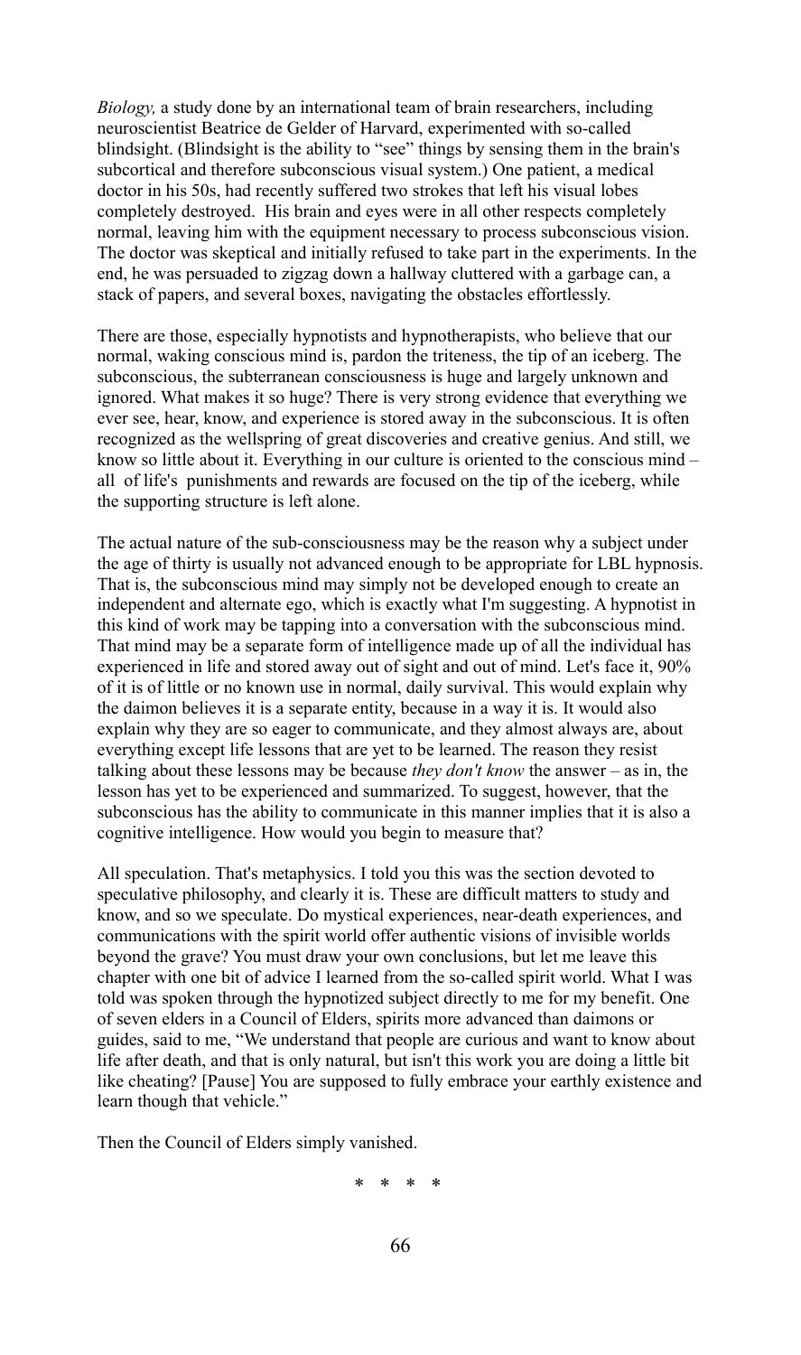*Biology,* a study done by an international team of brain researchers, including neuroscientist Beatrice de Gelder of Harvard, experimented with so-called blindsight. (Blindsight is the ability to "see" things by sensing them in the brain's subcortical and therefore subconscious visual system.) One patient, a medical doctor in his 50s, had recently suffered two strokes that left his visual lobes completely destroyed. His brain and eyes were in all other respects completely normal, leaving him with the equipment necessary to process subconscious vision. The doctor was skeptical and initially refused to take part in the experiments. In the end, he was persuaded to zigzag down a hallway cluttered with a garbage can, a stack of papers, and several boxes, navigating the obstacles effortlessly.

There are those, especially hypnotists and hypnotherapists, who believe that our normal, waking conscious mind is, pardon the triteness, the tip of an iceberg. The subconscious, the subterranean consciousness is huge and largely unknown and ignored. What makes it so huge? There is very strong evidence that everything we ever see, hear, know, and experience is stored away in the subconscious. It is often recognized as the wellspring of great discoveries and creative genius. And still, we know so little about it. Everything in our culture is oriented to the conscious mind – all of life's punishments and rewards are focused on the tip of the iceberg, while the supporting structure is left alone.

The actual nature of the sub-consciousness may be the reason why a subject under the age of thirty is usually not advanced enough to be appropriate for LBL hypnosis. That is, the subconscious mind may simply not be developed enough to create an independent and alternate ego, which is exactly what I'm suggesting. A hypnotist in this kind of work may be tapping into a conversation with the subconscious mind. That mind may be a separate form of intelligence made up of all the individual has experienced in life and stored away out of sight and out of mind. Let's face it, 90% of it is of little or no known use in normal, daily survival. This would explain why the daimon believes it is a separate entity, because in a way it is. It would also explain why they are so eager to communicate, and they almost always are, about everything except life lessons that are yet to be learned. The reason they resist talking about these lessons may be because *they don't know* the answer – as in, the lesson has yet to be experienced and summarized. To suggest, however, that the subconscious has the ability to communicate in this manner implies that it is also a cognitive intelligence. How would you begin to measure that?

All speculation. That's metaphysics. I told you this was the section devoted to speculative philosophy, and clearly it is. These are difficult matters to study and know, and so we speculate. Do mystical experiences, near-death experiences, and communications with the spirit world offer authentic visions of invisible worlds beyond the grave? You must draw your own conclusions, but let me leave this chapter with one bit of advice I learned from the so-called spirit world. What I was told was spoken through the hypnotized subject directly to me for my benefit. One of seven elders in a Council of Elders, spirits more advanced than daimons or guides, said to me, "We understand that people are curious and want to know about life after death, and that is only natural, but isn't this work you are doing a little bit like cheating? [Pause] You are supposed to fully embrace your earthly existence and learn though that vehicle."

Then the Council of Elders simply vanished.

\* \* \* \*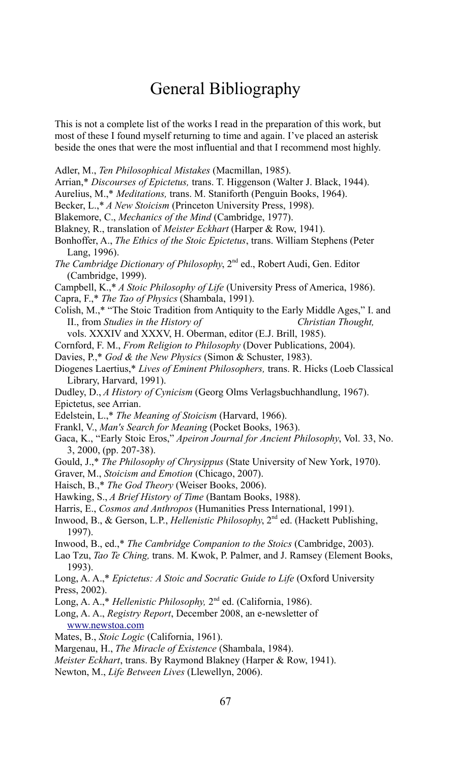# General Bibliography

This is not a complete list of the works I read in the preparation of this work, but most of these I found myself returning to time and again. I've placed an asterisk beside the ones that were the most influential and that I recommend most highly.

Adler, M., *Ten Philosophical Mistakes* (Macmillan, 1985).

Arrian,* *Discourses of Epictetus,* trans. T. Higgenson (Walter J. Black, 1944).

Aurelius, M.,* *Meditations,* trans. M. Staniforth (Penguin Books, 1964).

Becker, L.,* *A New Stoicism* (Princeton University Press, 1998).

Blakemore, C., *Mechanics of the Mind* (Cambridge, 1977).

Blakney, R., translation of *Meister Eckhart* (Harper & Row, 1941).

Bonhoffer, A., *The Ethics of the Stoic Epictetus*, trans. William Stephens (Peter Lang, 1996).

*The Cambridge Dictionary of Philosophy*, 2nd ed., Robert Audi, Gen. Editor (Cambridge, 1999).

Campbell, K.,* *A Stoic Philosophy of Life* (University Press of America, 1986).

Capra, F.,* *The Tao of Physics* (Shambala, 1991).

Colish, M.,* "The Stoic Tradition from Antiquity to the Early Middle Ages," I. and II., from *Studies in the History of Christian Thought,* vols. XXXIV and XXXV, H. Oberman, editor (E.J. Brill, 1985).

Cornford, F. M., *From Religion to Philosophy* (Dover Publications, 2004).

Davies, P.,* *God & the New Physics* (Simon & Schuster, 1983).

Diogenes Laertius,* *Lives of Eminent Philosophers,* trans. R. Hicks (Loeb Classical Library, Harvard, 1991).

Dudley, D., *A History of Cynicism* (Georg Olms Verlagsbuchhandlung, 1967).

Epictetus, see Arrian.

Edelstein, L.,* *The Meaning of Stoicism* (Harvard, 1966).

Frankl, V., *Man's Search for Meaning* (Pocket Books, 1963).

Gaca, K., "Early Stoic Eros," *Apeiron Journal for Ancient Philosophy*, Vol. 33, No. 3, 2000, (pp. 207-38).

Gould, J.,* *The Philosophy of Chrysippus* (State University of New York, 1970).

Graver, M., *Stoicism and Emotion* (Chicago, 2007).

Haisch, B.,* *The God Theory* (Weiser Books, 2006).

Hawking, S., *A Brief History of Time* (Bantam Books, 1988).

Harris, E., *Cosmos and Anthropos* (Humanities Press International, 1991).

Inwood, B., & Gerson, L.P., *Hellenistic Philosophy*, 2nd ed. (Hackett Publishing, 1997).

Inwood, B., ed.,* *The Cambridge Companion to the Stoics* (Cambridge, 2003).

Lao Tzu, *Tao Te Ching,* trans. M. Kwok, P. Palmer, and J. Ramsey (Element Books, 1993).

Long, A. A.,* *Epictetus: A Stoic and Socratic Guide to Life* (Oxford University Press, 2002).

Long, A. A.,* *Hellenistic Philosophy,* 2nd ed. (California, 1986).

Long, A. A., *Registry Report*, December 2008, an e-newsletter of www.newstoa.com

Mates, B., *Stoic Logic* (California, 1961).

Margenau, H., *The Miracle of Existence* (Shambala, 1984).

*Meister Eckhart*, trans. By Raymond Blakney (Harper & Row, 1941).

Newton, M., *Life Between Lives* (Llewellyn, 2006).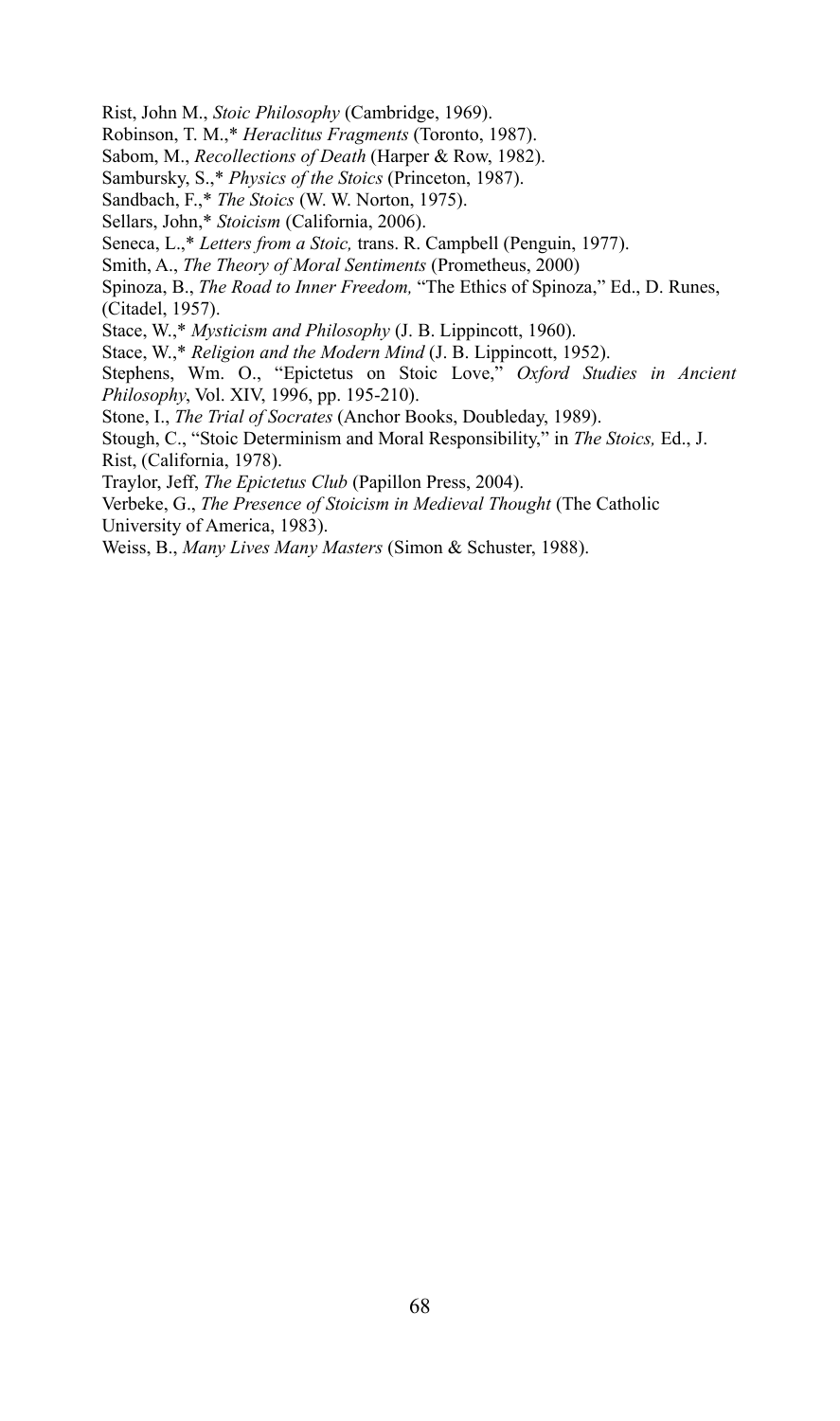Rist, John M., *Stoic Philosophy* (Cambridge, 1969).

Robinson, T. M.,* *Heraclitus Fragments* (Toronto, 1987).

Sabom, M., *Recollections of Death* (Harper & Row, 1982).

Sambursky, S.,* *Physics of the Stoics* (Princeton, 1987).

Sandbach, F.,* *The Stoics* (W. W. Norton, 1975).

Sellars, John,* *Stoicism* (California, 2006).

Seneca, L.,* *Letters from a Stoic,* trans. R. Campbell (Penguin, 1977).

Smith, A., *The Theory of Moral Sentiments* (Prometheus, 2000)

Spinoza, B., *The Road to Inner Freedom,* "The Ethics of Spinoza," Ed., D. Runes, (Citadel, 1957).

Stace, W.,* *Mysticism and Philosophy* (J. B. Lippincott, 1960).

Stace, W.,* *Religion and the Modern Mind* (J. B. Lippincott, 1952).

Stephens, Wm. O., "Epictetus on Stoic Love," *Oxford Studies in Ancient Philosophy*, Vol. XIV, 1996, pp. 195-210).

Stone, I., *The Trial of Socrates* (Anchor Books, Doubleday, 1989).

Stough, C., "Stoic Determinism and Moral Responsibility," in *The Stoics,* Ed., J. Rist, (California, 1978).

Traylor, Jeff, *The Epictetus Club* (Papillon Press, 2004).

Verbeke, G., *The Presence of Stoicism in Medieval Thought* (The Catholic University of America, 1983).

Weiss, B., *Many Lives Many Masters* (Simon & Schuster, 1988).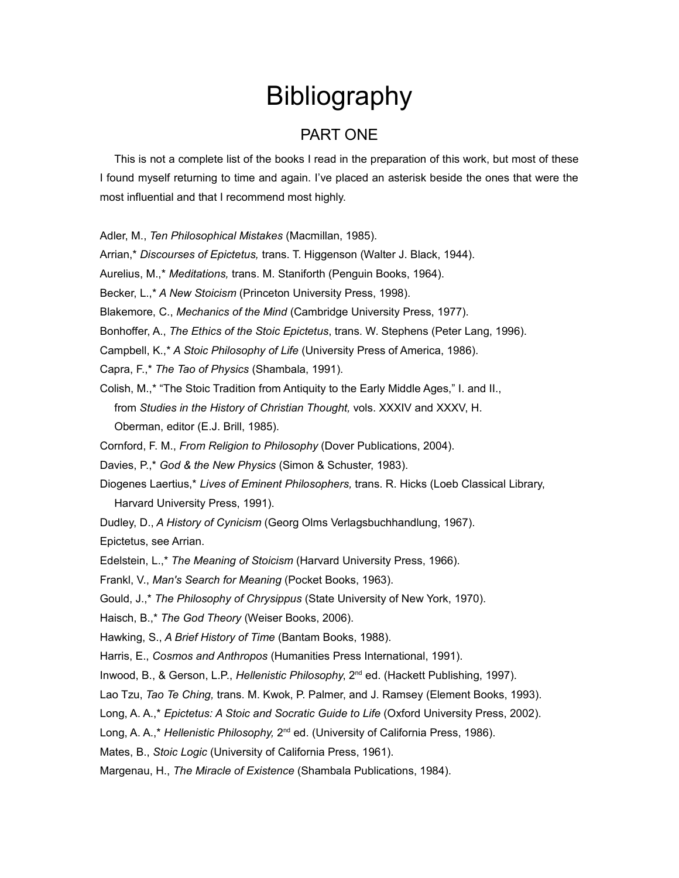# Bibliography

## PART ONE

This is not a complete list of the books I read in the preparation of this work, but most of these I found myself returning to time and again. I've placed an asterisk beside the ones that were the most influential and that I recommend most highly.

Adler, M., *Ten Philosophical Mistakes* (Macmillan, 1985).

Arrian,* *Discourses of Epictetus,* trans. T. Higgenson (Walter J. Black, 1944).

Aurelius, M.,* *Meditations,* trans. M. Staniforth (Penguin Books, 1964).

Becker, L.,* *A New Stoicism* (Princeton University Press, 1998).

Blakemore, C., *Mechanics of the Mind* (Cambridge University Press, 1977).

Bonhoffer, A., *The Ethics of the Stoic Epictetus*, trans. W. Stephens (Peter Lang, 1996).

Campbell, K.,* *A Stoic Philosophy of Life* (University Press of America, 1986).

Capra, F.,* *The Tao of Physics* (Shambala, 1991).

Colish, M.,* "The Stoic Tradition from Antiquity to the Early Middle Ages," I. and II., from *Studies in the History of Christian Thought,* vols. XXXIV and XXXV, H. Oberman, editor (E.J. Brill, 1985).

Cornford, F. M., *From Religion to Philosophy* (Dover Publications, 2004).

Davies, P.,* *God & the New Physics* (Simon & Schuster, 1983).

Diogenes Laertius,* *Lives of Eminent Philosophers,* trans. R. Hicks (Loeb Classical Library, Harvard University Press, 1991).

Dudley, D., *A History of Cynicism* (Georg Olms Verlagsbuchhandlung, 1967).

Epictetus, see Arrian.

Edelstein, L.,* *The Meaning of Stoicism* (Harvard University Press, 1966).

Frankl, V., *Man's Search for Meaning* (Pocket Books, 1963).

Gould, J.,* *The Philosophy of Chrysippus* (State University of New York, 1970).

Haisch, B.,* *The God Theory* (Weiser Books, 2006).

Hawking, S., *A Brief History of Time* (Bantam Books, 1988).

Harris, E., *Cosmos and Anthropos* (Humanities Press International, 1991).

Inwood, B., & Gerson, L.P., *Hellenistic Philosophy*, 2nd ed. (Hackett Publishing, 1997).

Lao Tzu, *Tao Te Ching,* trans. M. Kwok, P. Palmer, and J. Ramsey (Element Books, 1993).

Long, A. A.,* *Epictetus: A Stoic and Socratic Guide to Life* (Oxford University Press, 2002).

Long, A. A.,* *Hellenistic Philosophy,* 2nd ed. (University of California Press, 1986).

Mates, B., *Stoic Logic* (University of California Press, 1961).

Margenau, H., *The Miracle of Existence* (Shambala Publications, 1984).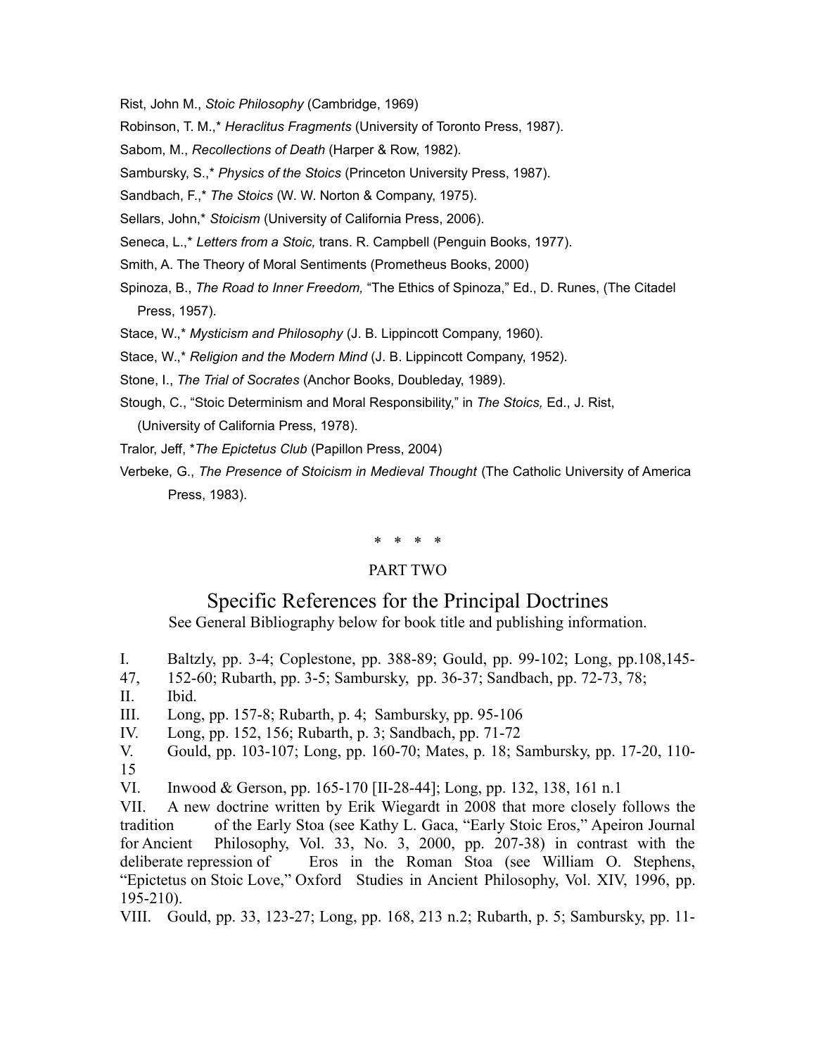Rist, John M., *Stoic Philosophy* (Cambridge, 1969)

Robinson, T. M.,* *Heraclitus Fragments* (University of Toronto Press, 1987).

Sabom, M., *Recollections of Death* (Harper & Row, 1982).

Sambursky, S.,* *Physics of the Stoics* (Princeton University Press, 1987).

Sandbach, F.,* *The Stoics* (W. W. Norton & Company, 1975).

Sellars, John,* *Stoicism* (University of California Press, 2006).

Seneca, L.,* *Letters from a Stoic,* trans. R. Campbell (Penguin Books, 1977).

Smith, A. The Theory of Moral Sentiments (Prometheus Books, 2000)

Spinoza, B., *The Road to Inner Freedom,* "The Ethics of Spinoza," Ed., D. Runes, (The Citadel Press, 1957).

Stace, W.,* *Mysticism and Philosophy* (J. B. Lippincott Company, 1960).

Stace, W.,* *Religion and the Modern Mind* (J. B. Lippincott Company, 1952).

Stone, I., *The Trial of Socrates* (Anchor Books, Doubleday, 1989).

Stough, C., "Stoic Determinism and Moral Responsibility," in *The Stoics,* Ed., J. Rist, (University of California Press, 1978).

Tralor, Jeff, **The Epictetus Club* (Papillon Press, 2004)

Verbeke, G., *The Presence of Stoicism in Medieval Thought* (The Catholic University of America Press, 1983).

\* \* \* \*

PART TWO

## Specific References for the Principal Doctrines

See General Bibliography below for book title and publishing information.

I. Baltzly, pp. 3-4; Coplestone, pp. 388-89; Gould, pp. 99-102; Long, pp.108,145-47, 152-60; Rubarth, pp. 3-5; Sambursky, pp. 36-37; Sandbach, pp. 72-73, 78;

II. Ibid.

III. Long, pp. 157-8; Rubarth, p. 4; Sambursky, pp. 95-106

IV. Long, pp. 152, 156; Rubarth, p. 3; Sandbach, pp. 71-72

V. Gould, pp. 103-107; Long, pp. 160-70; Mates, p. 18; Sambursky, pp. 17-20, 110-15

VI. Inwood & Gerson, pp. 165-170 [II-28-44]; Long, pp. 132, 138, 161 n.1

VII. A new doctrine written by Erik Wiegardt in 2008 that more closely follows the tradition of the Early Stoa (see Kathy L. Gaca, "Early Stoic Eros," Apeiron Journal for Ancient Philosophy, Vol. 33, No. 3, 2000, pp. 207-38) in contrast with the deliberate repression of Eros in the Roman Stoa (see William O. Stephens, "Epictetus on Stoic Love," Oxford Studies in Ancient Philosophy, Vol. XIV, 1996, pp. 195-210).

VIII. Gould, pp. 33, 123-27; Long, pp. 168, 213 n.2; Rubarth, p. 5; Sambursky, pp. 11-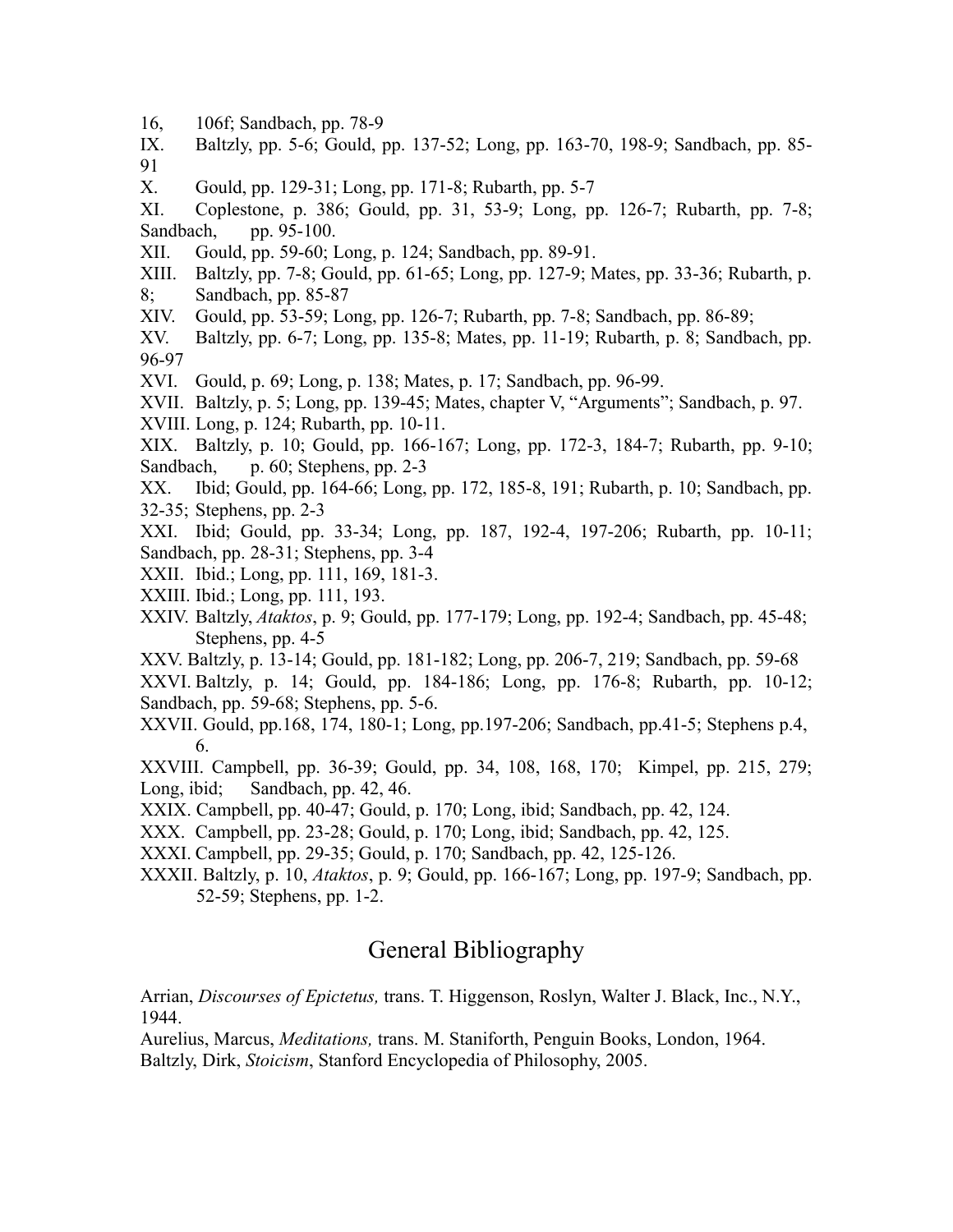16, 106f; Sandbach, pp. 78-9

IX. Baltzly, pp. 5-6; Gould, pp. 137-52; Long, pp. 163-70, 198-9; Sandbach, pp. 85-91

X. Gould, pp. 129-31; Long, pp. 171-8; Rubarth, pp. 5-7

XI. Coplestone, p. 386; Gould, pp. 31, 53-9; Long, pp. 126-7; Rubarth, pp. 7-8; Sandbach, pp. 95-100.

XII. Gould, pp. 59-60; Long, p. 124; Sandbach, pp. 89-91.

XIII. Baltzly, pp. 7-8; Gould, pp. 61-65; Long, pp. 127-9; Mates, pp. 33-36; Rubarth, p. 8; Sandbach, pp. 85-87

XIV. Gould, pp. 53-59; Long, pp. 126-7; Rubarth, pp. 7-8; Sandbach, pp. 86-89;

XV. Baltzly, pp. 6-7; Long, pp. 135-8; Mates, pp. 11-19; Rubarth, p. 8; Sandbach, pp. 96-97

XVI. Gould, p. 69; Long, p. 138; Mates, p. 17; Sandbach, pp. 96-99.

XVII. Baltzly, p. 5; Long, pp. 139-45; Mates, chapter V, "Arguments"; Sandbach, p. 97.

XVIII. Long, p. 124; Rubarth, pp. 10-11.

XIX. Baltzly, p. 10; Gould, pp. 166-167; Long, pp. 172-3, 184-7; Rubarth, pp. 9-10; Sandbach, p. 60; Stephens, pp. 2-3

XX. Ibid; Gould, pp. 164-66; Long, pp. 172, 185-8, 191; Rubarth, p. 10; Sandbach, pp. 32-35; Stephens, pp. 2-3

XXI. Ibid; Gould, pp. 33-34; Long, pp. 187, 192-4, 197-206; Rubarth, pp. 10-11; Sandbach, pp. 28-31; Stephens, pp. 3-4

XXII. Ibid.; Long, pp. 111, 169, 181-3.

XXIII. Ibid.; Long, pp. 111, 193.

XXIV. Baltzly, *Ataktos*, p. 9; Gould, pp. 177-179; Long, pp. 192-4; Sandbach, pp. 45-48; Stephens, pp. 4-5

XXV. Baltzly, p. 13-14; Gould, pp. 181-182; Long, pp. 206-7, 219; Sandbach, pp. 59-68

XXVI. Baltzly, p. 14; Gould, pp. 184-186; Long, pp. 176-8; Rubarth, pp. 10-12; Sandbach, pp. 59-68; Stephens, pp. 5-6.

XXVII. Gould, pp.168, 174, 180-1; Long, pp.197-206; Sandbach, pp.41-5; Stephens p.4, 6.

XXVIII. Campbell, pp. 36-39; Gould, pp. 34, 108, 168, 170; Kimpel, pp. 215, 279; Long, ibid; Sandbach, pp. 42, 46.

XXIX. Campbell, pp. 40-47; Gould, p. 170; Long, ibid; Sandbach, pp. 42, 124.

XXX. Campbell, pp. 23-28; Gould, p. 170; Long, ibid; Sandbach, pp. 42, 125.

XXXI. Campbell, pp. 29-35; Gould, p. 170; Sandbach, pp. 42, 125-126.

XXXII. Baltzly, p. 10, *Ataktos*, p. 9; Gould, pp. 166-167; Long, pp. 197-9; Sandbach, pp. 52-59; Stephens, pp. 1-2.

## General Bibliography

Arrian, *Discourses of Epictetus,* trans. T. Higgenson, Roslyn, Walter J. Black, Inc., N.Y., 1944.

Aurelius, Marcus, *Meditations,* trans. M. Staniforth, Penguin Books, London, 1964.

Baltzly, Dirk, *Stoicism*, Stanford Encyclopedia of Philosophy, 2005.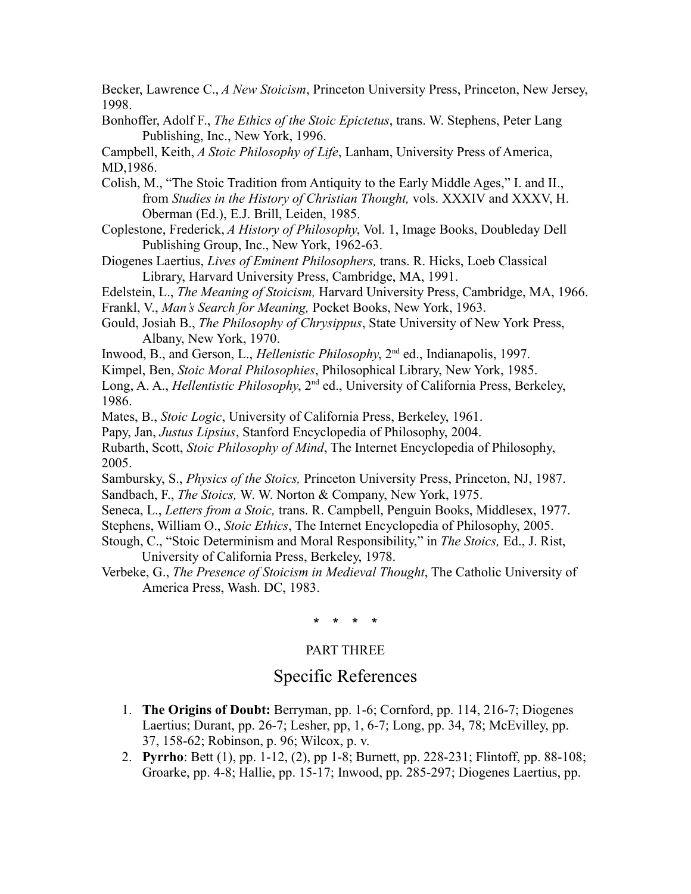Becker, Lawrence C., *A New Stoicism*, Princeton University Press, Princeton, New Jersey, 1998.

Bonhoffer, Adolf F., *The Ethics of the Stoic Epictetus*, trans. W. Stephens, Peter Lang Publishing, Inc., New York, 1996.

Campbell, Keith, *A Stoic Philosophy of Life*, Lanham, University Press of America, MD,1986.

Colish, M., "The Stoic Tradition from Antiquity to the Early Middle Ages," I. and II., from *Studies in the History of Christian Thought,* vols. XXXIV and XXXV, H. Oberman (Ed.), E.J. Brill, Leiden, 1985.

Coplestone, Frederick, *A History of Philosophy*, Vol. 1, Image Books, Doubleday Dell Publishing Group, Inc., New York, 1962-63.

Diogenes Laertius, *Lives of Eminent Philosophers,* trans. R. Hicks, Loeb Classical Library, Harvard University Press, Cambridge, MA, 1991.

Edelstein, L., *The Meaning of Stoicism,* Harvard University Press, Cambridge, MA, 1966.

Frankl, V., *Man's Search for Meaning,* Pocket Books, New York, 1963.

Gould, Josiah B., *The Philosophy of Chrysippus*, State University of New York Press, Albany, New York, 1970.

Inwood, B., and Gerson, L., *Hellenistic Philosophy*, 2nd ed., Indianapolis, 1997.

Kimpel, Ben, *Stoic Moral Philosophies*, Philosophical Library, New York, 1985.

Long, A. A., *Hellentistic Philosophy*, 2nd ed., University of California Press, Berkeley, 1986.

Mates, B., *Stoic Logic*, University of California Press, Berkeley, 1961.

Papy, Jan, *Justus Lipsius*, Stanford Encyclopedia of Philosophy, 2004.

Rubarth, Scott, *Stoic Philosophy of Mind*, The Internet Encyclopedia of Philosophy, 2005.

Sambursky, S., *Physics of the Stoics,* Princeton University Press, Princeton, NJ, 1987.

Sandbach, F., *The Stoics,* W. W. Norton & Company, New York, 1975.

Seneca, L., *Letters from a Stoic,* trans. R. Campbell, Penguin Books, Middlesex, 1977.

Stephens, William O., *Stoic Ethics*, The Internet Encyclopedia of Philosophy, 2005.

Stough, C., "Stoic Determinism and Moral Responsibility," in *The Stoics,* Ed., J. Rist, University of California Press, Berkeley, 1978.

Verbeke, G., *The Presence of Stoicism in Medieval Thought*, The Catholic University of America Press, Wash. DC, 1983.

\* \* \* \*

PART THREE

## Specific References

1. **The Origins of Doubt:** Berryman, pp. 1-6; Cornford, pp. 114, 216-7; Diogenes Laertius; Durant, pp. 26-7; Lesher, pp, 1, 6-7; Long, pp. 34, 78; McEvilley, pp. 37, 158-62; Robinson, p. 96; Wilcox, p. v.
2. **Pyrrho**: Bett (1), pp. 1-12, (2), pp 1-8; Burnett, pp. 228-231; Flintoff, pp. 88-108; Groarke, pp. 4-8; Hallie, pp. 15-17; Inwood, pp. 285-297; Diogenes Laertius, pp.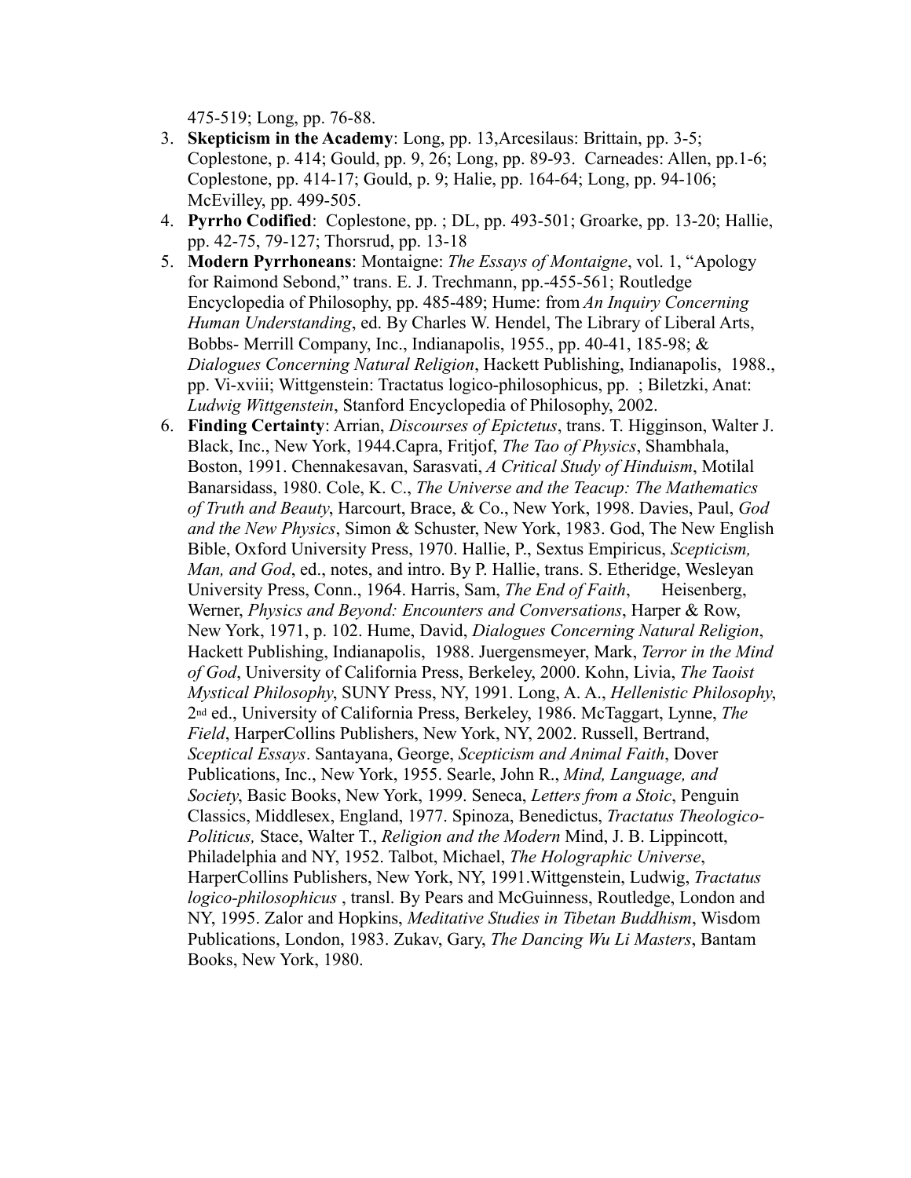475-519; Long, pp. 76-88.

3. **Skepticism in the Academy**: Long, pp. 13,Arcesilaus: Brittain, pp. 3-5; Coplestone, p. 414; Gould, pp. 9, 26; Long, pp. 89-93. Carneades: Allen, pp.1-6; Coplestone, pp. 414-17; Gould, p. 9; Halie, pp. 164-64; Long, pp. 94-106; McEvilley, pp. 499-505.
4. **Pyrrho Codified**: Coplestone, pp. ; DL, pp. 493-501; Groarke, pp. 13-20; Hallie, pp. 42-75, 79-127; Thorsrud, pp. 13-18
5. **Modern Pyrrhoneans**: Montaigne: *The Essays of Montaigne*, vol. 1, "Apology for Raimond Sebond," trans. E. J. Trechmann, pp.-455-561; Routledge Encyclopedia of Philosophy, pp. 485-489; Hume: from *An Inquiry Concerning Human Understanding*, ed. By Charles W. Hendel, The Library of Liberal Arts, Bobbs- Merrill Company, Inc., Indianapolis, 1955., pp. 40-41, 185-98; & *Dialogues Concerning Natural Religion*, Hackett Publishing, Indianapolis, 1988., pp. Vi-xviii; Wittgenstein: Tractatus logico-philosophicus, pp. ; Biletzki, Anat: *Ludwig Wittgenstein*, Stanford Encyclopedia of Philosophy, 2002.
6. **Finding Certainty**: Arrian, *Discourses of Epictetus*, trans. T. Higginson, Walter J. Black, Inc., New York, 1944.Capra, Fritjof, *The Tao of Physics*, Shambhala, Boston, 1991. Chennakesavan, Sarasvati, *A Critical Study of Hinduism*, Motilal Banarsidass, 1980. Cole, K. C., *The Universe and the Teacup: The Mathematics of Truth and Beauty*, Harcourt, Brace, & Co., New York, 1998. Davies, Paul, *God and the New Physics*, Simon & Schuster, New York, 1983. God, The New English Bible, Oxford University Press, 1970. Hallie, P., Sextus Empiricus, *Scepticism, Man, and God*, ed., notes, and intro. By P. Hallie, trans. S. Etheridge, Wesleyan University Press, Conn., 1964. Harris, Sam, *The End of Faith*, Heisenberg, Werner, *Physics and Beyond: Encounters and Conversations*, Harper & Row, New York, 1971, p. 102. Hume, David, *Dialogues Concerning Natural Religion*, Hackett Publishing, Indianapolis, 1988. Juergensmeyer, Mark, *Terror in the Mind of God*, University of California Press, Berkeley, 2000. Kohn, Livia, *The Taoist Mystical Philosophy*, SUNY Press, NY, 1991. Long, A. A., *Hellenistic Philosophy*, 2nd ed., University of California Press, Berkeley, 1986. McTaggart, Lynne, *The Field*, HarperCollins Publishers, New York, NY, 2002. Russell, Bertrand, *Sceptical Essays*. Santayana, George, *Scepticism and Animal Faith*, Dover Publications, Inc., New York, 1955. Searle, John R., *Mind, Language, and Society*, Basic Books, New York, 1999. Seneca, *Letters from a Stoic*, Penguin Classics, Middlesex, England, 1977. Spinoza, Benedictus, *Tractatus Theologico-Politicus,* Stace, Walter T., *Religion and the Modern* Mind, J. B. Lippincott, Philadelphia and NY, 1952. Talbot, Michael, *The Holographic Universe*, HarperCollins Publishers, New York, NY, 1991.Wittgenstein, Ludwig, *Tractatus logico-philosophicus* , transl. By Pears and McGuinness, Routledge, London and NY, 1995. Zalor and Hopkins, *Meditative Studies in Tibetan Buddhism*, Wisdom Publications, London, 1983. Zukav, Gary, *The Dancing Wu Li Masters*, Bantam Books, New York, 1980.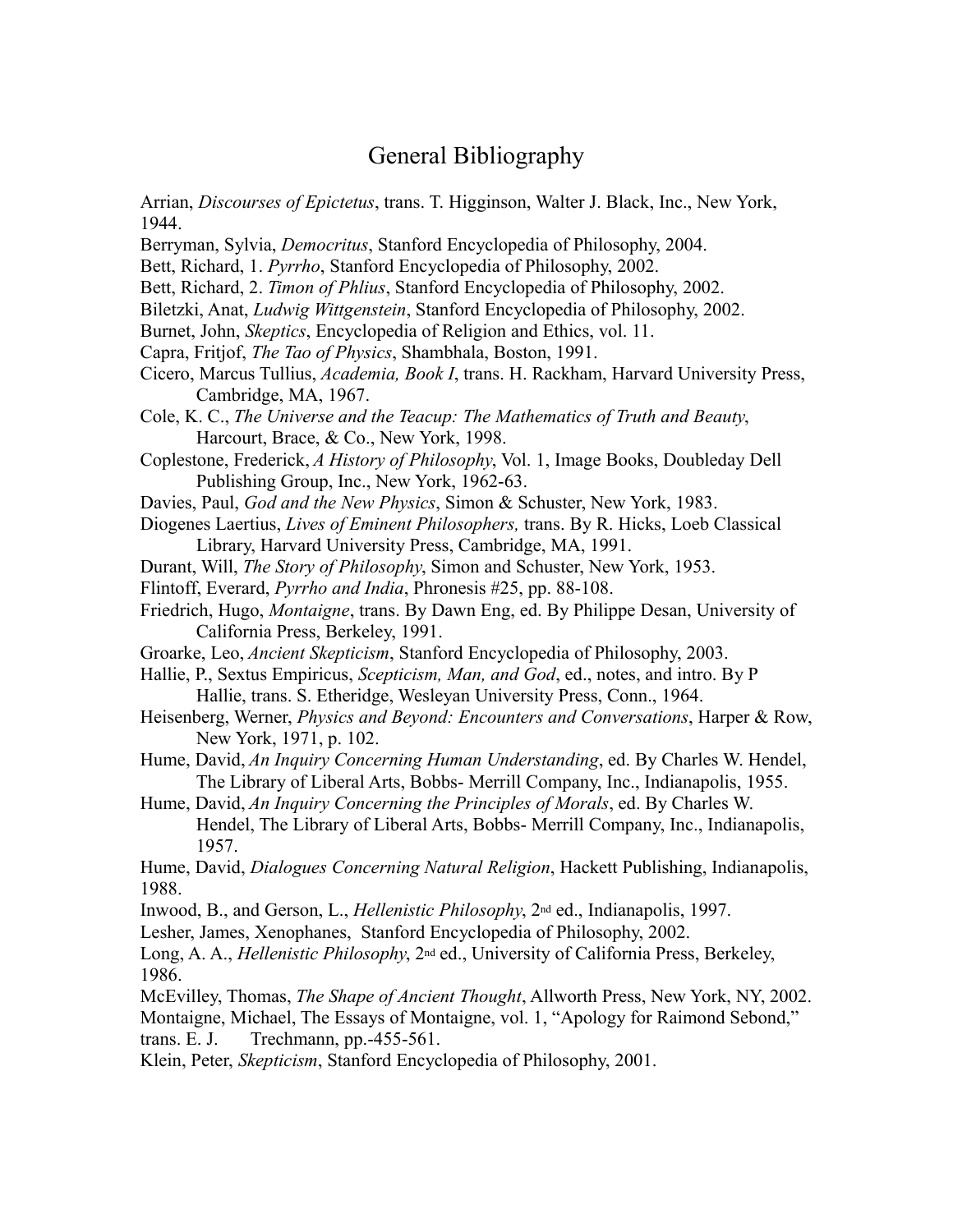# General Bibliography

Arrian, *Discourses of Epictetus*, trans. T. Higginson, Walter J. Black, Inc., New York, 1944.

Berryman, Sylvia, *Democritus*, Stanford Encyclopedia of Philosophy, 2004.

Bett, Richard, 1. *Pyrrho*, Stanford Encyclopedia of Philosophy, 2002.

Bett, Richard, 2. *Timon of Phlius*, Stanford Encyclopedia of Philosophy, 2002.

Biletzki, Anat, *Ludwig Wittgenstein*, Stanford Encyclopedia of Philosophy, 2002.

Burnet, John, *Skeptics*, Encyclopedia of Religion and Ethics, vol. 11.

Capra, Fritjof, *The Tao of Physics*, Shambhala, Boston, 1991.

Cicero, Marcus Tullius, *Academia, Book I*, trans. H. Rackham, Harvard University Press, Cambridge, MA, 1967.

Cole, K. C., *The Universe and the Teacup: The Mathematics of Truth and Beauty*, Harcourt, Brace, & Co., New York, 1998.

Coplestone, Frederick, *A History of Philosophy*, Vol. 1, Image Books, Doubleday Dell Publishing Group, Inc., New York, 1962-63.

Davies, Paul, *God and the New Physics*, Simon & Schuster, New York, 1983.

Diogenes Laertius, *Lives of Eminent Philosophers,* trans. By R. Hicks, Loeb Classical Library, Harvard University Press, Cambridge, MA, 1991.

Durant, Will, *The Story of Philosophy*, Simon and Schuster, New York, 1953.

Flintoff, Everard, *Pyrrho and India*, Phronesis #25, pp. 88-108.

Friedrich, Hugo, *Montaigne*, trans. By Dawn Eng, ed. By Philippe Desan, University of California Press, Berkeley, 1991.

Groarke, Leo, *Ancient Skepticism*, Stanford Encyclopedia of Philosophy, 2003.

Hallie, P., Sextus Empiricus, *Scepticism, Man, and God*, ed., notes, and intro. By P Hallie, trans. S. Etheridge, Wesleyan University Press, Conn., 1964.

Heisenberg, Werner, *Physics and Beyond: Encounters and Conversations*, Harper & Row, New York, 1971, p. 102.

Hume, David, *An Inquiry Concerning Human Understanding*, ed. By Charles W. Hendel, The Library of Liberal Arts, Bobbs- Merrill Company, Inc., Indianapolis, 1955.

Hume, David, *An Inquiry Concerning the Principles of Morals*, ed. By Charles W. Hendel, The Library of Liberal Arts, Bobbs- Merrill Company, Inc., Indianapolis, 1957.

Hume, David, *Dialogues Concerning Natural Religion*, Hackett Publishing, Indianapolis, 1988.

Inwood, B., and Gerson, L., *Hellenistic Philosophy*, 2nd ed., Indianapolis, 1997.

Lesher, James, Xenophanes, Stanford Encyclopedia of Philosophy, 2002.

Long, A. A., *Hellenistic Philosophy*, 2nd ed., University of California Press, Berkeley, 1986.

McEvilley, Thomas, *The Shape of Ancient Thought*, Allworth Press, New York, NY, 2002.

Montaigne, Michael, The Essays of Montaigne, vol. 1, "Apology for Raimond Sebond," trans. E. J. Trechmann, pp.-455-561.

Klein, Peter, *Skepticism*, Stanford Encyclopedia of Philosophy, 2001.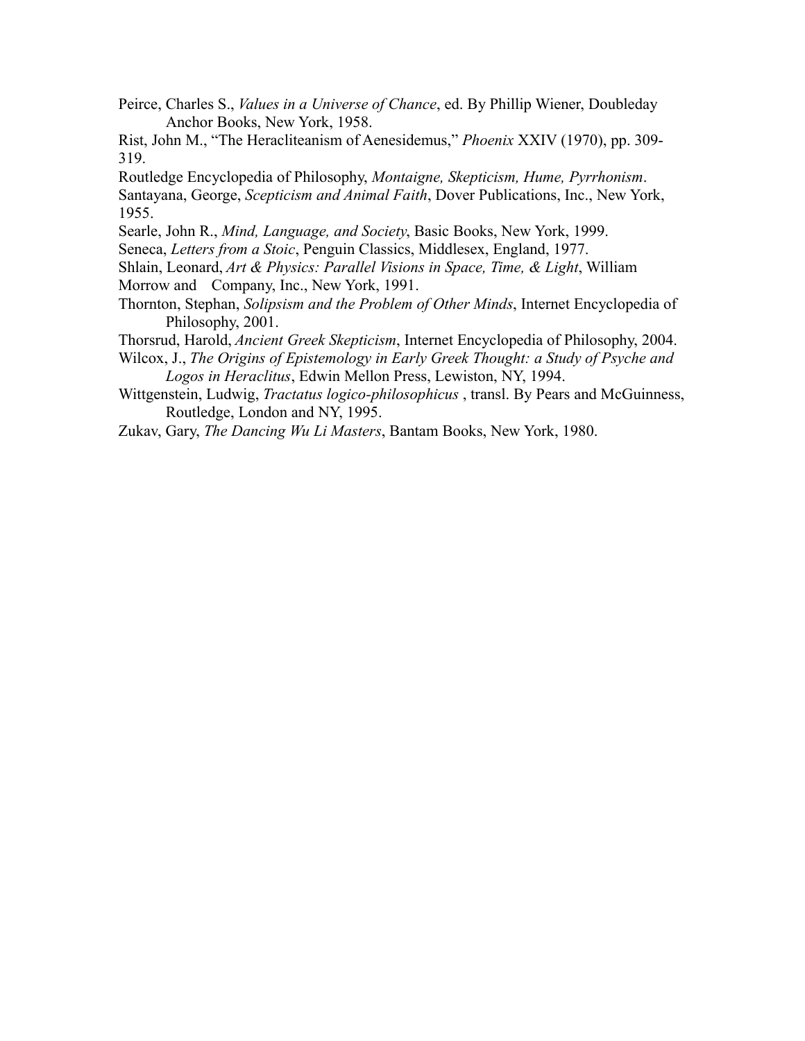Peirce, Charles S., *Values in a Universe of Chance*, ed. By Phillip Wiener, Doubleday Anchor Books, New York, 1958.

Rist, John M., "The Heracliteanism of Aenesidemus," *Phoenix* XXIV (1970), pp. 309-319.

Routledge Encyclopedia of Philosophy, *Montaigne, Skepticism, Hume, Pyrrhonism*.

Santayana, George, *Scepticism and Animal Faith*, Dover Publications, Inc., New York, 1955.

Searle, John R., *Mind, Language, and Society*, Basic Books, New York, 1999.

Seneca, *Letters from a Stoic*, Penguin Classics, Middlesex, England, 1977.

Shlain, Leonard, *Art & Physics: Parallel Visions in Space, Time, & Light*, William Morrow and Company, Inc., New York, 1991.

Thornton, Stephan, *Solipsism and the Problem of Other Minds*, Internet Encyclopedia of Philosophy, 2001.

Thorsrud, Harold, *Ancient Greek Skepticism*, Internet Encyclopedia of Philosophy, 2004.

Wilcox, J., *The Origins of Epistemology in Early Greek Thought: a Study of Psyche and Logos in Heraclitus*, Edwin Mellon Press, Lewiston, NY, 1994.

Wittgenstein, Ludwig, *Tractatus logico-philosophicus* , transl. By Pears and McGuinness, Routledge, London and NY, 1995.

Zukav, Gary, *The Dancing Wu Li Masters*, Bantam Books, New York, 1980.